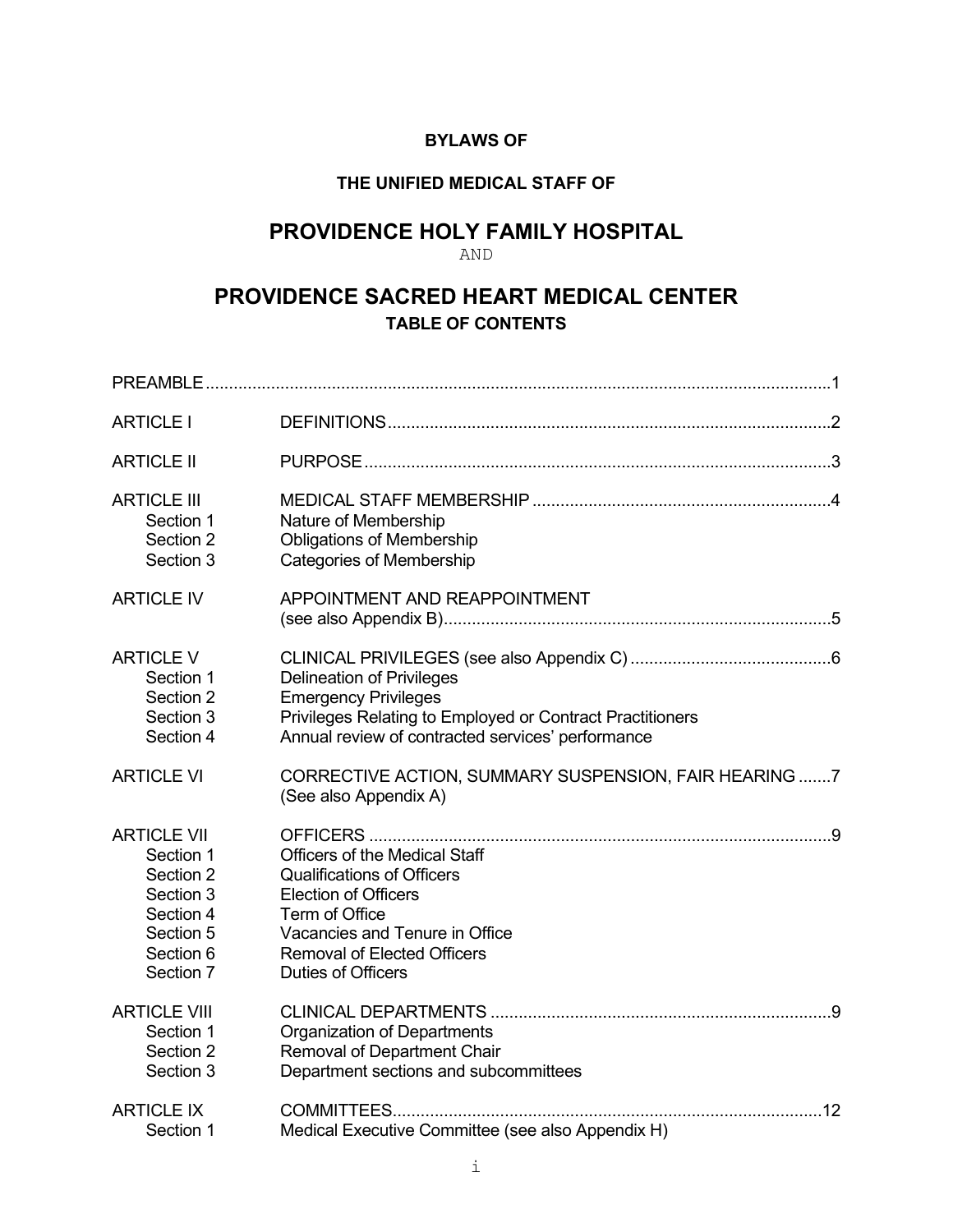**BYLAWS OF**

**THE UNIFIED MEDICAL STAFF OF**

# PROVIDENCE HOLY FAMILY HOSPITAL

AND

# PROVIDENCE SACRED HEART MEDICAL CENTER

**TABLE OF CONTENTS**

| | | |
|---|---|---|
| PREAMBLE | | 1 |
| ARTICLE I | DEFINITIONS | 2 |
| ARTICLE II | PURPOSE | 3 |
| ARTICLE III | MEDICAL STAFF MEMBERSHIP | 4 |
| Section 1 | Nature of Membership | |
| Section 2 | Obligations of Membership | |
| Section 3 | Categories of Membership | |
| ARTICLE IV | APPOINTMENT AND REAPPOINTMENT (see also Appendix B) | 5 |
| ARTICLE V | CLINICAL PRIVILEGES (see also Appendix C) | 6 |
| Section 1 | Delineation of Privileges | |
| Section 2 | Emergency Privileges | |
| Section 3 | Privileges Relating to Employed or Contract Practitioners | |
| Section 4 | Annual review of contracted services' performance | |
| ARTICLE VI | CORRECTIVE ACTION, SUMMARY SUSPENSION, FAIR HEARING (See also Appendix A) | 7 |
| ARTICLE VII | OFFICERS | 9 |
| Section 1 | Officers of the Medical Staff | |
| Section 2 | Qualifications of Officers | |
| Section 3 | Election of Officers | |
| Section 4 | Term of Office | |
| Section 5 | Vacancies and Tenure in Office | |
| Section 6 | Removal of Elected Officers | |
| Section 7 | Duties of Officers | |
| ARTICLE VIII | CLINICAL DEPARTMENTS | 9 |
| Section 1 | Organization of Departments | |
| Section 2 | Removal of Department Chair | |
| Section 3 | Department sections and subcommittees | |
| ARTICLE IX | COMMITTEES | 12 |
| Section 1 | Medical Executive Committee (see also Appendix H) | |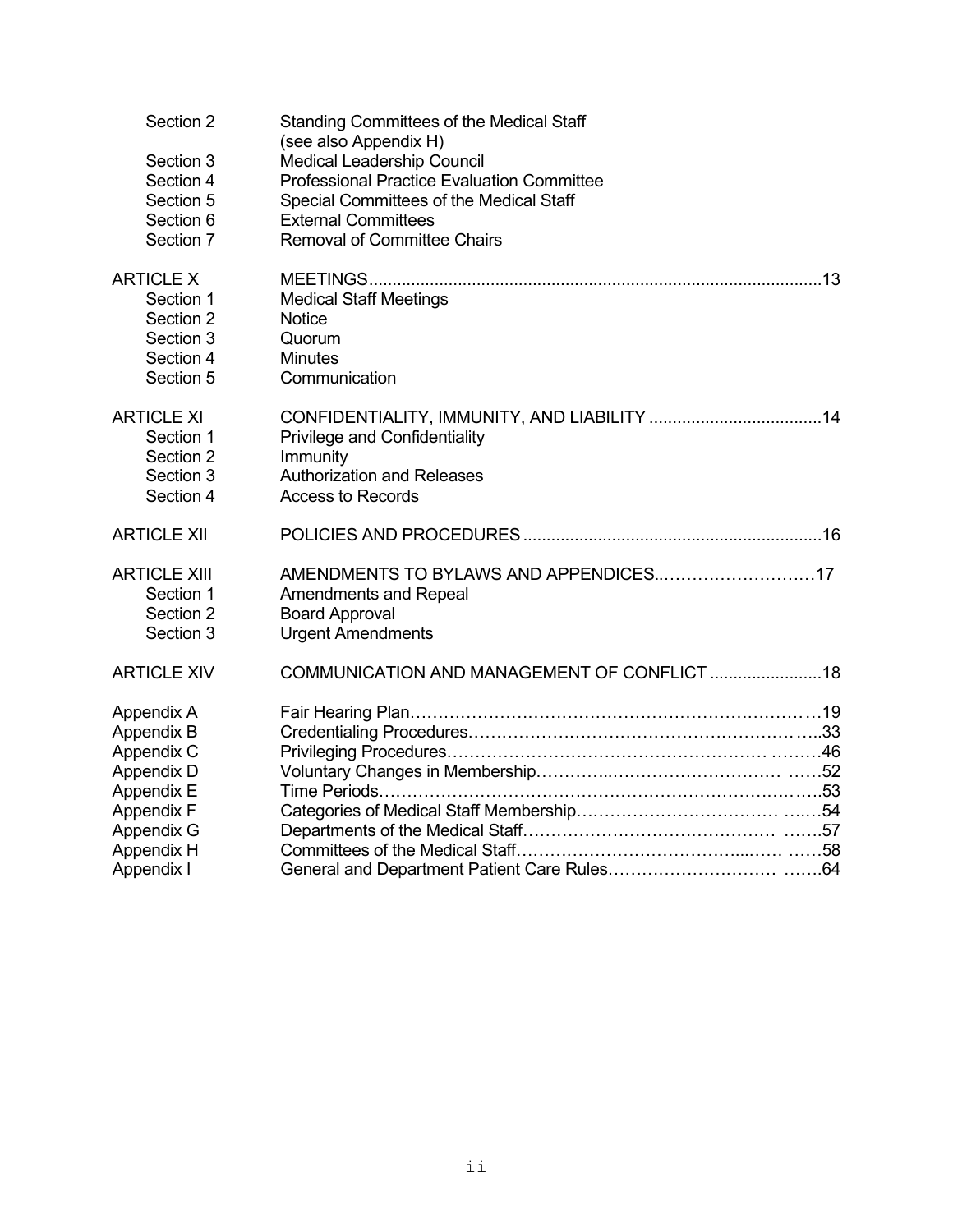| | | |
|---|---|---|
| Section 2 | Standing Committees of the Medical Staff (see also Appendix H) | |
| Section 3 | Medical Leadership Council | |
| Section 4 | Professional Practice Evaluation Committee | |
| Section 5 | Special Committees of the Medical Staff | |
| Section 6 | External Committees | |
| Section 7 | Removal of Committee Chairs | |
| ARTICLE X | MEETINGS | 13 |
| Section 1 | Medical Staff Meetings | |
| Section 2 | Notice | |
| Section 3 | Quorum | |
| Section 4 | Minutes | |
| Section 5 | Communication | |
| ARTICLE XI | CONFIDENTIALITY, IMMUNITY, AND LIABILITY | 14 |
| Section 1 | Privilege and Confidentiality | |
| Section 2 | Immunity | |
| Section 3 | Authorization and Releases | |
| Section 4 | Access to Records | |
| ARTICLE XII | POLICIES AND PROCEDURES | 16 |
| ARTICLE XIII | AMENDMENTS TO BYLAWS AND APPENDICES | 17 |
| Section 1 | Amendments and Repeal | |
| Section 2 | Board Approval | |
| Section 3 | Urgent Amendments | |
| ARTICLE XIV | COMMUNICATION AND MANAGEMENT OF CONFLICT | 18 |
| Appendix A | Fair Hearing Plan | 19 |
| Appendix B | Credentialing Procedures | 33 |
| Appendix C | Privileging Procedures | 46 |
| Appendix D | Voluntary Changes in Membership | 52 |
| Appendix E | Time Periods | 53 |
| Appendix F | Categories of Medical Staff Membership | 54 |
| Appendix G | Departments of the Medical Staff | 57 |
| Appendix H | Committees of the Medical Staff | 58 |
| Appendix I | General and Department Patient Care Rules | 64 |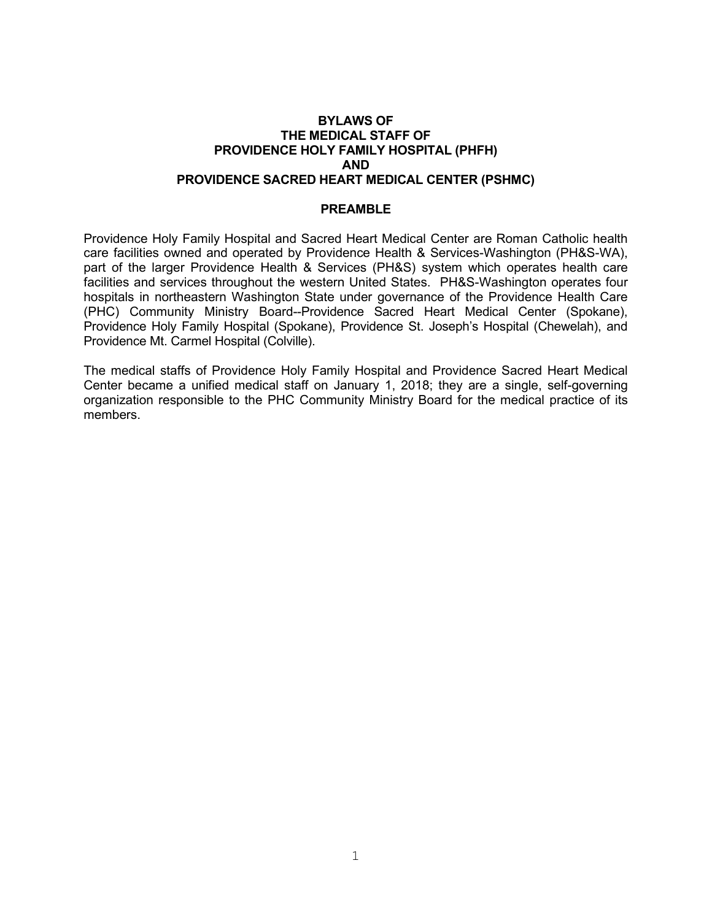# BYLAWS OF
# THE MEDICAL STAFF OF
# PROVIDENCE HOLY FAMILY HOSPITAL (PHFH)
# AND
# PROVIDENCE SACRED HEART MEDICAL CENTER (PSHMC)

## PREAMBLE

Providence Holy Family Hospital and Sacred Heart Medical Center are Roman Catholic health care facilities owned and operated by Providence Health & Services-Washington (PH&S-WA), part of the larger Providence Health & Services (PH&S) system which operates health care facilities and services throughout the western United States. PH&S-Washington operates four hospitals in northeastern Washington State under governance of the Providence Health Care (PHC) Community Ministry Board--Providence Sacred Heart Medical Center (Spokane), Providence Holy Family Hospital (Spokane), Providence St. Joseph's Hospital (Chewelah), and Providence Mt. Carmel Hospital (Colville).

The medical staffs of Providence Holy Family Hospital and Providence Sacred Heart Medical Center became a unified medical staff on January 1, 2018; they are a single, self-governing organization responsible to the PHC Community Ministry Board for the medical practice of its members.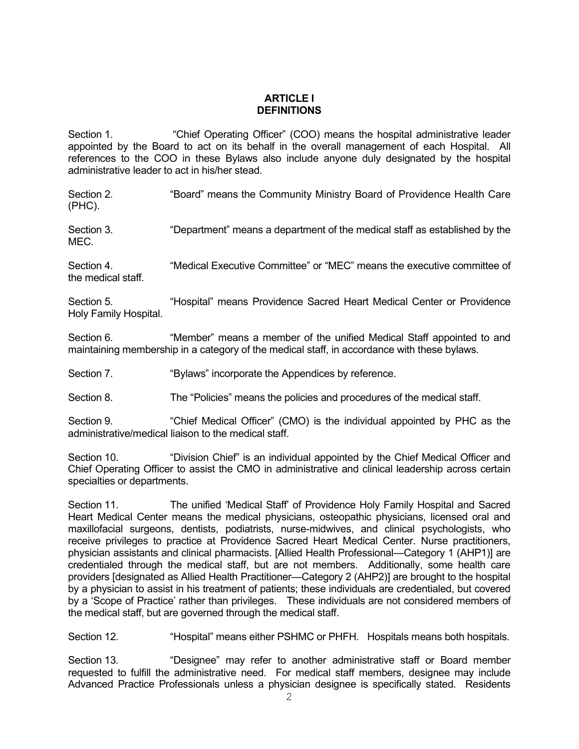# ARTICLE I
# DEFINITIONS

Section 1. "Chief Operating Officer" (COO) means the hospital administrative leader appointed by the Board to act on its behalf in the overall management of each Hospital. All references to the COO in these Bylaws also include anyone duly designated by the hospital administrative leader to act in his/her stead.

Section 2. "Board" means the Community Ministry Board of Providence Health Care (PHC).

Section 3. "Department" means a department of the medical staff as established by the MEC.

Section 4. "Medical Executive Committee" or "MEC" means the executive committee of the medical staff.

Section 5. "Hospital" means Providence Sacred Heart Medical Center or Providence Holy Family Hospital.

Section 6. "Member" means a member of the unified Medical Staff appointed to and maintaining membership in a category of the medical staff, in accordance with these bylaws.

Section 7. "Bylaws" incorporate the Appendices by reference.

Section 8. The "Policies" means the policies and procedures of the medical staff.

Section 9. "Chief Medical Officer" (CMO) is the individual appointed by PHC as the administrative/medical liaison to the medical staff.

Section 10. "Division Chief" is an individual appointed by the Chief Medical Officer and Chief Operating Officer to assist the CMO in administrative and clinical leadership across certain specialties or departments.

Section 11. The unified 'Medical Staff' of Providence Holy Family Hospital and Sacred Heart Medical Center means the medical physicians, osteopathic physicians, licensed oral and maxillofacial surgeons, dentists, podiatrists, nurse-midwives, and clinical psychologists, who receive privileges to practice at Providence Sacred Heart Medical Center. Nurse practitioners, physician assistants and clinical pharmacists. [Allied Health Professional—Category 1 (AHP1)] are credentialed through the medical staff, but are not members. Additionally, some health care providers [designated as Allied Health Practitioner—Category 2 (AHP2)] are brought to the hospital by a physician to assist in his treatment of patients; these individuals are credentialed, but covered by a 'Scope of Practice' rather than privileges. These individuals are not considered members of the medical staff, but are governed through the medical staff.

Section 12. "Hospital" means either PSHMC or PHFH. Hospitals means both hospitals.

Section 13. "Designee" may refer to another administrative staff or Board member requested to fulfill the administrative need. For medical staff members, designee may include Advanced Practice Professionals unless a physician designee is specifically stated. Residents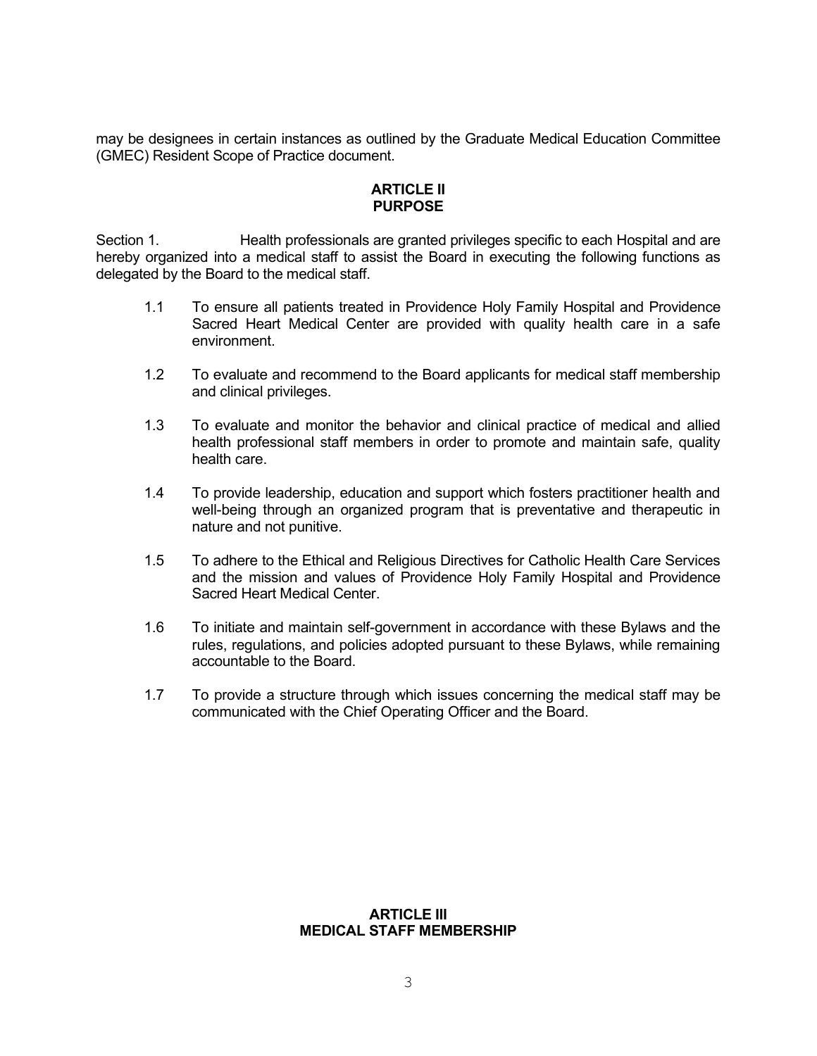may be designees in certain instances as outlined by the Graduate Medical Education Committee (GMEC) Resident Scope of Practice document.

## ARTICLE II
## PURPOSE

Section 1. Health professionals are granted privileges specific to each Hospital and are hereby organized into a medical staff to assist the Board in executing the following functions as delegated by the Board to the medical staff.

1.1 To ensure all patients treated in Providence Holy Family Hospital and Providence Sacred Heart Medical Center are provided with quality health care in a safe environment.

1.2 To evaluate and recommend to the Board applicants for medical staff membership and clinical privileges.

1.3 To evaluate and monitor the behavior and clinical practice of medical and allied health professional staff members in order to promote and maintain safe, quality health care.

1.4 To provide leadership, education and support which fosters practitioner health and well-being through an organized program that is preventative and therapeutic in nature and not punitive.

1.5 To adhere to the Ethical and Religious Directives for Catholic Health Care Services and the mission and values of Providence Holy Family Hospital and Providence Sacred Heart Medical Center.

1.6 To initiate and maintain self-government in accordance with these Bylaws and the rules, regulations, and policies adopted pursuant to these Bylaws, while remaining accountable to the Board.

1.7 To provide a structure through which issues concerning the medical staff may be communicated with the Chief Operating Officer and the Board.

## ARTICLE III
## MEDICAL STAFF MEMBERSHIP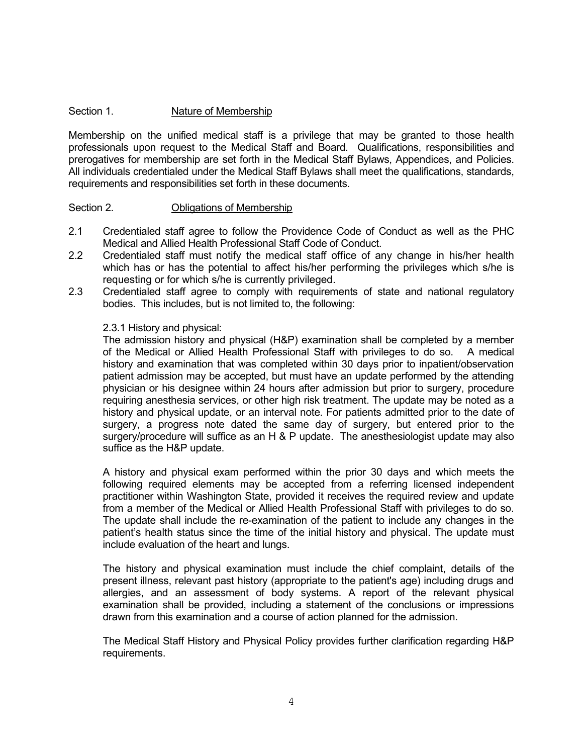Section 1. Nature of Membership

Membership on the unified medical staff is a privilege that may be granted to those health professionals upon request to the Medical Staff and Board. Qualifications, responsibilities and prerogatives for membership are set forth in the Medical Staff Bylaws, Appendices, and Policies. All individuals credentialed under the Medical Staff Bylaws shall meet the qualifications, standards, requirements and responsibilities set forth in these documents.

Section 2. Obligations of Membership

2.1 Credentialed staff agree to follow the Providence Code of Conduct as well as the PHC Medical and Allied Health Professional Staff Code of Conduct.

2.2 Credentialed staff must notify the medical staff office of any change in his/her health which has or has the potential to affect his/her performing the privileges which s/he is requesting or for which s/he is currently privileged.

2.3 Credentialed staff agree to comply with requirements of state and national regulatory bodies. This includes, but is not limited to, the following:

2.3.1 History and physical:

The admission history and physical (H&P) examination shall be completed by a member of the Medical or Allied Health Professional Staff with privileges to do so. A medical history and examination that was completed within 30 days prior to inpatient/observation patient admission may be accepted, but must have an update performed by the attending physician or his designee within 24 hours after admission but prior to surgery, procedure requiring anesthesia services, or other high risk treatment. The update may be noted as a history and physical update, or an interval note. For patients admitted prior to the date of surgery, a progress note dated the same day of surgery, but entered prior to the surgery/procedure will suffice as an H & P update. The anesthesiologist update may also suffice as the H&P update.

A history and physical exam performed within the prior 30 days and which meets the following required elements may be accepted from a referring licensed independent practitioner within Washington State, provided it receives the required review and update from a member of the Medical or Allied Health Professional Staff with privileges to do so. The update shall include the re-examination of the patient to include any changes in the patient's health status since the time of the initial history and physical. The update must include evaluation of the heart and lungs.

The history and physical examination must include the chief complaint, details of the present illness, relevant past history (appropriate to the patient's age) including drugs and allergies, and an assessment of body systems. A report of the relevant physical examination shall be provided, including a statement of the conclusions or impressions drawn from this examination and a course of action planned for the admission.

The Medical Staff History and Physical Policy provides further clarification regarding H&P requirements.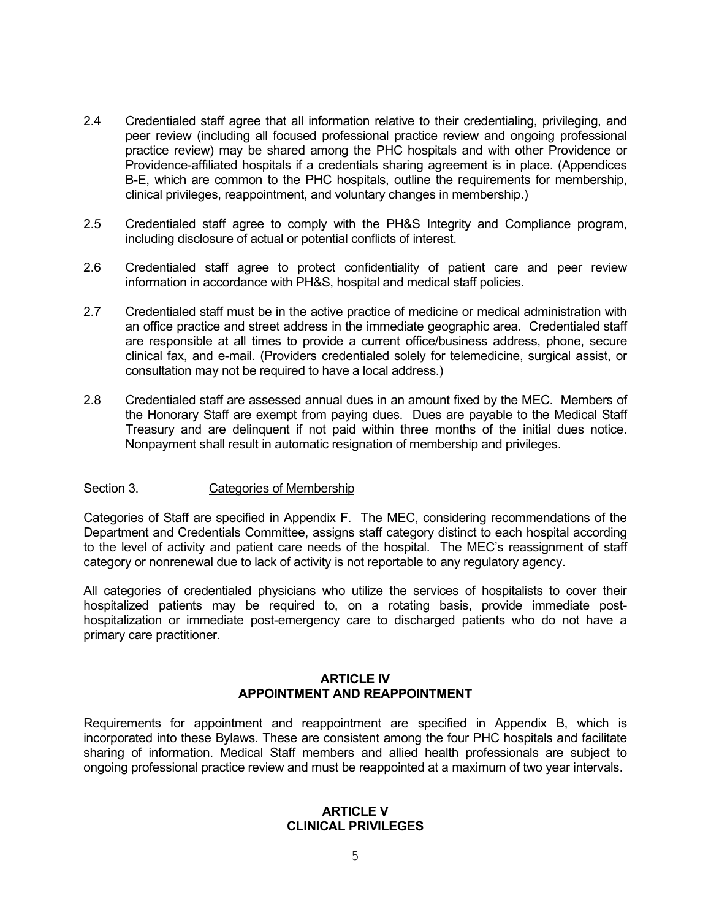2.4 Credentialed staff agree that all information relative to their credentialing, privileging, and peer review (including all focused professional practice review and ongoing professional practice review) may be shared among the PHC hospitals and with other Providence or Providence-affiliated hospitals if a credentials sharing agreement is in place. (Appendices B-E, which are common to the PHC hospitals, outline the requirements for membership, clinical privileges, reappointment, and voluntary changes in membership.)

2.5 Credentialed staff agree to comply with the PH&S Integrity and Compliance program, including disclosure of actual or potential conflicts of interest.

2.6 Credentialed staff agree to protect confidentiality of patient care and peer review information in accordance with PH&S, hospital and medical staff policies.

2.7 Credentialed staff must be in the active practice of medicine or medical administration with an office practice and street address in the immediate geographic area. Credentialed staff are responsible at all times to provide a current office/business address, phone, secure clinical fax, and e-mail. (Providers credentialed solely for telemedicine, surgical assist, or consultation may not be required to have a local address.)

2.8 Credentialed staff are assessed annual dues in an amount fixed by the MEC. Members of the Honorary Staff are exempt from paying dues. Dues are payable to the Medical Staff Treasury and are delinquent if not paid within three months of the initial dues notice. Nonpayment shall result in automatic resignation of membership and privileges.

Section 3. Categories of Membership

Categories of Staff are specified in Appendix F. The MEC, considering recommendations of the Department and Credentials Committee, assigns staff category distinct to each hospital according to the level of activity and patient care needs of the hospital. The MEC's reassignment of staff category or nonrenewal due to lack of activity is not reportable to any regulatory agency.

All categories of credentialed physicians who utilize the services of hospitalists to cover their hospitalized patients may be required to, on a rotating basis, provide immediate post-hospitalization or immediate post-emergency care to discharged patients who do not have a primary care practitioner.

## ARTICLE IV
## APPOINTMENT AND REAPPOINTMENT

Requirements for appointment and reappointment are specified in Appendix B, which is incorporated into these Bylaws. These are consistent among the four PHC hospitals and facilitate sharing of information. Medical Staff members and allied health professionals are subject to ongoing professional practice review and must be reappointed at a maximum of two year intervals.

## ARTICLE V
## CLINICAL PRIVILEGES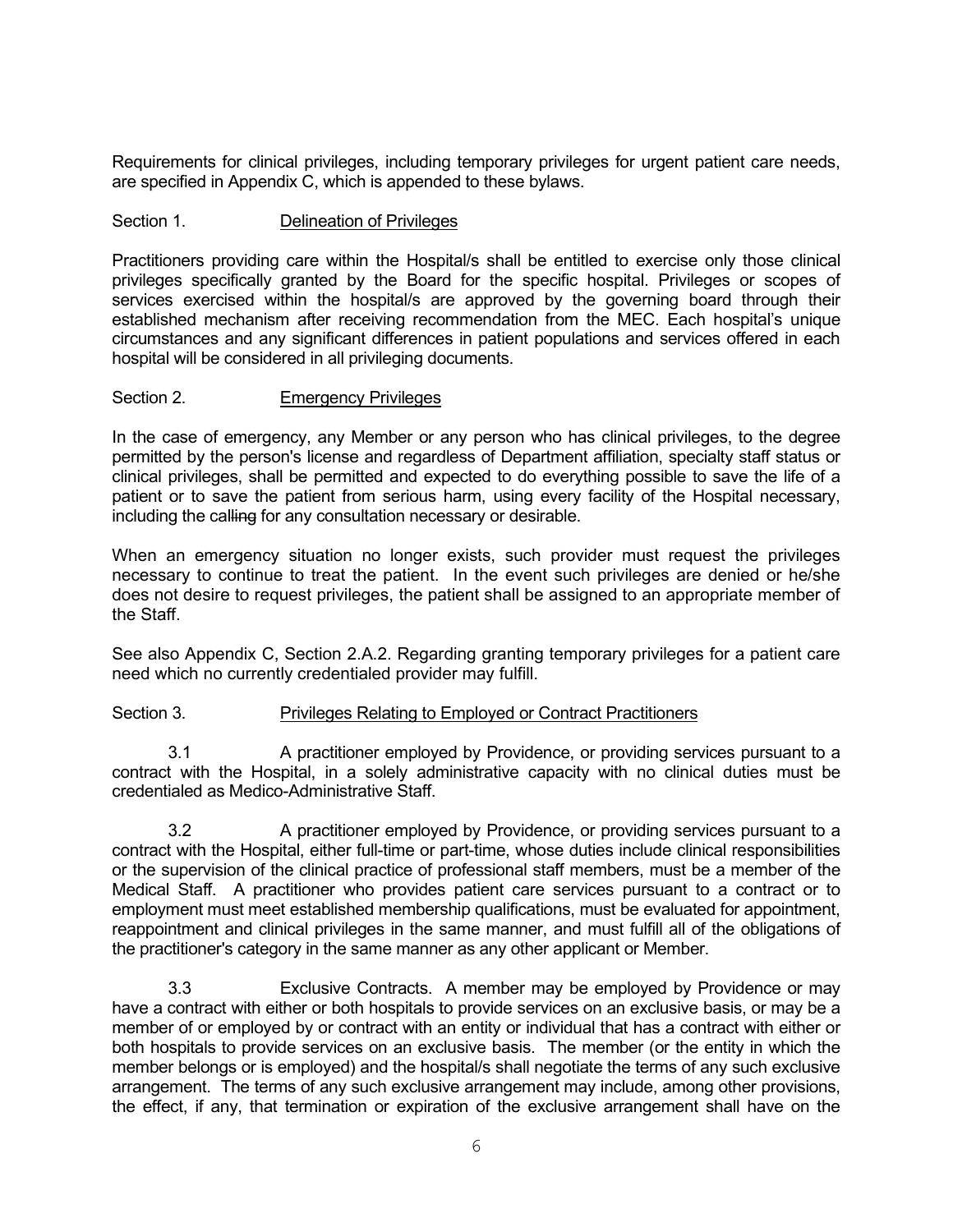Requirements for clinical privileges, including temporary privileges for urgent patient care needs, are specified in Appendix C, which is appended to these bylaws.

Section 1. Delineation of Privileges

Practitioners providing care within the Hospital/s shall be entitled to exercise only those clinical privileges specifically granted by the Board for the specific hospital. Privileges or scopes of services exercised within the hospital/s are approved by the governing board through their established mechanism after receiving recommendation from the MEC. Each hospital's unique circumstances and any significant differences in patient populations and services offered in each hospital will be considered in all privileging documents.

Section 2. Emergency Privileges

In the case of emergency, any Member or any person who has clinical privileges, to the degree permitted by the person's license and regardless of Department affiliation, specialty staff status or clinical privileges, shall be permitted and expected to do everything possible to save the life of a patient or to save the patient from serious harm, using every facility of the Hospital necessary, including the cal~~ling~~ for any consultation necessary or desirable.

When an emergency situation no longer exists, such provider must request the privileges necessary to continue to treat the patient. In the event such privileges are denied or he/she does not desire to request privileges, the patient shall be assigned to an appropriate member of the Staff.

See also Appendix C, Section 2.A.2. Regarding granting temporary privileges for a patient care need which no currently credentialed provider may fulfill.

Section 3. Privileges Relating to Employed or Contract Practitioners

3.1 A practitioner employed by Providence, or providing services pursuant to a contract with the Hospital, in a solely administrative capacity with no clinical duties must be credentialed as Medico-Administrative Staff.

3.2 A practitioner employed by Providence, or providing services pursuant to a contract with the Hospital, either full-time or part-time, whose duties include clinical responsibilities or the supervision of the clinical practice of professional staff members, must be a member of the Medical Staff. A practitioner who provides patient care services pursuant to a contract or to employment must meet established membership qualifications, must be evaluated for appointment, reappointment and clinical privileges in the same manner, and must fulfill all of the obligations of the practitioner's category in the same manner as any other applicant or Member.

3.3 Exclusive Contracts. A member may be employed by Providence or may have a contract with either or both hospitals to provide services on an exclusive basis, or may be a member of or employed by or contract with an entity or individual that has a contract with either or both hospitals to provide services on an exclusive basis. The member (or the entity in which the member belongs or is employed) and the hospital/s shall negotiate the terms of any such exclusive arrangement. The terms of any such exclusive arrangement may include, among other provisions, the effect, if any, that termination or expiration of the exclusive arrangement shall have on the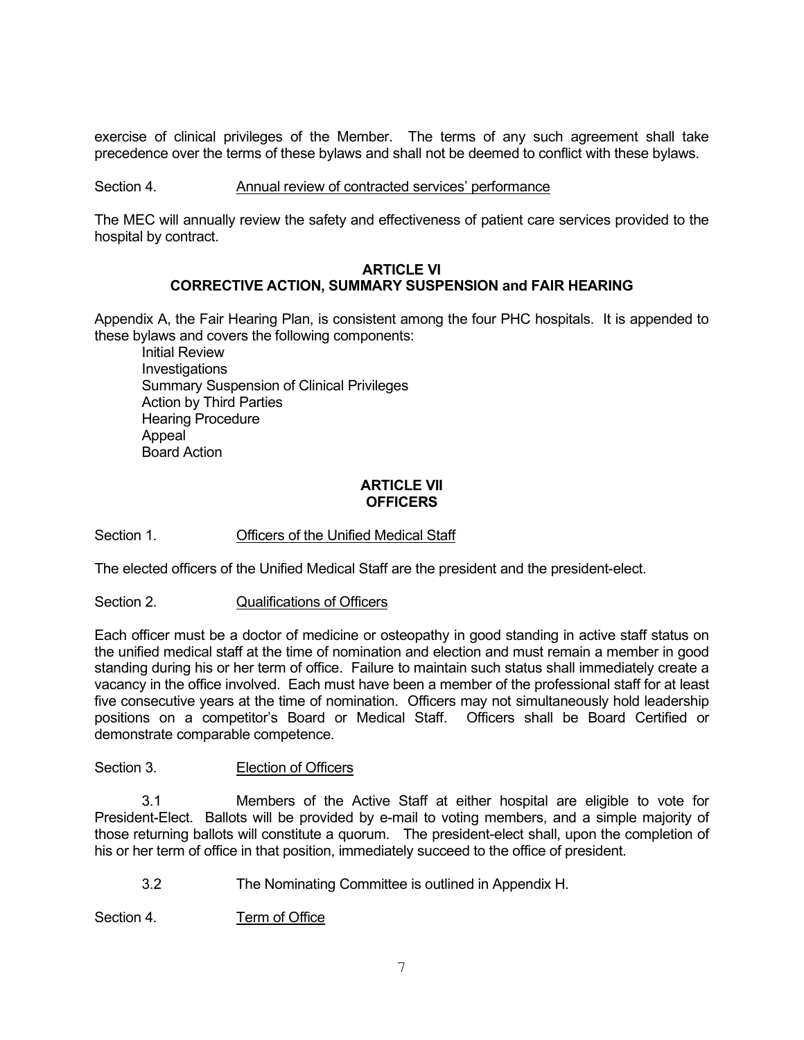exercise of clinical privileges of the Member. The terms of any such agreement shall take precedence over the terms of these bylaws and shall not be deemed to conflict with these bylaws.

Section 4. Annual review of contracted services' performance

The MEC will annually review the safety and effectiveness of patient care services provided to the hospital by contract.

## ARTICLE VI
## CORRECTIVE ACTION, SUMMARY SUSPENSION and FAIR HEARING

Appendix A, the Fair Hearing Plan, is consistent among the four PHC hospitals. It is appended to these bylaws and covers the following components:

- Initial Review
- Investigations
- Summary Suspension of Clinical Privileges
- Action by Third Parties
- Hearing Procedure
- Appeal
- Board Action

## ARTICLE VII
## OFFICERS

Section 1. Officers of the Unified Medical Staff

The elected officers of the Unified Medical Staff are the president and the president-elect.

Section 2. Qualifications of Officers

Each officer must be a doctor of medicine or osteopathy in good standing in active staff status on the unified medical staff at the time of nomination and election and must remain a member in good standing during his or her term of office. Failure to maintain such status shall immediately create a vacancy in the office involved. Each must have been a member of the professional staff for at least five consecutive years at the time of nomination. Officers may not simultaneously hold leadership positions on a competitor's Board or Medical Staff. Officers shall be Board Certified or demonstrate comparable competence.

Section 3. Election of Officers

3.1 Members of the Active Staff at either hospital are eligible to vote for President-Elect. Ballots will be provided by e-mail to voting members, and a simple majority of those returning ballots will constitute a quorum. The president-elect shall, upon the completion of his or her term of office in that position, immediately succeed to the office of president.

3.2 The Nominating Committee is outlined in Appendix H.

Section 4. Term of Office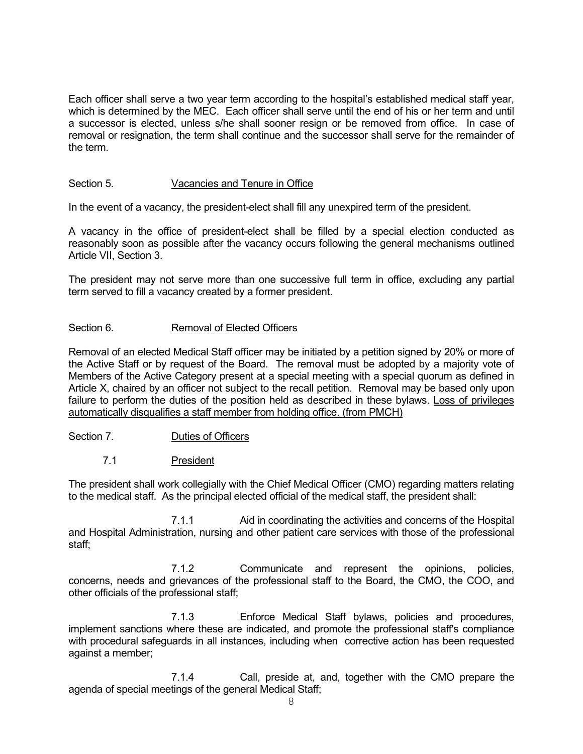Each officer shall serve a two year term according to the hospital's established medical staff year, which is determined by the MEC. Each officer shall serve until the end of his or her term and until a successor is elected, unless s/he shall sooner resign or be removed from office. In case of removal or resignation, the term shall continue and the successor shall serve for the remainder of the term.

Section 5. Vacancies and Tenure in Office

In the event of a vacancy, the president-elect shall fill any unexpired term of the president.

A vacancy in the office of president-elect shall be filled by a special election conducted as reasonably soon as possible after the vacancy occurs following the general mechanisms outlined Article VII, Section 3.

The president may not serve more than one successive full term in office, excluding any partial term served to fill a vacancy created by a former president.

Section 6. Removal of Elected Officers

Removal of an elected Medical Staff officer may be initiated by a petition signed by 20% or more of the Active Staff or by request of the Board. The removal must be adopted by a majority vote of Members of the Active Category present at a special meeting with a special quorum as defined in Article X, chaired by an officer not subject to the recall petition. Removal may be based only upon failure to perform the duties of the position held as described in these bylaws. Loss of privileges automatically disqualifies a staff member from holding office. (from PMCH)

Section 7. Duties of Officers

7.1 President

The president shall work collegially with the Chief Medical Officer (CMO) regarding matters relating to the medical staff. As the principal elected official of the medical staff, the president shall:

7.1.1 Aid in coordinating the activities and concerns of the Hospital and Hospital Administration, nursing and other patient care services with those of the professional staff;

7.1.2 Communicate and represent the opinions, policies, concerns, needs and grievances of the professional staff to the Board, the CMO, the COO, and other officials of the professional staff;

7.1.3 Enforce Medical Staff bylaws, policies and procedures, implement sanctions where these are indicated, and promote the professional staff's compliance with procedural safeguards in all instances, including when corrective action has been requested against a member;

7.1.4 Call, preside at, and, together with the CMO prepare the agenda of special meetings of the general Medical Staff;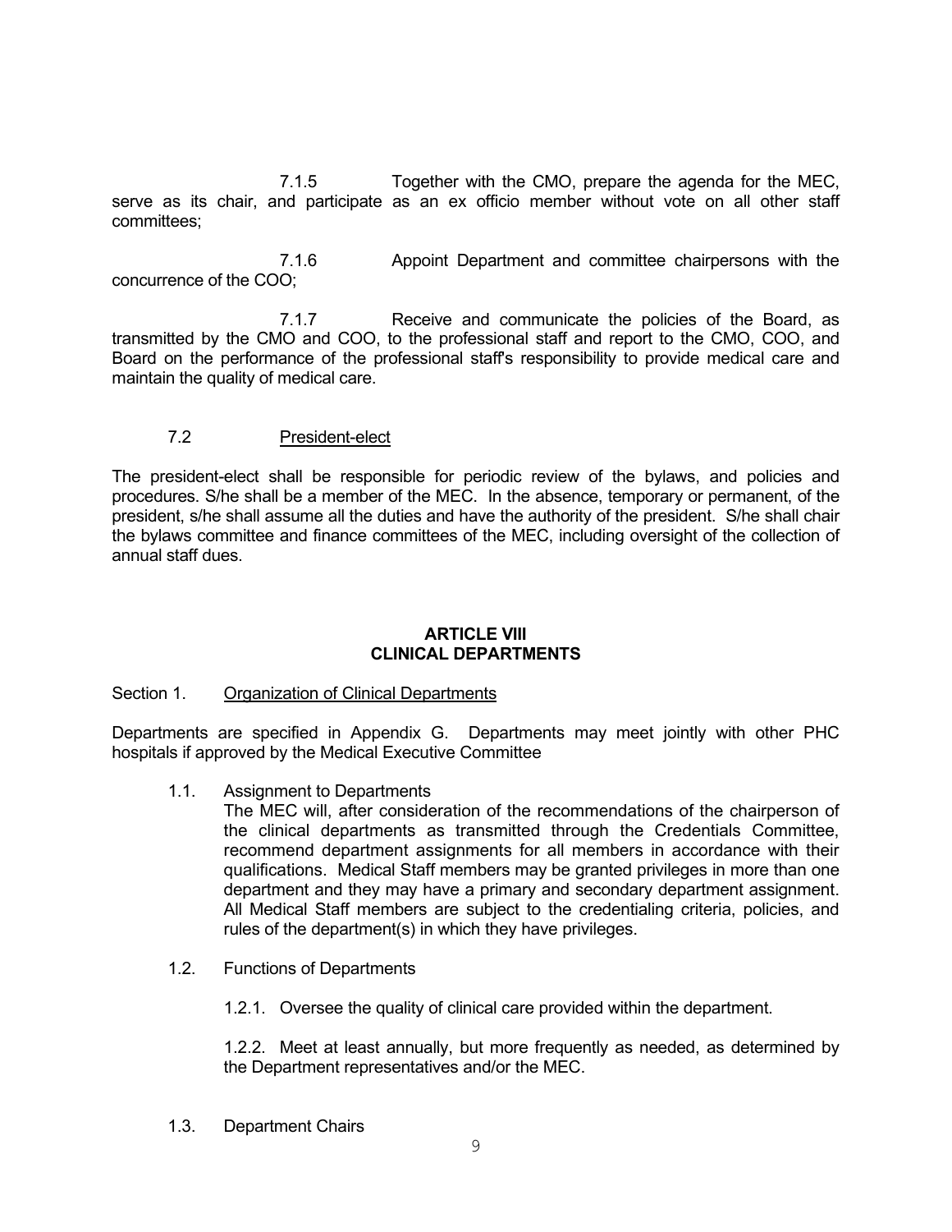7.1.5 Together with the CMO, prepare the agenda for the MEC, serve as its chair, and participate as an ex officio member without vote on all other staff committees;

7.1.6 Appoint Department and committee chairpersons with the concurrence of the COO;

7.1.7 Receive and communicate the policies of the Board, as transmitted by the CMO and COO, to the professional staff and report to the CMO, COO, and Board on the performance of the professional staff's responsibility to provide medical care and maintain the quality of medical care.

7.2 President-elect

The president-elect shall be responsible for periodic review of the bylaws, and policies and procedures. S/he shall be a member of the MEC. In the absence, temporary or permanent, of the president, s/he shall assume all the duties and have the authority of the president. S/he shall chair the bylaws committee and finance committees of the MEC, including oversight of the collection of annual staff dues.

## ARTICLE VIII
## CLINICAL DEPARTMENTS

Section 1. Organization of Clinical Departments

Departments are specified in Appendix G. Departments may meet jointly with other PHC hospitals if approved by the Medical Executive Committee

1.1. Assignment to Departments

The MEC will, after consideration of the recommendations of the chairperson of the clinical departments as transmitted through the Credentials Committee, recommend department assignments for all members in accordance with their qualifications. Medical Staff members may be granted privileges in more than one department and they may have a primary and secondary department assignment. All Medical Staff members are subject to the credentialing criteria, policies, and rules of the department(s) in which they have privileges.

1.2. Functions of Departments

1.2.1. Oversee the quality of clinical care provided within the department.

1.2.2. Meet at least annually, but more frequently as needed, as determined by the Department representatives and/or the MEC.

1.3. Department Chairs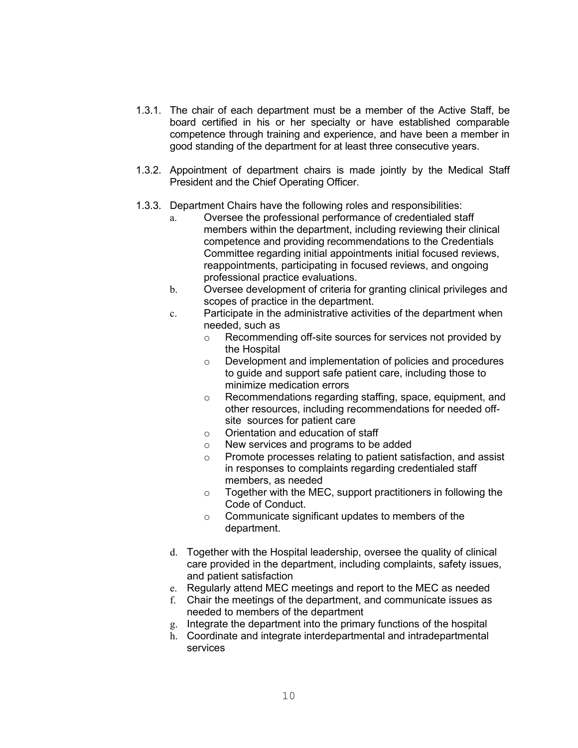1.3.1. The chair of each department must be a member of the Active Staff, be board certified in his or her specialty or have established comparable competence through training and experience, and have been a member in good standing of the department for at least three consecutive years.

1.3.2. Appointment of department chairs is made jointly by the Medical Staff President and the Chief Operating Officer.

1.3.3. Department Chairs have the following roles and responsibilities:

a. Oversee the professional performance of credentialed staff members within the department, including reviewing their clinical competence and providing recommendations to the Credentials Committee regarding initial appointments initial focused reviews, reappointments, participating in focused reviews, and ongoing professional practice evaluations.

b. Oversee development of criteria for granting clinical privileges and scopes of practice in the department.

c. Participate in the administrative activities of the department when needed, such as
   - Recommending off-site sources for services not provided by the Hospital
   - Development and implementation of policies and procedures to guide and support safe patient care, including those to minimize medication errors
   - Recommendations regarding staffing, space, equipment, and other resources, including recommendations for needed off-site sources for patient care
   - Orientation and education of staff
   - New services and programs to be added
   - Promote processes relating to patient satisfaction, and assist in responses to complaints regarding credentialed staff members, as needed
   - Together with the MEC, support practitioners in following the Code of Conduct.
   - Communicate significant updates to members of the department.

d. Together with the Hospital leadership, oversee the quality of clinical care provided in the department, including complaints, safety issues, and patient satisfaction

e. Regularly attend MEC meetings and report to the MEC as needed

f. Chair the meetings of the department, and communicate issues as needed to members of the department

g. Integrate the department into the primary functions of the hospital

h. Coordinate and integrate interdepartmental and intradepartmental services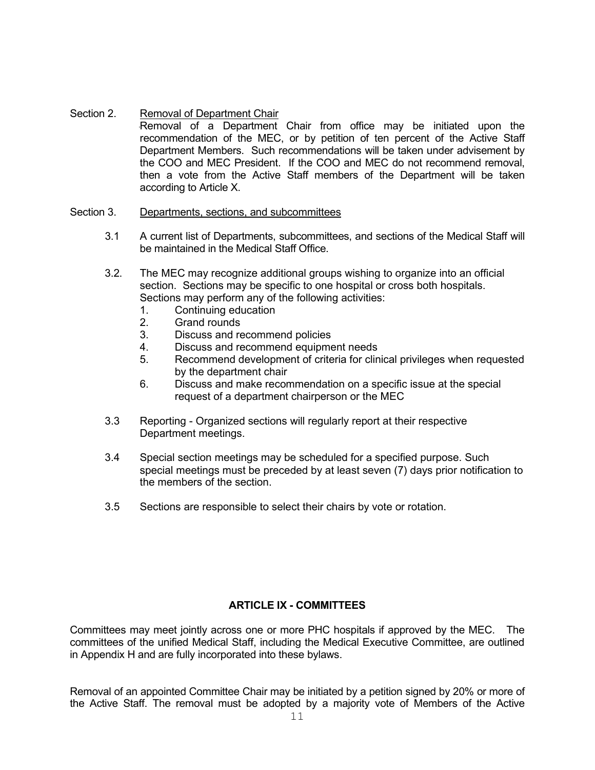Section 2. Removal of Department Chair

Removal of a Department Chair from office may be initiated upon the recommendation of the MEC, or by petition of ten percent of the Active Staff Department Members. Such recommendations will be taken under advisement by the COO and MEC President. If the COO and MEC do not recommend removal, then a vote from the Active Staff members of the Department will be taken according to Article X.

Section 3. Departments, sections, and subcommittees

3.1 A current list of Departments, subcommittees, and sections of the Medical Staff will be maintained in the Medical Staff Office.

3.2. The MEC may recognize additional groups wishing to organize into an official section. Sections may be specific to one hospital or cross both hospitals. Sections may perform any of the following activities:

1. Continuing education
2. Grand rounds
3. Discuss and recommend policies
4. Discuss and recommend equipment needs
5. Recommend development of criteria for clinical privileges when requested by the department chair
6. Discuss and make recommendation on a specific issue at the special request of a department chairperson or the MEC

3.3 Reporting - Organized sections will regularly report at their respective Department meetings.

3.4 Special section meetings may be scheduled for a specified purpose. Such special meetings must be preceded by at least seven (7) days prior notification to the members of the section.

3.5 Sections are responsible to select their chairs by vote or rotation.

## ARTICLE IX - COMMITTEES

Committees may meet jointly across one or more PHC hospitals if approved by the MEC. The committees of the unified Medical Staff, including the Medical Executive Committee, are outlined in Appendix H and are fully incorporated into these bylaws.

Removal of an appointed Committee Chair may be initiated by a petition signed by 20% or more of the Active Staff. The removal must be adopted by a majority vote of Members of the Active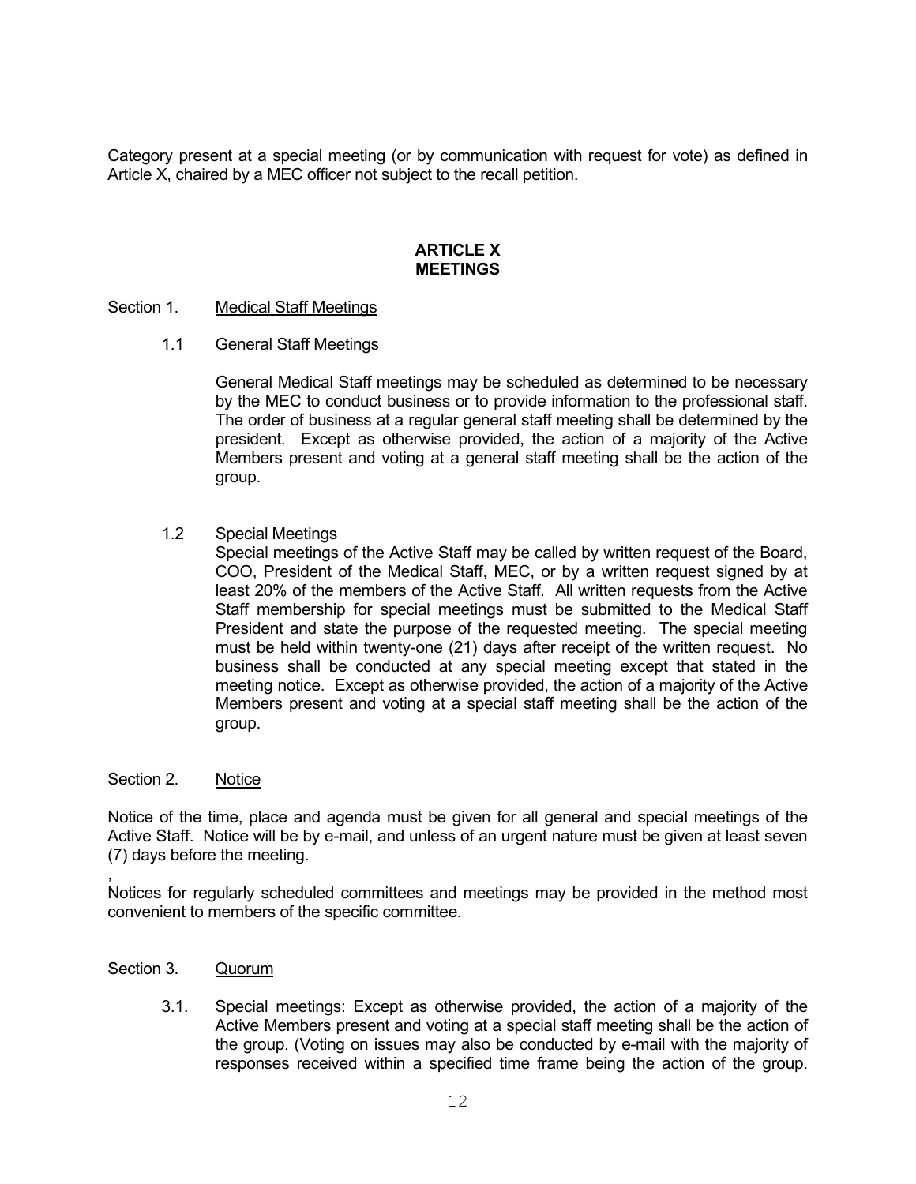Category present at a special meeting (or by communication with request for vote) as defined in Article X, chaired by a MEC officer not subject to the recall petition.

## ARTICLE X
## MEETINGS

Section 1. Medical Staff Meetings

1.1 General Staff Meetings

General Medical Staff meetings may be scheduled as determined to be necessary by the MEC to conduct business or to provide information to the professional staff. The order of business at a regular general staff meeting shall be determined by the president. Except as otherwise provided, the action of a majority of the Active Members present and voting at a general staff meeting shall be the action of the group.

1.2 Special Meetings

Special meetings of the Active Staff may be called by written request of the Board, COO, President of the Medical Staff, MEC, or by a written request signed by at least 20% of the members of the Active Staff. All written requests from the Active Staff membership for special meetings must be submitted to the Medical Staff President and state the purpose of the requested meeting. The special meeting must be held within twenty-one (21) days after receipt of the written request. No business shall be conducted at any special meeting except that stated in the meeting notice. Except as otherwise provided, the action of a majority of the Active Members present and voting at a special staff meeting shall be the action of the group.

Section 2. Notice

Notice of the time, place and agenda must be given for all general and special meetings of the Active Staff. Notice will be by e-mail, and unless of an urgent nature must be given at least seven (7) days before the meeting.

,
Notices for regularly scheduled committees and meetings may be provided in the method most convenient to members of the specific committee.

Section 3. Quorum

3.1. Special meetings: Except as otherwise provided, the action of a majority of the Active Members present and voting at a special staff meeting shall be the action of the group. (Voting on issues may also be conducted by e-mail with the majority of responses received within a specified time frame being the action of the group.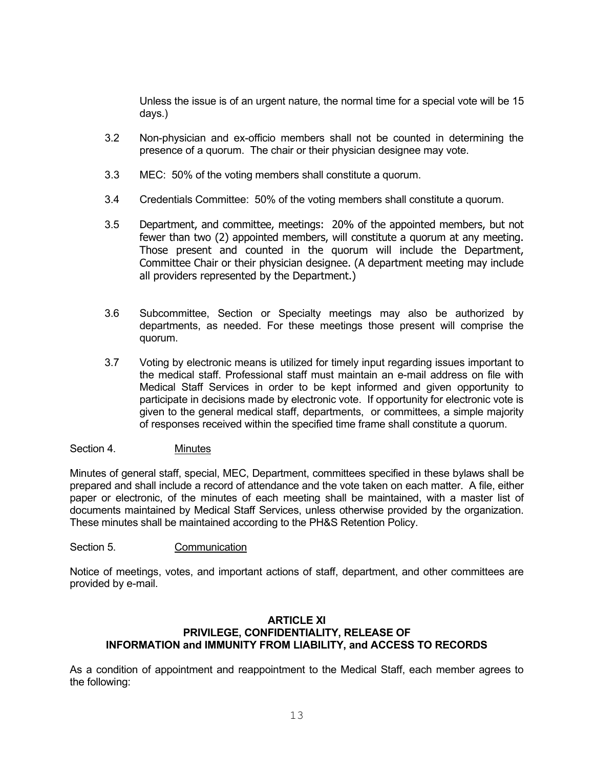Unless the issue is of an urgent nature, the normal time for a special vote will be 15 days.)

3.2 Non-physician and ex-officio members shall not be counted in determining the presence of a quorum. The chair or their physician designee may vote.

3.3 MEC: 50% of the voting members shall constitute a quorum.

3.4 Credentials Committee: 50% of the voting members shall constitute a quorum.

3.5 Department, and committee, meetings: 20% of the appointed members, but not fewer than two (2) appointed members, will constitute a quorum at any meeting. Those present and counted in the quorum will include the Department, Committee Chair or their physician designee. (A department meeting may include all providers represented by the Department.)

3.6 Subcommittee, Section or Specialty meetings may also be authorized by departments, as needed. For these meetings those present will comprise the quorum.

3.7 Voting by electronic means is utilized for timely input regarding issues important to the medical staff. Professional staff must maintain an e-mail address on file with Medical Staff Services in order to be kept informed and given opportunity to participate in decisions made by electronic vote. If opportunity for electronic vote is given to the general medical staff, departments, or committees, a simple majority of responses received within the specified time frame shall constitute a quorum.

Section 4. Minutes

Minutes of general staff, special, MEC, Department, committees specified in these bylaws shall be prepared and shall include a record of attendance and the vote taken on each matter. A file, either paper or electronic, of the minutes of each meeting shall be maintained, with a master list of documents maintained by Medical Staff Services, unless otherwise provided by the organization. These minutes shall be maintained according to the PH&S Retention Policy.

Section 5. Communication

Notice of meetings, votes, and important actions of staff, department, and other committees are provided by e-mail.

## ARTICLE XI
## PRIVILEGE, CONFIDENTIALITY, RELEASE OF INFORMATION and IMMUNITY FROM LIABILITY, and ACCESS TO RECORDS

As a condition of appointment and reappointment to the Medical Staff, each member agrees to the following: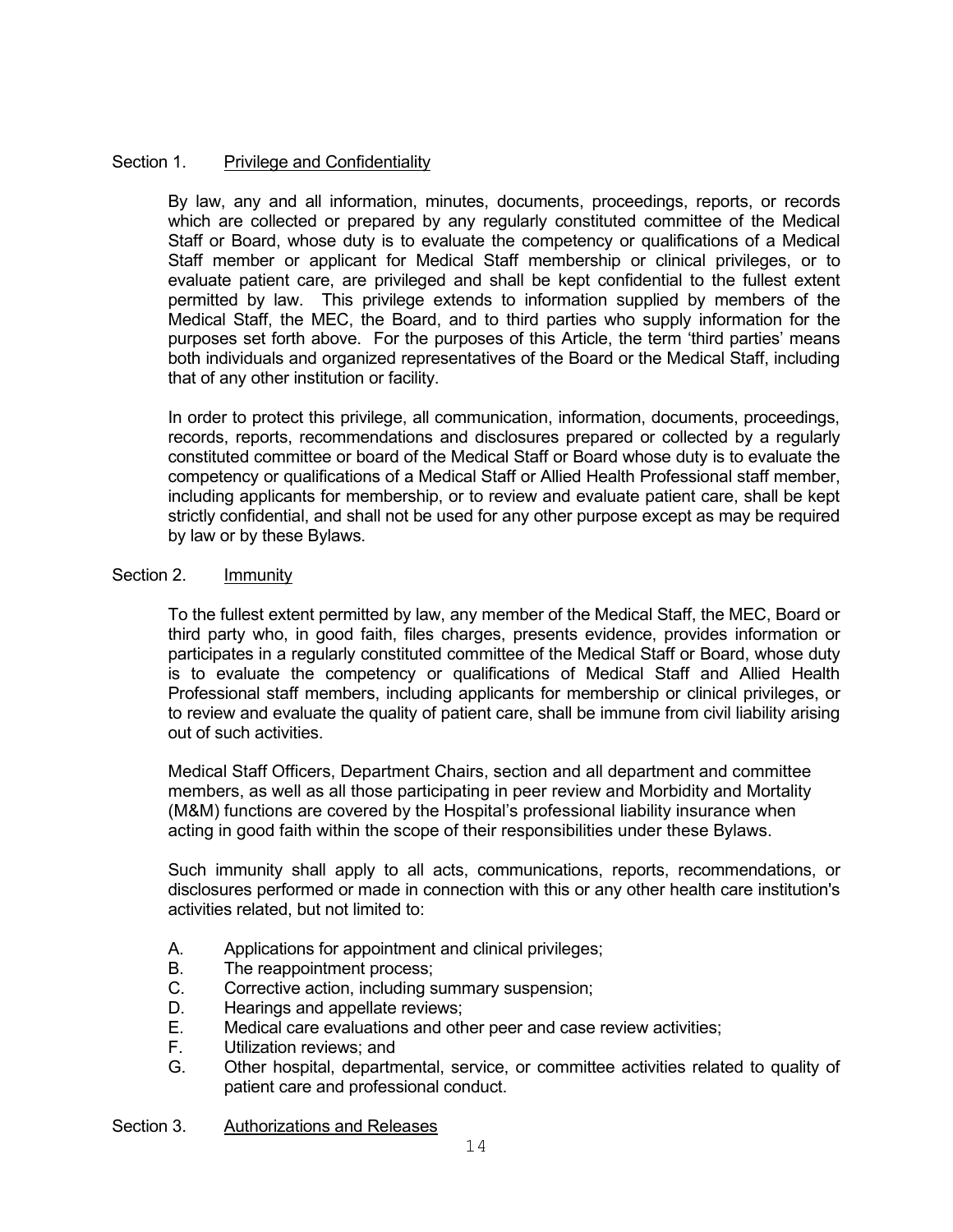## Section 1. Privilege and Confidentiality

By law, any and all information, minutes, documents, proceedings, reports, or records which are collected or prepared by any regularly constituted committee of the Medical Staff or Board, whose duty is to evaluate the competency or qualifications of a Medical Staff member or applicant for Medical Staff membership or clinical privileges, or to evaluate patient care, are privileged and shall be kept confidential to the fullest extent permitted by law. This privilege extends to information supplied by members of the Medical Staff, the MEC, the Board, and to third parties who supply information for the purposes set forth above. For the purposes of this Article, the term 'third parties' means both individuals and organized representatives of the Board or the Medical Staff, including that of any other institution or facility.

In order to protect this privilege, all communication, information, documents, proceedings, records, reports, recommendations and disclosures prepared or collected by a regularly constituted committee or board of the Medical Staff or Board whose duty is to evaluate the competency or qualifications of a Medical Staff or Allied Health Professional staff member, including applicants for membership, or to review and evaluate patient care, shall be kept strictly confidential, and shall not be used for any other purpose except as may be required by law or by these Bylaws.

## Section 2. Immunity

To the fullest extent permitted by law, any member of the Medical Staff, the MEC, Board or third party who, in good faith, files charges, presents evidence, provides information or participates in a regularly constituted committee of the Medical Staff or Board, whose duty is to evaluate the competency or qualifications of Medical Staff and Allied Health Professional staff members, including applicants for membership or clinical privileges, or to review and evaluate the quality of patient care, shall be immune from civil liability arising out of such activities.

Medical Staff Officers, Department Chairs, section and all department and committee members, as well as all those participating in peer review and Morbidity and Mortality (M&M) functions are covered by the Hospital's professional liability insurance when acting in good faith within the scope of their responsibilities under these Bylaws.

Such immunity shall apply to all acts, communications, reports, recommendations, or disclosures performed or made in connection with this or any other health care institution's activities related, but not limited to:

A. Applications for appointment and clinical privileges;
B. The reappointment process;
C. Corrective action, including summary suspension;
D. Hearings and appellate reviews;
E. Medical care evaluations and other peer and case review activities;
F. Utilization reviews; and
G. Other hospital, departmental, service, or committee activities related to quality of patient care and professional conduct.

## Section 3. Authorizations and Releases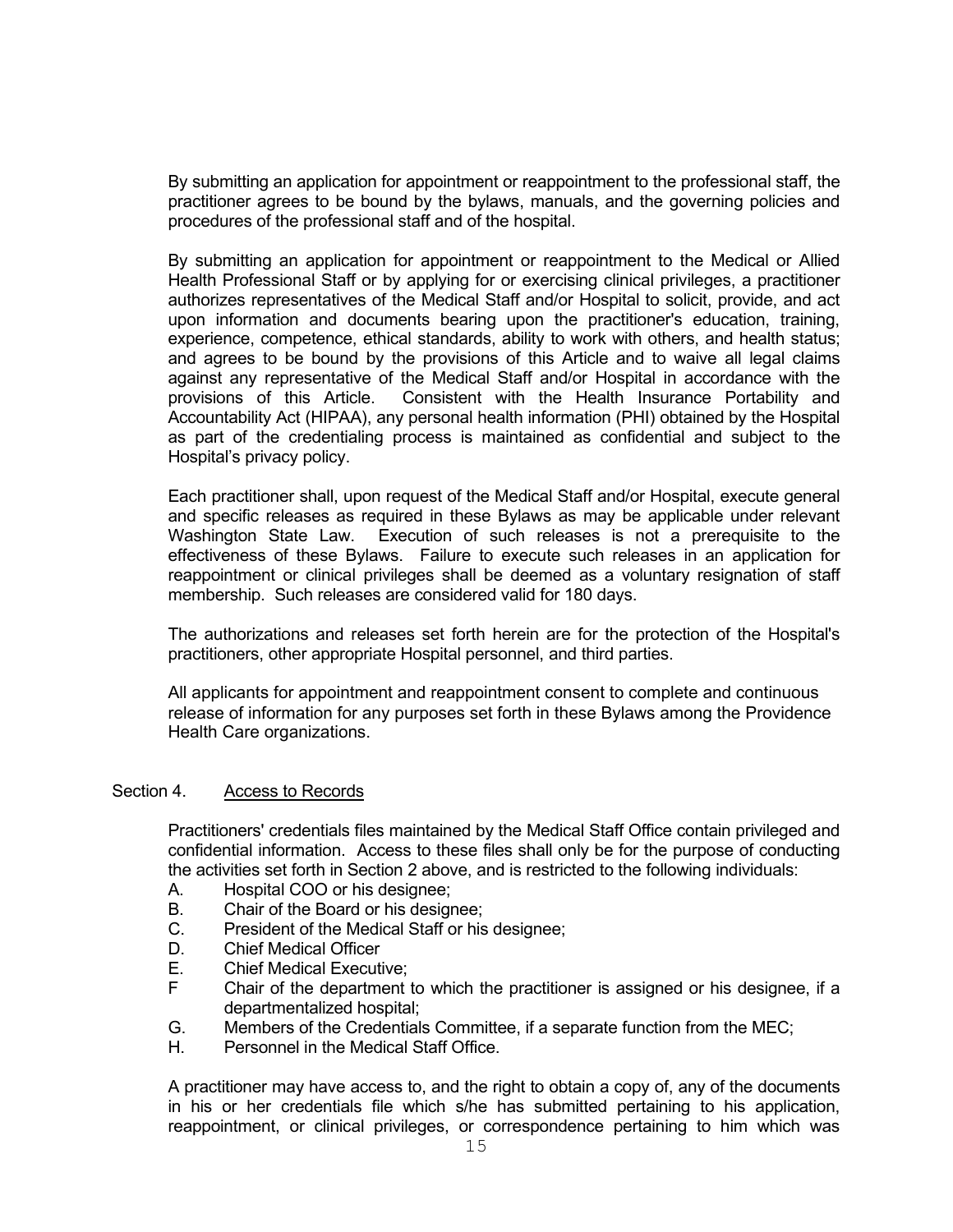By submitting an application for appointment or reappointment to the professional staff, the practitioner agrees to be bound by the bylaws, manuals, and the governing policies and procedures of the professional staff and of the hospital.

By submitting an application for appointment or reappointment to the Medical or Allied Health Professional Staff or by applying for or exercising clinical privileges, a practitioner authorizes representatives of the Medical Staff and/or Hospital to solicit, provide, and act upon information and documents bearing upon the practitioner's education, training, experience, competence, ethical standards, ability to work with others, and health status; and agrees to be bound by the provisions of this Article and to waive all legal claims against any representative of the Medical Staff and/or Hospital in accordance with the provisions of this Article. Consistent with the Health Insurance Portability and Accountability Act (HIPAA), any personal health information (PHI) obtained by the Hospital as part of the credentialing process is maintained as confidential and subject to the Hospital's privacy policy.

Each practitioner shall, upon request of the Medical Staff and/or Hospital, execute general and specific releases as required in these Bylaws as may be applicable under relevant Washington State Law. Execution of such releases is not a prerequisite to the effectiveness of these Bylaws. Failure to execute such releases in an application for reappointment or clinical privileges shall be deemed as a voluntary resignation of staff membership. Such releases are considered valid for 180 days.

The authorizations and releases set forth herein are for the protection of the Hospital's practitioners, other appropriate Hospital personnel, and third parties.

All applicants for appointment and reappointment consent to complete and continuous release of information for any purposes set forth in these Bylaws among the Providence Health Care organizations.

Section 4. Access to Records

Practitioners' credentials files maintained by the Medical Staff Office contain privileged and confidential information. Access to these files shall only be for the purpose of conducting the activities set forth in Section 2 above, and is restricted to the following individuals:

A. Hospital COO or his designee;
B. Chair of the Board or his designee;
C. President of the Medical Staff or his designee;
D. Chief Medical Officer
E. Chief Medical Executive;
F Chair of the department to which the practitioner is assigned or his designee, if a departmentalized hospital;
G. Members of the Credentials Committee, if a separate function from the MEC;
H. Personnel in the Medical Staff Office.

A practitioner may have access to, and the right to obtain a copy of, any of the documents in his or her credentials file which s/he has submitted pertaining to his application, reappointment, or clinical privileges, or correspondence pertaining to him which was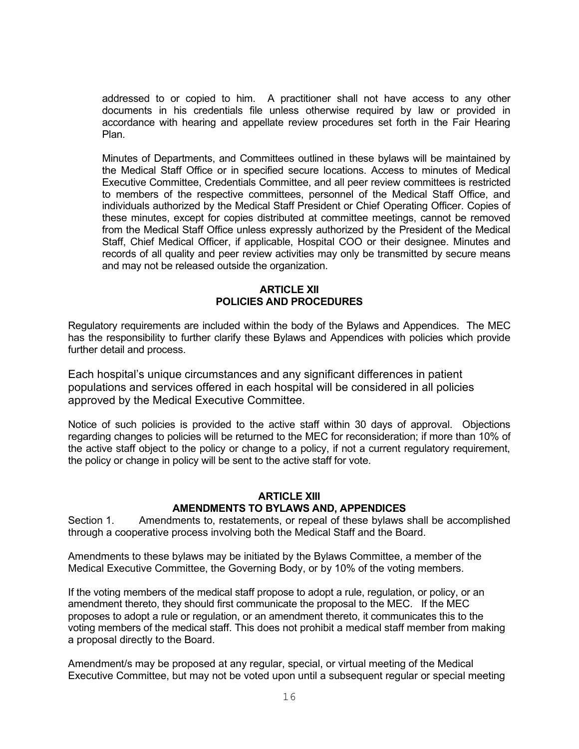addressed to or copied to him. A practitioner shall not have access to any other documents in his credentials file unless otherwise required by law or provided in accordance with hearing and appellate review procedures set forth in the Fair Hearing Plan.

Minutes of Departments, and Committees outlined in these bylaws will be maintained by the Medical Staff Office or in specified secure locations. Access to minutes of Medical Executive Committee, Credentials Committee, and all peer review committees is restricted to members of the respective committees, personnel of the Medical Staff Office, and individuals authorized by the Medical Staff President or Chief Operating Officer. Copies of these minutes, except for copies distributed at committee meetings, cannot be removed from the Medical Staff Office unless expressly authorized by the President of the Medical Staff, Chief Medical Officer, if applicable, Hospital COO or their designee. Minutes and records of all quality and peer review activities may only be transmitted by secure means and may not be released outside the organization.

## ARTICLE XII
## POLICIES AND PROCEDURES

Regulatory requirements are included within the body of the Bylaws and Appendices. The MEC has the responsibility to further clarify these Bylaws and Appendices with policies which provide further detail and process.

Each hospital's unique circumstances and any significant differences in patient populations and services offered in each hospital will be considered in all policies approved by the Medical Executive Committee.

Notice of such policies is provided to the active staff within 30 days of approval. Objections regarding changes to policies will be returned to the MEC for reconsideration; if more than 10% of the active staff object to the policy or change to a policy, if not a current regulatory requirement, the policy or change in policy will be sent to the active staff for vote.

## ARTICLE XIII
## AMENDMENTS TO BYLAWS AND, APPENDICES

Section 1. Amendments to, restatements, or repeal of these bylaws shall be accomplished through a cooperative process involving both the Medical Staff and the Board.

Amendments to these bylaws may be initiated by the Bylaws Committee, a member of the Medical Executive Committee, the Governing Body, or by 10% of the voting members.

If the voting members of the medical staff propose to adopt a rule, regulation, or policy, or an amendment thereto, they should first communicate the proposal to the MEC. If the MEC proposes to adopt a rule or regulation, or an amendment thereto, it communicates this to the voting members of the medical staff. This does not prohibit a medical staff member from making a proposal directly to the Board.

Amendment/s may be proposed at any regular, special, or virtual meeting of the Medical Executive Committee, but may not be voted upon until a subsequent regular or special meeting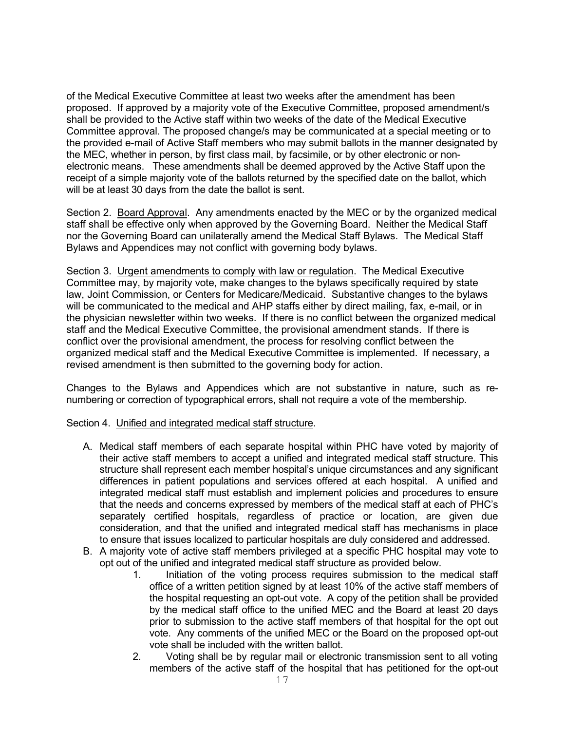of the Medical Executive Committee at least two weeks after the amendment has been proposed. If approved by a majority vote of the Executive Committee, proposed amendment/s shall be provided to the Active staff within two weeks of the date of the Medical Executive Committee approval. The proposed change/s may be communicated at a special meeting or to the provided e-mail of Active Staff members who may submit ballots in the manner designated by the MEC, whether in person, by first class mail, by facsimile, or by other electronic or non-electronic means. These amendments shall be deemed approved by the Active Staff upon the receipt of a simple majority vote of the ballots returned by the specified date on the ballot, which will be at least 30 days from the date the ballot is sent.

Section 2. Board Approval. Any amendments enacted by the MEC or by the organized medical staff shall be effective only when approved by the Governing Board. Neither the Medical Staff nor the Governing Board can unilaterally amend the Medical Staff Bylaws. The Medical Staff Bylaws and Appendices may not conflict with governing body bylaws.

Section 3. Urgent amendments to comply with law or regulation. The Medical Executive Committee may, by majority vote, make changes to the bylaws specifically required by state law, Joint Commission, or Centers for Medicare/Medicaid. Substantive changes to the bylaws will be communicated to the medical and AHP staffs either by direct mailing, fax, e-mail, or in the physician newsletter within two weeks. If there is no conflict between the organized medical staff and the Medical Executive Committee, the provisional amendment stands. If there is conflict over the provisional amendment, the process for resolving conflict between the organized medical staff and the Medical Executive Committee is implemented. If necessary, a revised amendment is then submitted to the governing body for action.

Changes to the Bylaws and Appendices which are not substantive in nature, such as re-numbering or correction of typographical errors, shall not require a vote of the membership.

Section 4. Unified and integrated medical staff structure.

A. Medical staff members of each separate hospital within PHC have voted by majority of their active staff members to accept a unified and integrated medical staff structure. This structure shall represent each member hospital's unique circumstances and any significant differences in patient populations and services offered at each hospital. A unified and integrated medical staff must establish and implement policies and procedures to ensure that the needs and concerns expressed by members of the medical staff at each of PHC's separately certified hospitals, regardless of practice or location, are given due consideration, and that the unified and integrated medical staff has mechanisms in place to ensure that issues localized to particular hospitals are duly considered and addressed.
B. A majority vote of active staff members privileged at a specific PHC hospital may vote to opt out of the unified and integrated medical staff structure as provided below.
    1. Initiation of the voting process requires submission to the medical staff office of a written petition signed by at least 10% of the active staff members of the hospital requesting an opt-out vote. A copy of the petition shall be provided by the medical staff office to the unified MEC and the Board at least 20 days prior to submission to the active staff members of that hospital for the opt out vote. Any comments of the unified MEC or the Board on the proposed opt-out vote shall be included with the written ballot.
    2. Voting shall be by regular mail or electronic transmission sent to all voting members of the active staff of the hospital that has petitioned for the opt-out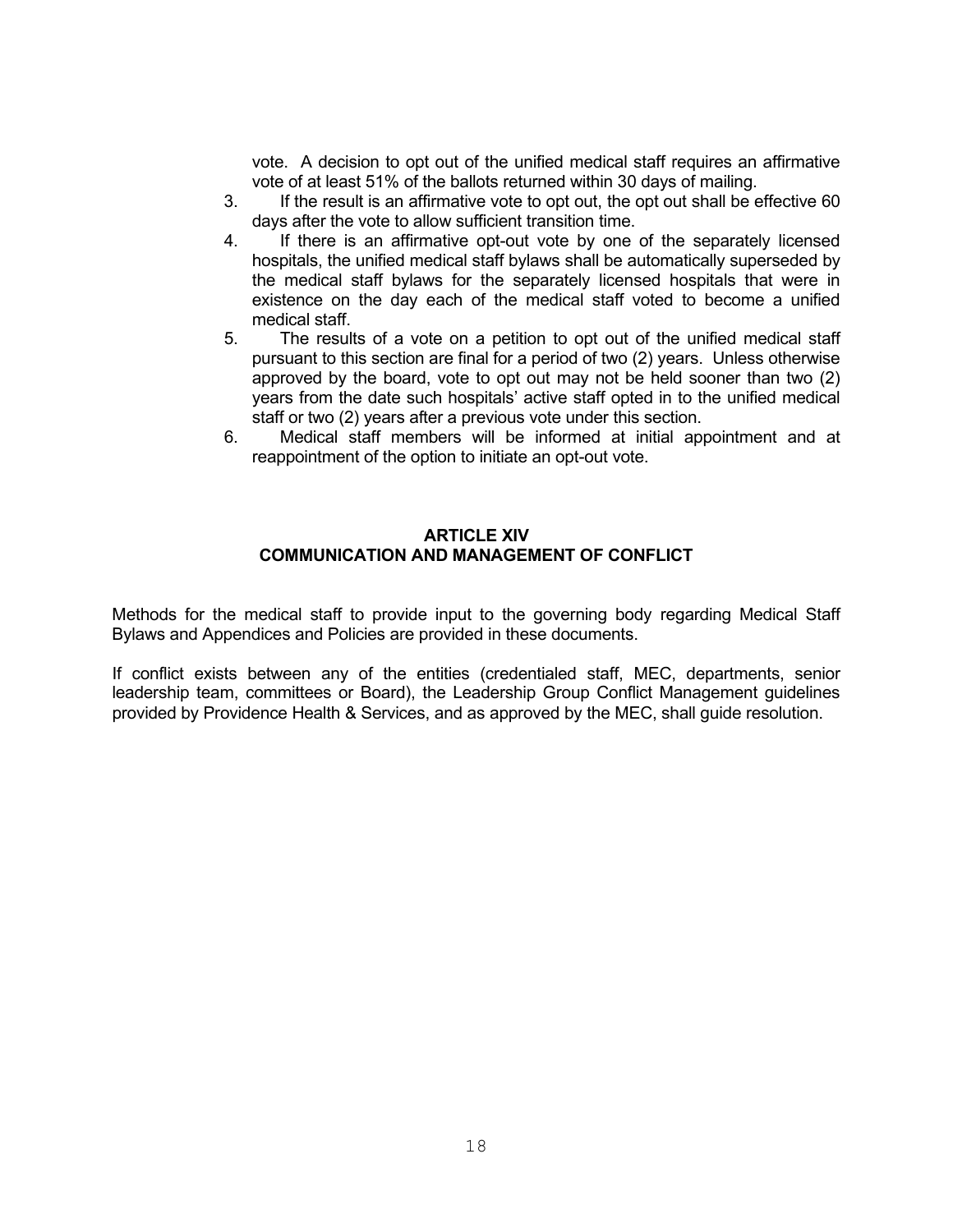vote. A decision to opt out of the unified medical staff requires an affirmative vote of at least 51% of the ballots returned within 30 days of mailing.

3. If the result is an affirmative vote to opt out, the opt out shall be effective 60 days after the vote to allow sufficient transition time.
4. If there is an affirmative opt-out vote by one of the separately licensed hospitals, the unified medical staff bylaws shall be automatically superseded by the medical staff bylaws for the separately licensed hospitals that were in existence on the day each of the medical staff voted to become a unified medical staff.
5. The results of a vote on a petition to opt out of the unified medical staff pursuant to this section are final for a period of two (2) years. Unless otherwise approved by the board, vote to opt out may not be held sooner than two (2) years from the date such hospitals' active staff opted in to the unified medical staff or two (2) years after a previous vote under this section.
6. Medical staff members will be informed at initial appointment and at reappointment of the option to initiate an opt-out vote.

## ARTICLE XIV
## COMMUNICATION AND MANAGEMENT OF CONFLICT

Methods for the medical staff to provide input to the governing body regarding Medical Staff Bylaws and Appendices and Policies are provided in these documents.

If conflict exists between any of the entities (credentialed staff, MEC, departments, senior leadership team, committees or Board), the Leadership Group Conflict Management guidelines provided by Providence Health & Services, and as approved by the MEC, shall guide resolution.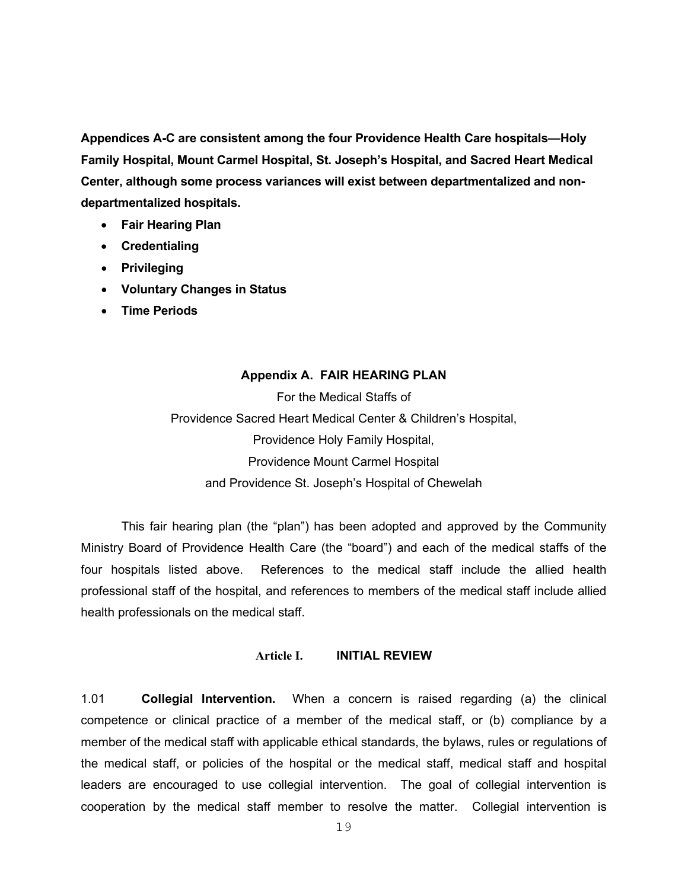**Appendices A-C are consistent among the four Providence Health Care hospitals—Holy Family Hospital, Mount Carmel Hospital, St. Joseph's Hospital, and Sacred Heart Medical Center, although some process variances will exist between departmentalized and non-departmentalized hospitals.**

- **Fair Hearing Plan**
- **Credentialing**
- **Privileging**
- **Voluntary Changes in Status**
- **Time Periods**

## Appendix A. FAIR HEARING PLAN

For the Medical Staffs of
Providence Sacred Heart Medical Center & Children's Hospital,
Providence Holy Family Hospital,
Providence Mount Carmel Hospital
and Providence St. Joseph's Hospital of Chewelah

This fair hearing plan (the "plan") has been adopted and approved by the Community Ministry Board of Providence Health Care (the "board") and each of the medical staffs of the four hospitals listed above. References to the medical staff include the allied health professional staff of the hospital, and references to members of the medical staff include allied health professionals on the medical staff.

### Article I. INITIAL REVIEW

1.01 **Collegial Intervention.** When a concern is raised regarding (a) the clinical competence or clinical practice of a member of the medical staff, or (b) compliance by a member of the medical staff with applicable ethical standards, the bylaws, rules or regulations of the medical staff, or policies of the hospital or the medical staff, medical staff and hospital leaders are encouraged to use collegial intervention. The goal of collegial intervention is cooperation by the medical staff member to resolve the matter. Collegial intervention is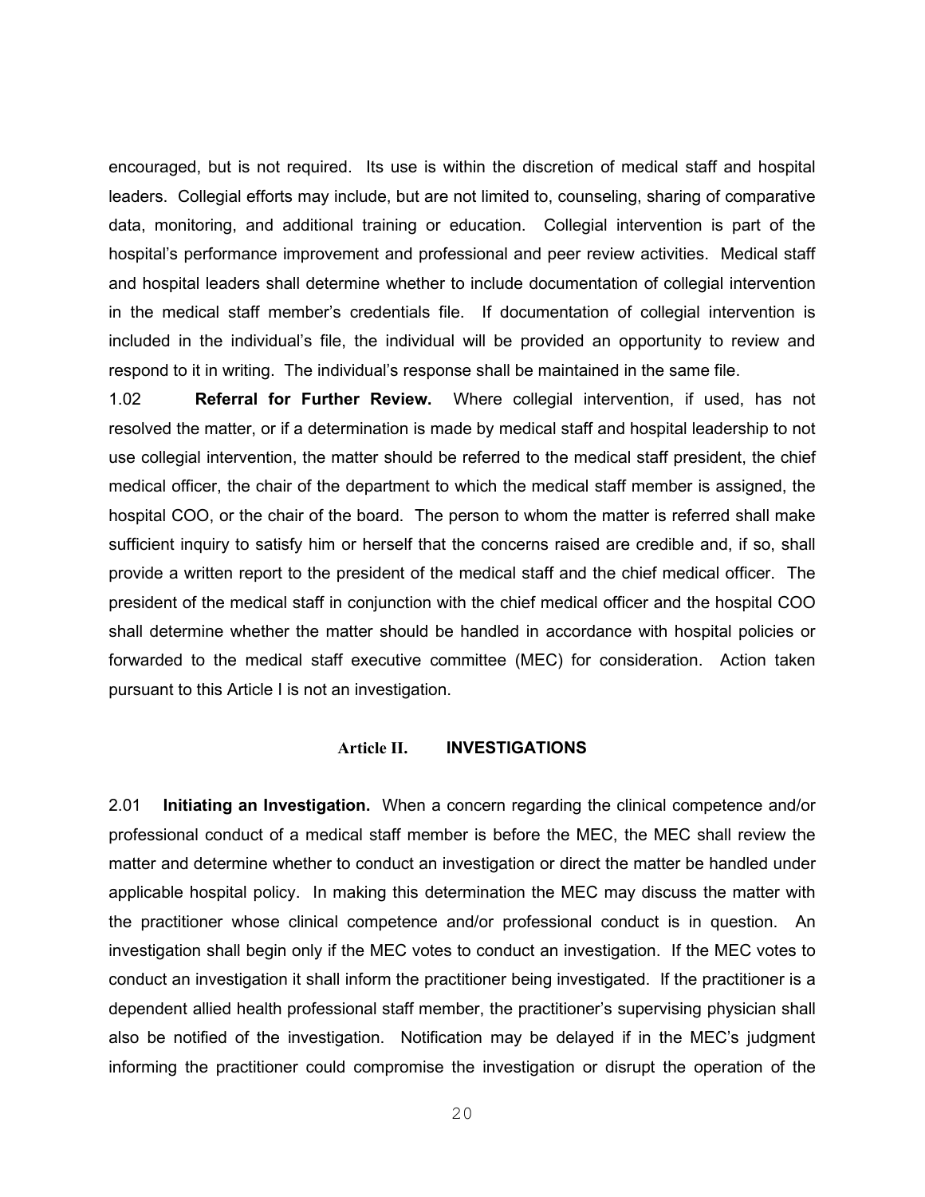encouraged, but is not required. Its use is within the discretion of medical staff and hospital leaders. Collegial efforts may include, but are not limited to, counseling, sharing of comparative data, monitoring, and additional training or education. Collegial intervention is part of the hospital's performance improvement and professional and peer review activities. Medical staff and hospital leaders shall determine whether to include documentation of collegial intervention in the medical staff member's credentials file. If documentation of collegial intervention is included in the individual's file, the individual will be provided an opportunity to review and respond to it in writing. The individual's response shall be maintained in the same file.

1.02 **Referral for Further Review.** Where collegial intervention, if used, has not resolved the matter, or if a determination is made by medical staff and hospital leadership to not use collegial intervention, the matter should be referred to the medical staff president, the chief medical officer, the chair of the department to which the medical staff member is assigned, the hospital COO, or the chair of the board. The person to whom the matter is referred shall make sufficient inquiry to satisfy him or herself that the concerns raised are credible and, if so, shall provide a written report to the president of the medical staff and the chief medical officer. The president of the medical staff in conjunction with the chief medical officer and the hospital COO shall determine whether the matter should be handled in accordance with hospital policies or forwarded to the medical staff executive committee (MEC) for consideration. Action taken pursuant to this Article I is not an investigation.

## Article II. INVESTIGATIONS

2.01 **Initiating an Investigation.** When a concern regarding the clinical competence and/or professional conduct of a medical staff member is before the MEC, the MEC shall review the matter and determine whether to conduct an investigation or direct the matter be handled under applicable hospital policy. In making this determination the MEC may discuss the matter with the practitioner whose clinical competence and/or professional conduct is in question. An investigation shall begin only if the MEC votes to conduct an investigation. If the MEC votes to conduct an investigation it shall inform the practitioner being investigated. If the practitioner is a dependent allied health professional staff member, the practitioner's supervising physician shall also be notified of the investigation. Notification may be delayed if in the MEC's judgment informing the practitioner could compromise the investigation or disrupt the operation of the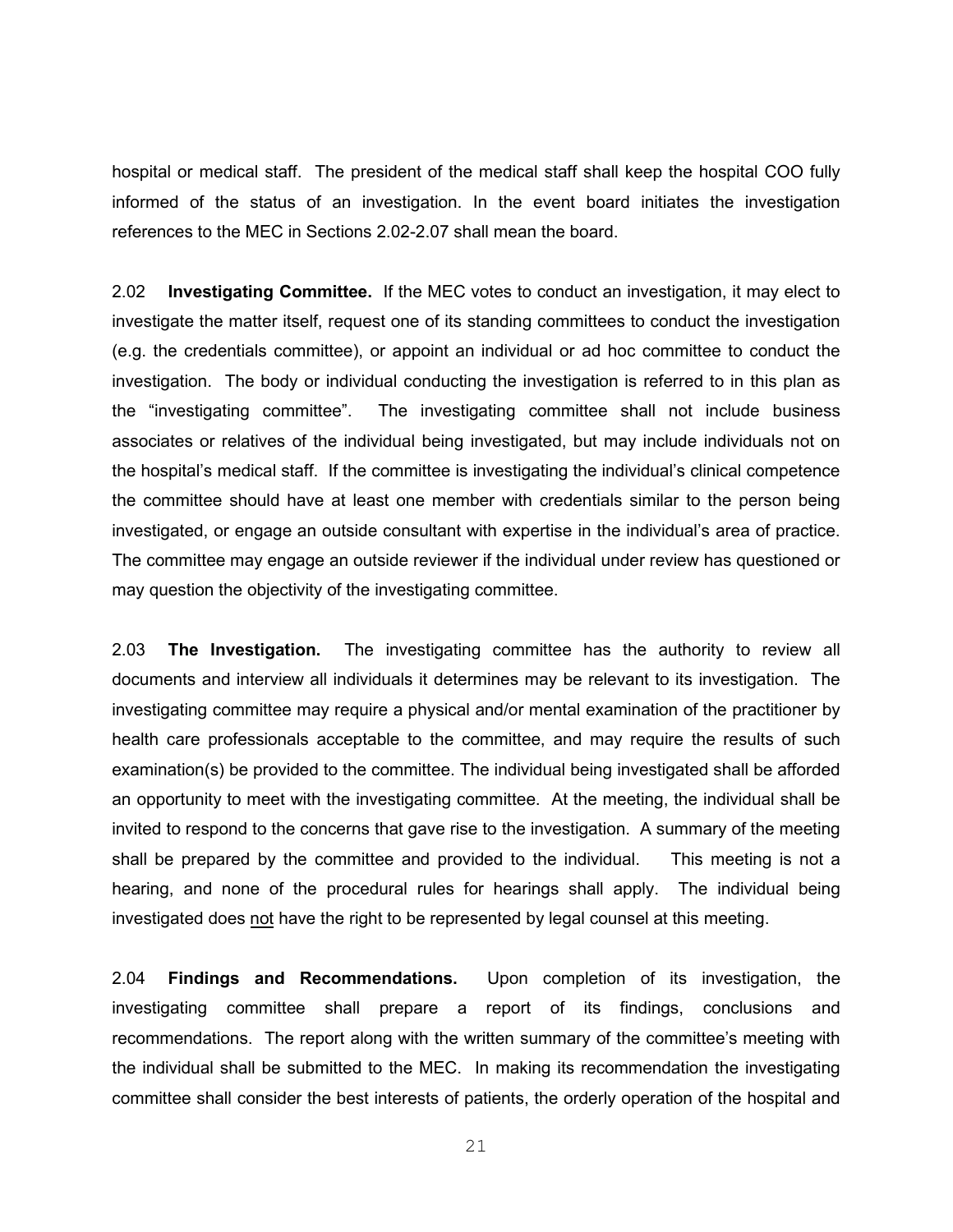hospital or medical staff. The president of the medical staff shall keep the hospital COO fully informed of the status of an investigation. In the event board initiates the investigation references to the MEC in Sections 2.02-2.07 shall mean the board.

2.02 **Investigating Committee.** If the MEC votes to conduct an investigation, it may elect to investigate the matter itself, request one of its standing committees to conduct the investigation (e.g. the credentials committee), or appoint an individual or ad hoc committee to conduct the investigation. The body or individual conducting the investigation is referred to in this plan as the "investigating committee". The investigating committee shall not include business associates or relatives of the individual being investigated, but may include individuals not on the hospital's medical staff. If the committee is investigating the individual's clinical competence the committee should have at least one member with credentials similar to the person being investigated, or engage an outside consultant with expertise in the individual's area of practice. The committee may engage an outside reviewer if the individual under review has questioned or may question the objectivity of the investigating committee.

2.03 **The Investigation.** The investigating committee has the authority to review all documents and interview all individuals it determines may be relevant to its investigation. The investigating committee may require a physical and/or mental examination of the practitioner by health care professionals acceptable to the committee, and may require the results of such examination(s) be provided to the committee. The individual being investigated shall be afforded an opportunity to meet with the investigating committee. At the meeting, the individual shall be invited to respond to the concerns that gave rise to the investigation. A summary of the meeting shall be prepared by the committee and provided to the individual. This meeting is not a hearing, and none of the procedural rules for hearings shall apply. The individual being investigated does <u>not</u> have the right to be represented by legal counsel at this meeting.

2.04 **Findings and Recommendations.** Upon completion of its investigation, the investigating committee shall prepare a report of its findings, conclusions and recommendations. The report along with the written summary of the committee's meeting with the individual shall be submitted to the MEC. In making its recommendation the investigating committee shall consider the best interests of patients, the orderly operation of the hospital and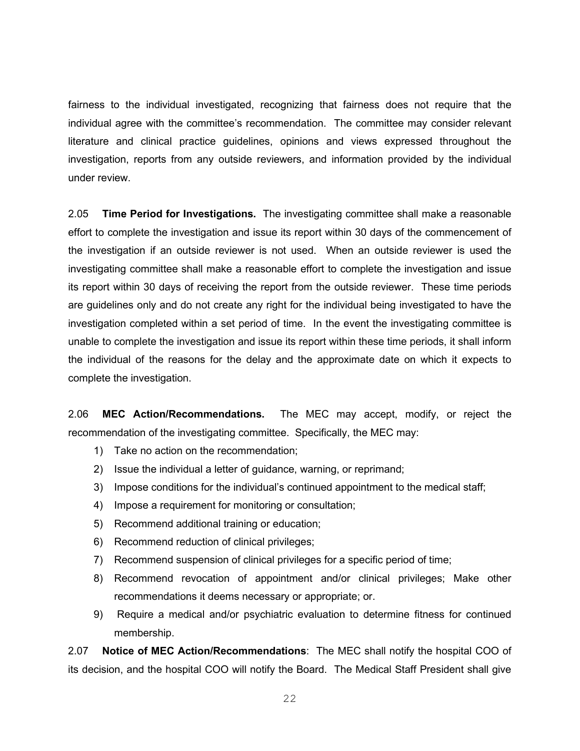fairness to the individual investigated, recognizing that fairness does not require that the individual agree with the committee's recommendation. The committee may consider relevant literature and clinical practice guidelines, opinions and views expressed throughout the investigation, reports from any outside reviewers, and information provided by the individual under review.

2.05 **Time Period for Investigations.** The investigating committee shall make a reasonable effort to complete the investigation and issue its report within 30 days of the commencement of the investigation if an outside reviewer is not used. When an outside reviewer is used the investigating committee shall make a reasonable effort to complete the investigation and issue its report within 30 days of receiving the report from the outside reviewer. These time periods are guidelines only and do not create any right for the individual being investigated to have the investigation completed within a set period of time. In the event the investigating committee is unable to complete the investigation and issue its report within these time periods, it shall inform the individual of the reasons for the delay and the approximate date on which it expects to complete the investigation.

2.06 **MEC Action/Recommendations.** The MEC may accept, modify, or reject the recommendation of the investigating committee. Specifically, the MEC may:

1) Take no action on the recommendation;
2) Issue the individual a letter of guidance, warning, or reprimand;
3) Impose conditions for the individual's continued appointment to the medical staff;
4) Impose a requirement for monitoring or consultation;
5) Recommend additional training or education;
6) Recommend reduction of clinical privileges;
7) Recommend suspension of clinical privileges for a specific period of time;
8) Recommend revocation of appointment and/or clinical privileges; Make other recommendations it deems necessary or appropriate; or.
9) Require a medical and/or psychiatric evaluation to determine fitness for continued membership.

2.07 **Notice of MEC Action/Recommendations**: The MEC shall notify the hospital COO of its decision, and the hospital COO will notify the Board. The Medical Staff President shall give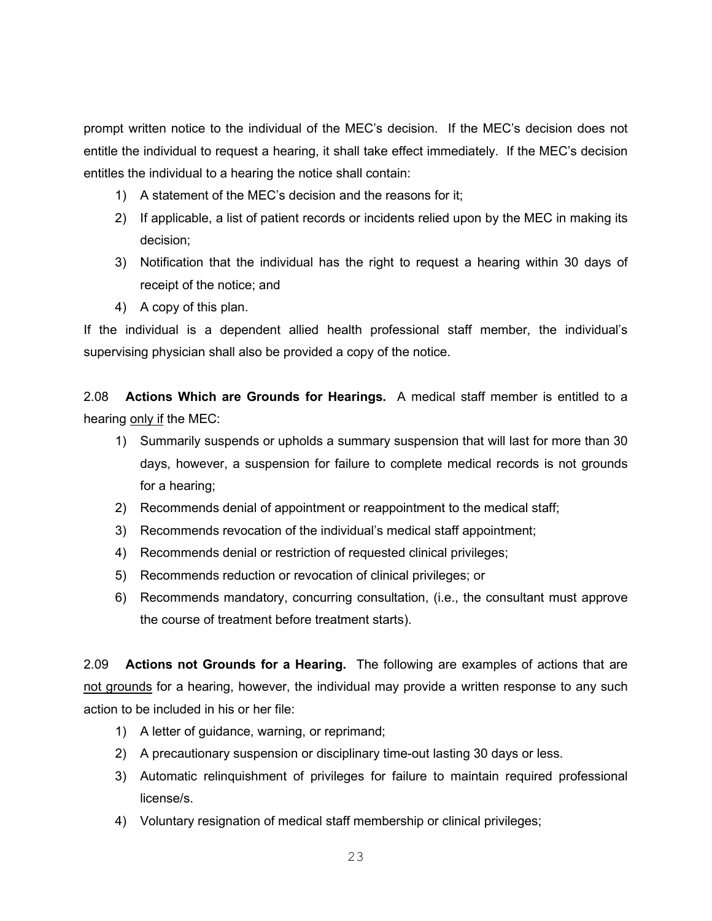prompt written notice to the individual of the MEC's decision. If the MEC's decision does not entitle the individual to request a hearing, it shall take effect immediately. If the MEC's decision entitles the individual to a hearing the notice shall contain:

1) A statement of the MEC's decision and the reasons for it;
2) If applicable, a list of patient records or incidents relied upon by the MEC in making its decision;
3) Notification that the individual has the right to request a hearing within 30 days of receipt of the notice; and
4) A copy of this plan.

If the individual is a dependent allied health professional staff member, the individual's supervising physician shall also be provided a copy of the notice.

2.08 **Actions Which are Grounds for Hearings.** A medical staff member is entitled to a hearing only if the MEC:

1) Summarily suspends or upholds a summary suspension that will last for more than 30 days, however, a suspension for failure to complete medical records is not grounds for a hearing;
2) Recommends denial of appointment or reappointment to the medical staff;
3) Recommends revocation of the individual's medical staff appointment;
4) Recommends denial or restriction of requested clinical privileges;
5) Recommends reduction or revocation of clinical privileges; or
6) Recommends mandatory, concurring consultation, (i.e., the consultant must approve the course of treatment before treatment starts).

2.09 **Actions not Grounds for a Hearing.** The following are examples of actions that are not grounds for a hearing, however, the individual may provide a written response to any such action to be included in his or her file:

1) A letter of guidance, warning, or reprimand;
2) A precautionary suspension or disciplinary time-out lasting 30 days or less.
3) Automatic relinquishment of privileges for failure to maintain required professional license/s.
4) Voluntary resignation of medical staff membership or clinical privileges;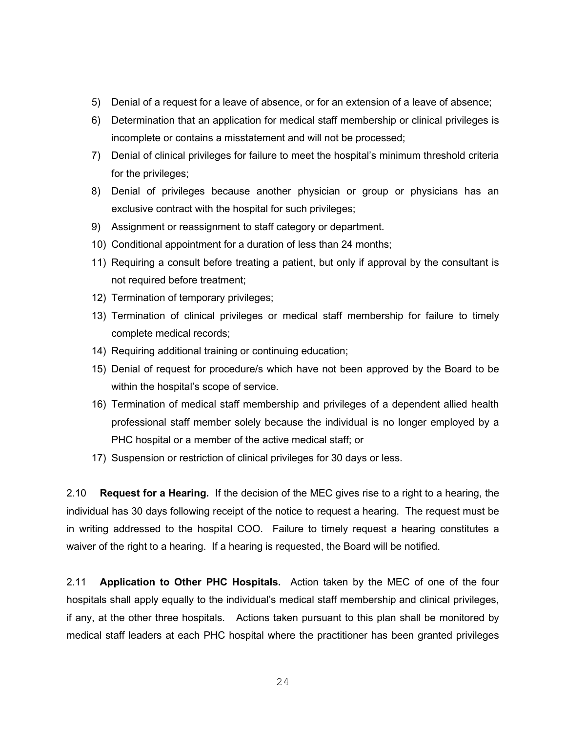5) Denial of a request for a leave of absence, or for an extension of a leave of absence;
6) Determination that an application for medical staff membership or clinical privileges is incomplete or contains a misstatement and will not be processed;
7) Denial of clinical privileges for failure to meet the hospital's minimum threshold criteria for the privileges;
8) Denial of privileges because another physician or group or physicians has an exclusive contract with the hospital for such privileges;
9) Assignment or reassignment to staff category or department.
10) Conditional appointment for a duration of less than 24 months;
11) Requiring a consult before treating a patient, but only if approval by the consultant is not required before treatment;
12) Termination of temporary privileges;
13) Termination of clinical privileges or medical staff membership for failure to timely complete medical records;
14) Requiring additional training or continuing education;
15) Denial of request for procedure/s which have not been approved by the Board to be within the hospital's scope of service.
16) Termination of medical staff membership and privileges of a dependent allied health professional staff member solely because the individual is no longer employed by a PHC hospital or a member of the active medical staff; or
17) Suspension or restriction of clinical privileges for 30 days or less.

2.10 **Request for a Hearing.** If the decision of the MEC gives rise to a right to a hearing, the individual has 30 days following receipt of the notice to request a hearing. The request must be in writing addressed to the hospital COO. Failure to timely request a hearing constitutes a waiver of the right to a hearing. If a hearing is requested, the Board will be notified.

2.11 **Application to Other PHC Hospitals.** Action taken by the MEC of one of the four hospitals shall apply equally to the individual's medical staff membership and clinical privileges, if any, at the other three hospitals. Actions taken pursuant to this plan shall be monitored by medical staff leaders at each PHC hospital where the practitioner has been granted privileges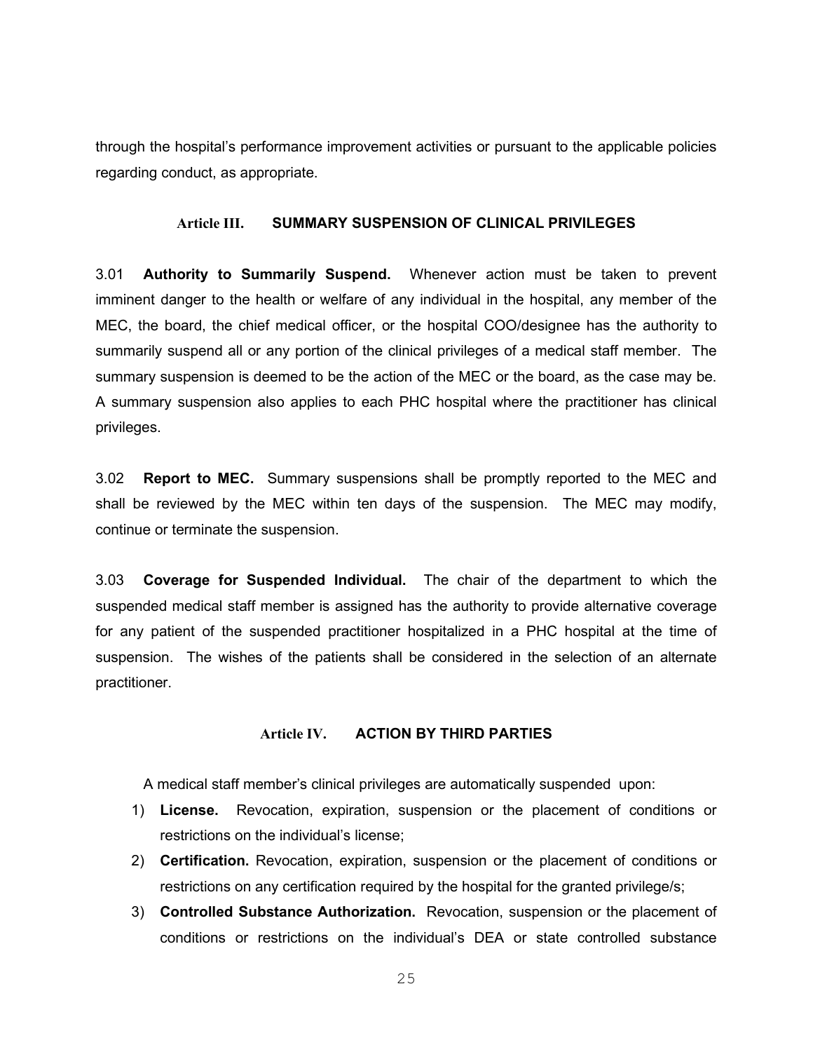through the hospital's performance improvement activities or pursuant to the applicable policies regarding conduct, as appropriate.

## Article III. SUMMARY SUSPENSION OF CLINICAL PRIVILEGES

3.01 **Authority to Summarily Suspend.** Whenever action must be taken to prevent imminent danger to the health or welfare of any individual in the hospital, any member of the MEC, the board, the chief medical officer, or the hospital COO/designee has the authority to summarily suspend all or any portion of the clinical privileges of a medical staff member. The summary suspension is deemed to be the action of the MEC or the board, as the case may be. A summary suspension also applies to each PHC hospital where the practitioner has clinical privileges.

3.02 **Report to MEC.** Summary suspensions shall be promptly reported to the MEC and shall be reviewed by the MEC within ten days of the suspension. The MEC may modify, continue or terminate the suspension.

3.03 **Coverage for Suspended Individual.** The chair of the department to which the suspended medical staff member is assigned has the authority to provide alternative coverage for any patient of the suspended practitioner hospitalized in a PHC hospital at the time of suspension. The wishes of the patients shall be considered in the selection of an alternate practitioner.

## Article IV. ACTION BY THIRD PARTIES

A medical staff member's clinical privileges are automatically suspended upon:

1) **License.** Revocation, expiration, suspension or the placement of conditions or restrictions on the individual's license;
2) **Certification.** Revocation, expiration, suspension or the placement of conditions or restrictions on any certification required by the hospital for the granted privilege/s;
3) **Controlled Substance Authorization.** Revocation, suspension or the placement of conditions or restrictions on the individual's DEA or state controlled substance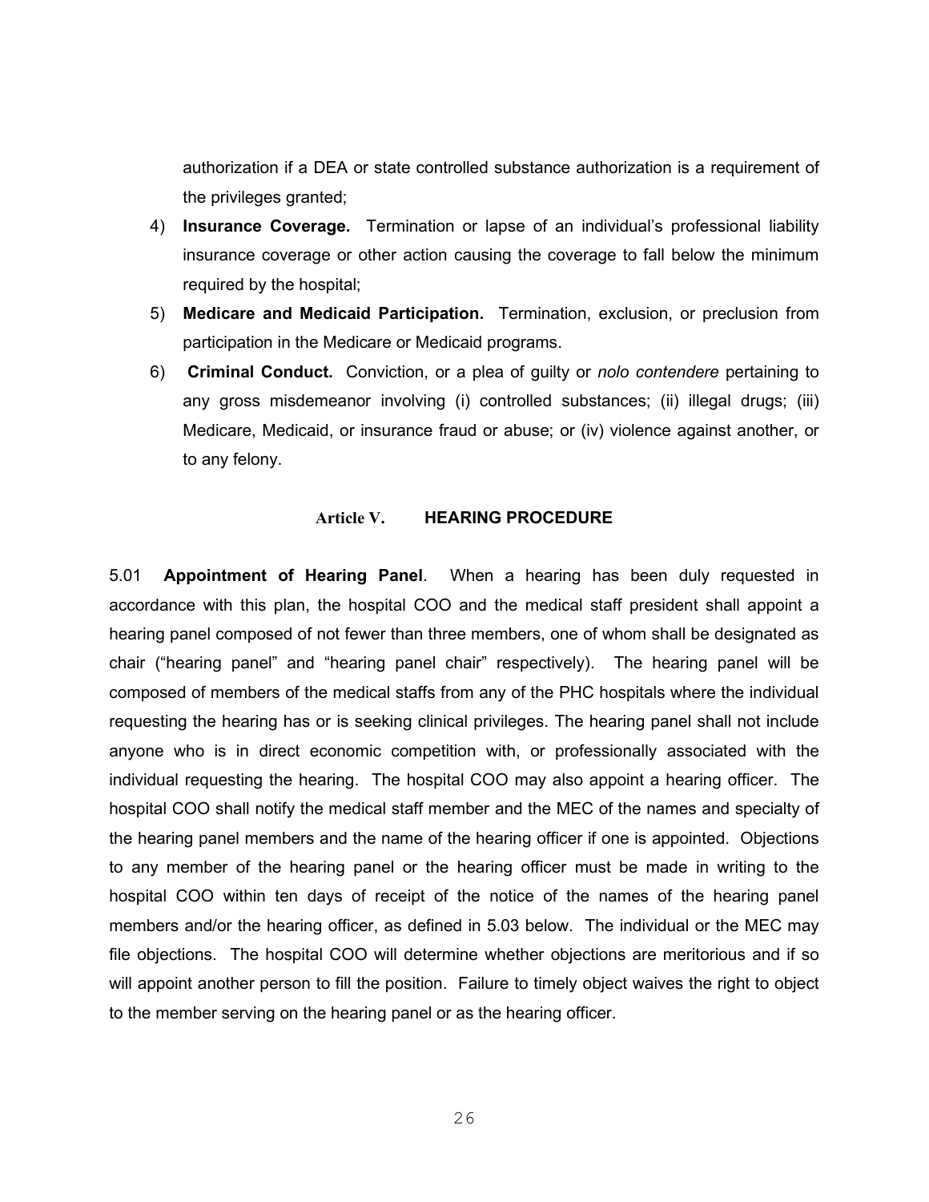authorization if a DEA or state controlled substance authorization is a requirement of the privileges granted;

4) **Insurance Coverage.** Termination or lapse of an individual's professional liability insurance coverage or other action causing the coverage to fall below the minimum required by the hospital;

5) **Medicare and Medicaid Participation.** Termination, exclusion, or preclusion from participation in the Medicare or Medicaid programs.

6) **Criminal Conduct.** Conviction, or a plea of guilty or *nolo contendere* pertaining to any gross misdemeanor involving (i) controlled substances; (ii) illegal drugs; (iii) Medicare, Medicaid, or insurance fraud or abuse; or (iv) violence against another, or to any felony.

## Article V. HEARING PROCEDURE

5.01 **Appointment of Hearing Panel**. When a hearing has been duly requested in accordance with this plan, the hospital COO and the medical staff president shall appoint a hearing panel composed of not fewer than three members, one of whom shall be designated as chair ("hearing panel" and "hearing panel chair" respectively). The hearing panel will be composed of members of the medical staffs from any of the PHC hospitals where the individual requesting the hearing has or is seeking clinical privileges. The hearing panel shall not include anyone who is in direct economic competition with, or professionally associated with the individual requesting the hearing. The hospital COO may also appoint a hearing officer. The hospital COO shall notify the medical staff member and the MEC of the names and specialty of the hearing panel members and the name of the hearing officer if one is appointed. Objections to any member of the hearing panel or the hearing officer must be made in writing to the hospital COO within ten days of receipt of the notice of the names of the hearing panel members and/or the hearing officer, as defined in 5.03 below. The individual or the MEC may file objections. The hospital COO will determine whether objections are meritorious and if so will appoint another person to fill the position. Failure to timely object waives the right to object to the member serving on the hearing panel or as the hearing officer.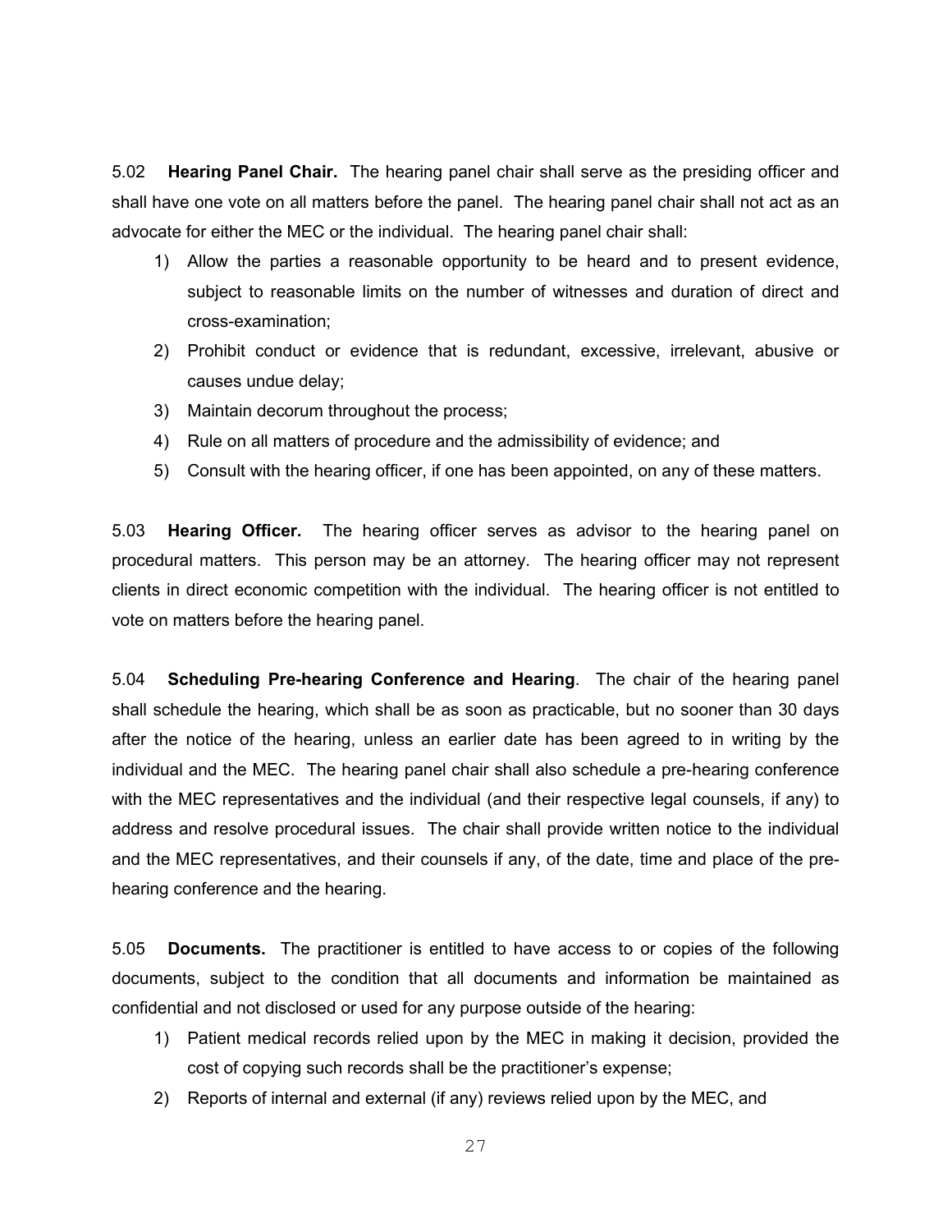5.02 **Hearing Panel Chair.** The hearing panel chair shall serve as the presiding officer and shall have one vote on all matters before the panel. The hearing panel chair shall not act as an advocate for either the MEC or the individual. The hearing panel chair shall:

1) Allow the parties a reasonable opportunity to be heard and to present evidence, subject to reasonable limits on the number of witnesses and duration of direct and cross-examination;
2) Prohibit conduct or evidence that is redundant, excessive, irrelevant, abusive or causes undue delay;
3) Maintain decorum throughout the process;
4) Rule on all matters of procedure and the admissibility of evidence; and
5) Consult with the hearing officer, if one has been appointed, on any of these matters.

5.03 **Hearing Officer.** The hearing officer serves as advisor to the hearing panel on procedural matters. This person may be an attorney. The hearing officer may not represent clients in direct economic competition with the individual. The hearing officer is not entitled to vote on matters before the hearing panel.

5.04 **Scheduling Pre-hearing Conference and Hearing**. The chair of the hearing panel shall schedule the hearing, which shall be as soon as practicable, but no sooner than 30 days after the notice of the hearing, unless an earlier date has been agreed to in writing by the individual and the MEC. The hearing panel chair shall also schedule a pre-hearing conference with the MEC representatives and the individual (and their respective legal counsels, if any) to address and resolve procedural issues. The chair shall provide written notice to the individual and the MEC representatives, and their counsels if any, of the date, time and place of the pre-hearing conference and the hearing.

5.05 **Documents.** The practitioner is entitled to have access to or copies of the following documents, subject to the condition that all documents and information be maintained as confidential and not disclosed or used for any purpose outside of the hearing:

1) Patient medical records relied upon by the MEC in making it decision, provided the cost of copying such records shall be the practitioner's expense;
2) Reports of internal and external (if any) reviews relied upon by the MEC, and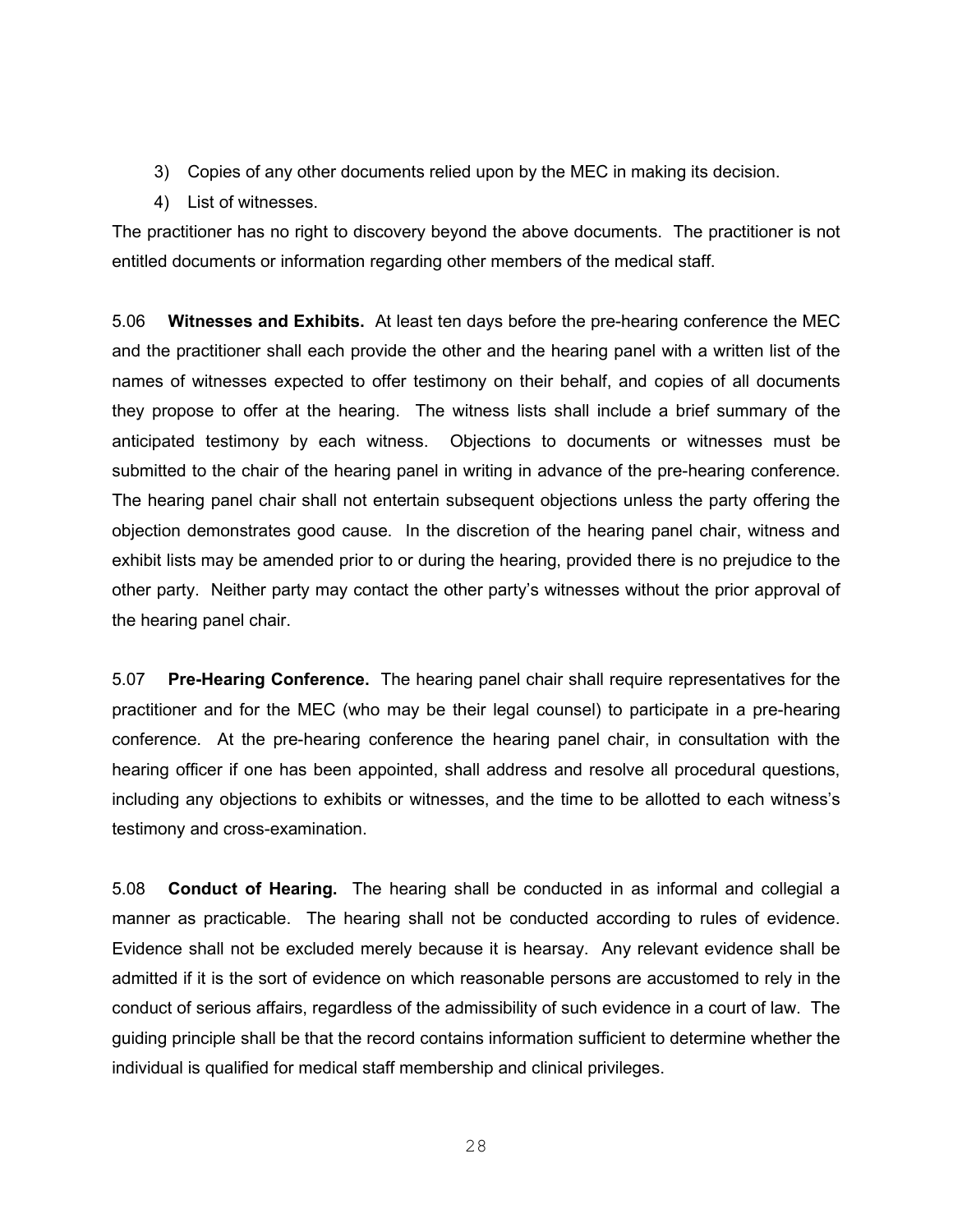3) Copies of any other documents relied upon by the MEC in making its decision.

4) List of witnesses.

The practitioner has no right to discovery beyond the above documents. The practitioner is not entitled documents or information regarding other members of the medical staff.

5.06 **Witnesses and Exhibits.** At least ten days before the pre-hearing conference the MEC and the practitioner shall each provide the other and the hearing panel with a written list of the names of witnesses expected to offer testimony on their behalf, and copies of all documents they propose to offer at the hearing. The witness lists shall include a brief summary of the anticipated testimony by each witness. Objections to documents or witnesses must be submitted to the chair of the hearing panel in writing in advance of the pre-hearing conference. The hearing panel chair shall not entertain subsequent objections unless the party offering the objection demonstrates good cause. In the discretion of the hearing panel chair, witness and exhibit lists may be amended prior to or during the hearing, provided there is no prejudice to the other party. Neither party may contact the other party's witnesses without the prior approval of the hearing panel chair.

5.07 **Pre-Hearing Conference.** The hearing panel chair shall require representatives for the practitioner and for the MEC (who may be their legal counsel) to participate in a pre-hearing conference. At the pre-hearing conference the hearing panel chair, in consultation with the hearing officer if one has been appointed, shall address and resolve all procedural questions, including any objections to exhibits or witnesses, and the time to be allotted to each witness's testimony and cross-examination.

5.08 **Conduct of Hearing.** The hearing shall be conducted in as informal and collegial a manner as practicable. The hearing shall not be conducted according to rules of evidence. Evidence shall not be excluded merely because it is hearsay. Any relevant evidence shall be admitted if it is the sort of evidence on which reasonable persons are accustomed to rely in the conduct of serious affairs, regardless of the admissibility of such evidence in a court of law. The guiding principle shall be that the record contains information sufficient to determine whether the individual is qualified for medical staff membership and clinical privileges.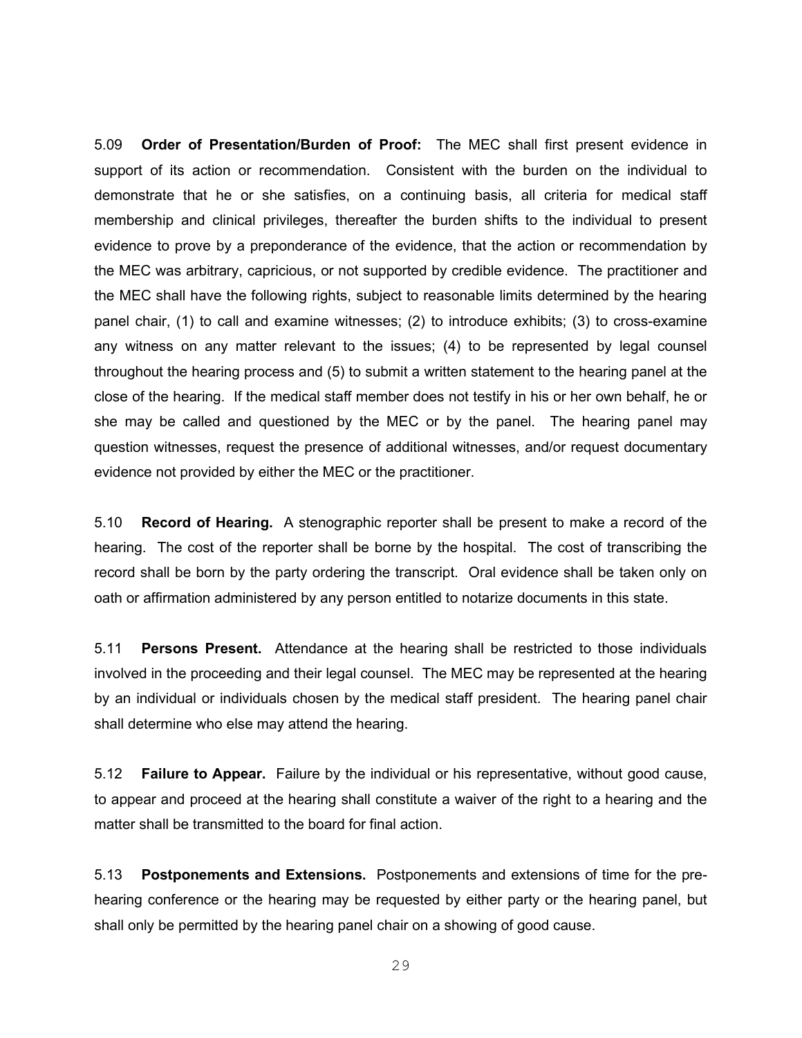5.09 **Order of Presentation/Burden of Proof:** The MEC shall first present evidence in support of its action or recommendation. Consistent with the burden on the individual to demonstrate that he or she satisfies, on a continuing basis, all criteria for medical staff membership and clinical privileges, thereafter the burden shifts to the individual to present evidence to prove by a preponderance of the evidence, that the action or recommendation by the MEC was arbitrary, capricious, or not supported by credible evidence. The practitioner and the MEC shall have the following rights, subject to reasonable limits determined by the hearing panel chair, (1) to call and examine witnesses; (2) to introduce exhibits; (3) to cross-examine any witness on any matter relevant to the issues; (4) to be represented by legal counsel throughout the hearing process and (5) to submit a written statement to the hearing panel at the close of the hearing. If the medical staff member does not testify in his or her own behalf, he or she may be called and questioned by the MEC or by the panel. The hearing panel may question witnesses, request the presence of additional witnesses, and/or request documentary evidence not provided by either the MEC or the practitioner.

5.10 **Record of Hearing.** A stenographic reporter shall be present to make a record of the hearing. The cost of the reporter shall be borne by the hospital. The cost of transcribing the record shall be born by the party ordering the transcript. Oral evidence shall be taken only on oath or affirmation administered by any person entitled to notarize documents in this state.

5.11 **Persons Present.** Attendance at the hearing shall be restricted to those individuals involved in the proceeding and their legal counsel. The MEC may be represented at the hearing by an individual or individuals chosen by the medical staff president. The hearing panel chair shall determine who else may attend the hearing.

5.12 **Failure to Appear.** Failure by the individual or his representative, without good cause, to appear and proceed at the hearing shall constitute a waiver of the right to a hearing and the matter shall be transmitted to the board for final action.

5.13 **Postponements and Extensions.** Postponements and extensions of time for the pre-hearing conference or the hearing may be requested by either party or the hearing panel, but shall only be permitted by the hearing panel chair on a showing of good cause.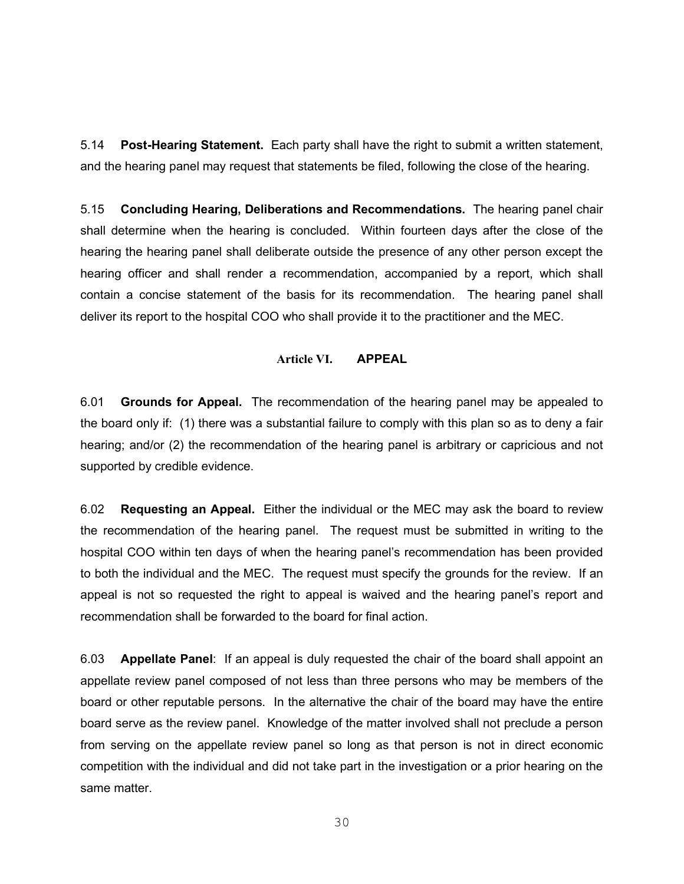5.14 **Post-Hearing Statement.** Each party shall have the right to submit a written statement, and the hearing panel may request that statements be filed, following the close of the hearing.

5.15 **Concluding Hearing, Deliberations and Recommendations.** The hearing panel chair shall determine when the hearing is concluded. Within fourteen days after the close of the hearing the hearing panel shall deliberate outside the presence of any other person except the hearing officer and shall render a recommendation, accompanied by a report, which shall contain a concise statement of the basis for its recommendation. The hearing panel shall deliver its report to the hospital COO who shall provide it to the practitioner and the MEC.

## Article VI. APPEAL

6.01 **Grounds for Appeal.** The recommendation of the hearing panel may be appealed to the board only if: (1) there was a substantial failure to comply with this plan so as to deny a fair hearing; and/or (2) the recommendation of the hearing panel is arbitrary or capricious and not supported by credible evidence.

6.02 **Requesting an Appeal.** Either the individual or the MEC may ask the board to review the recommendation of the hearing panel. The request must be submitted in writing to the hospital COO within ten days of when the hearing panel's recommendation has been provided to both the individual and the MEC. The request must specify the grounds for the review. If an appeal is not so requested the right to appeal is waived and the hearing panel's report and recommendation shall be forwarded to the board for final action.

6.03 **Appellate Panel**: If an appeal is duly requested the chair of the board shall appoint an appellate review panel composed of not less than three persons who may be members of the board or other reputable persons. In the alternative the chair of the board may have the entire board serve as the review panel. Knowledge of the matter involved shall not preclude a person from serving on the appellate review panel so long as that person is not in direct economic competition with the individual and did not take part in the investigation or a prior hearing on the same matter.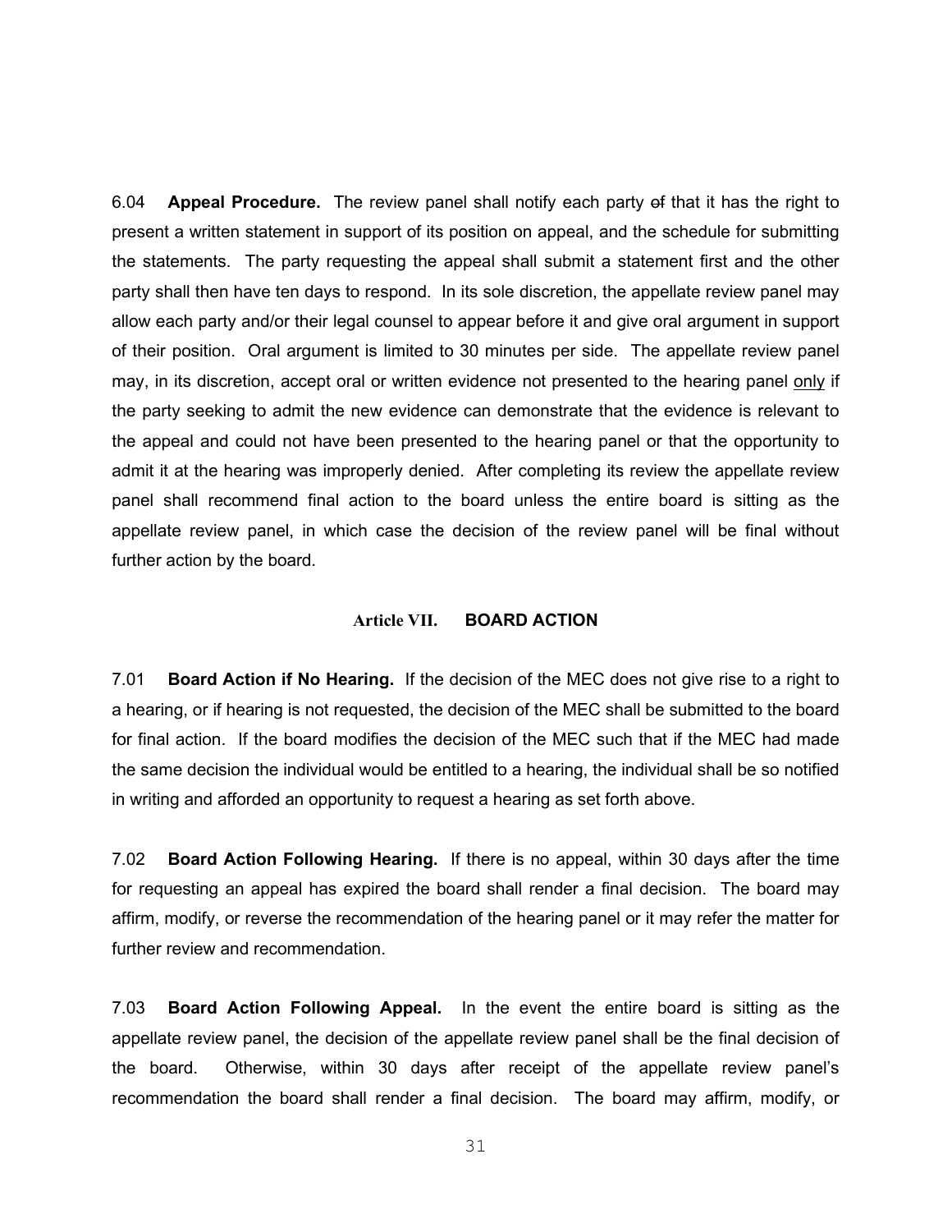6.04 **Appeal Procedure.** The review panel shall notify each party ~~of~~ that it has the right to present a written statement in support of its position on appeal, and the schedule for submitting the statements. The party requesting the appeal shall submit a statement first and the other party shall then have ten days to respond. In its sole discretion, the appellate review panel may allow each party and/or their legal counsel to appear before it and give oral argument in support of their position. Oral argument is limited to 30 minutes per side. The appellate review panel may, in its discretion, accept oral or written evidence not presented to the hearing panel <u>only</u> if the party seeking to admit the new evidence can demonstrate that the evidence is relevant to the appeal and could not have been presented to the hearing panel or that the opportunity to admit it at the hearing was improperly denied. After completing its review the appellate review panel shall recommend final action to the board unless the entire board is sitting as the appellate review panel, in which case the decision of the review panel will be final without further action by the board.

## Article VII. BOARD ACTION

7.01 **Board Action if No Hearing.** If the decision of the MEC does not give rise to a right to a hearing, or if hearing is not requested, the decision of the MEC shall be submitted to the board for final action. If the board modifies the decision of the MEC such that if the MEC had made the same decision the individual would be entitled to a hearing, the individual shall be so notified in writing and afforded an opportunity to request a hearing as set forth above.

7.02 **Board Action Following Hearing.** If there is no appeal, within 30 days after the time for requesting an appeal has expired the board shall render a final decision. The board may affirm, modify, or reverse the recommendation of the hearing panel or it may refer the matter for further review and recommendation.

7.03 **Board Action Following Appeal.** In the event the entire board is sitting as the appellate review panel, the decision of the appellate review panel shall be the final decision of the board. Otherwise, within 30 days after receipt of the appellate review panel's recommendation the board shall render a final decision. The board may affirm, modify, or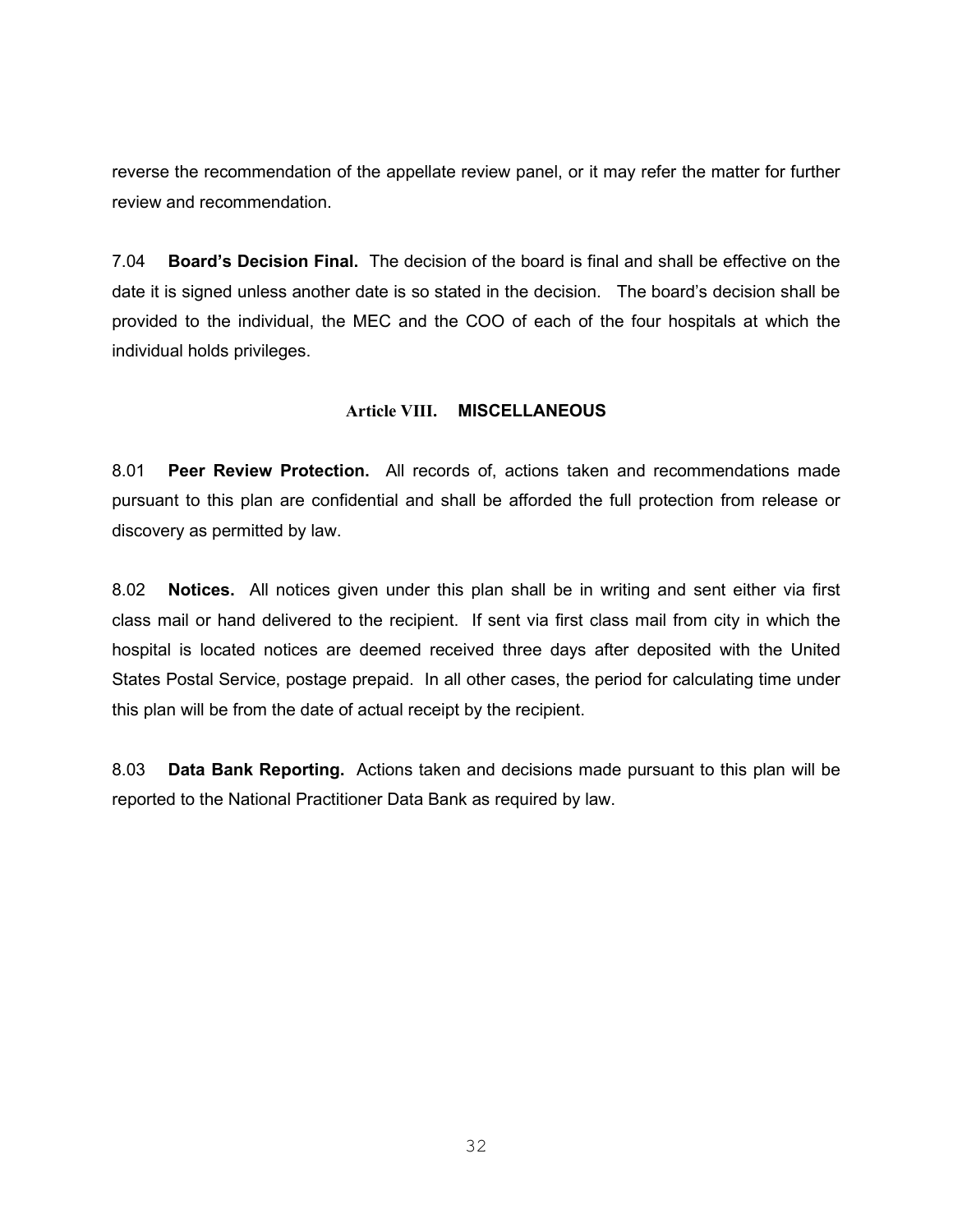reverse the recommendation of the appellate review panel, or it may refer the matter for further review and recommendation.

7.04 **Board's Decision Final.** The decision of the board is final and shall be effective on the date it is signed unless another date is so stated in the decision. The board's decision shall be provided to the individual, the MEC and the COO of each of the four hospitals at which the individual holds privileges.

## Article VIII. MISCELLANEOUS

8.01 **Peer Review Protection.** All records of, actions taken and recommendations made pursuant to this plan are confidential and shall be afforded the full protection from release or discovery as permitted by law.

8.02 **Notices.** All notices given under this plan shall be in writing and sent either via first class mail or hand delivered to the recipient. If sent via first class mail from city in which the hospital is located notices are deemed received three days after deposited with the United States Postal Service, postage prepaid. In all other cases, the period for calculating time under this plan will be from the date of actual receipt by the recipient.

8.03 **Data Bank Reporting.** Actions taken and decisions made pursuant to this plan will be reported to the National Practitioner Data Bank as required by law.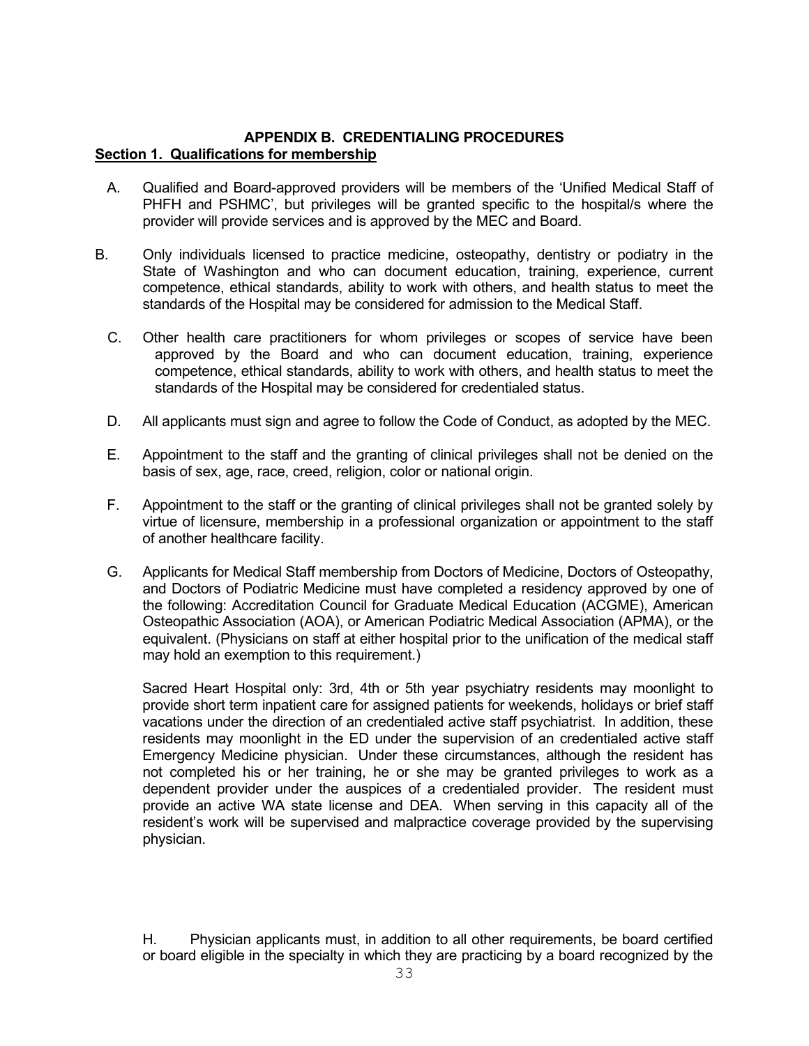## APPENDIX B. CREDENTIALING PROCEDURES

### Section 1. Qualifications for membership

A. Qualified and Board-approved providers will be members of the 'Unified Medical Staff of PHFH and PSHMC', but privileges will be granted specific to the hospital/s where the provider will provide services and is approved by the MEC and Board.

B. Only individuals licensed to practice medicine, osteopathy, dentistry or podiatry in the State of Washington and who can document education, training, experience, current competence, ethical standards, ability to work with others, and health status to meet the standards of the Hospital may be considered for admission to the Medical Staff.

C. Other health care practitioners for whom privileges or scopes of service have been approved by the Board and who can document education, training, experience competence, ethical standards, ability to work with others, and health status to meet the standards of the Hospital may be considered for credentialed status.

D. All applicants must sign and agree to follow the Code of Conduct, as adopted by the MEC.

E. Appointment to the staff and the granting of clinical privileges shall not be denied on the basis of sex, age, race, creed, religion, color or national origin.

F. Appointment to the staff or the granting of clinical privileges shall not be granted solely by virtue of licensure, membership in a professional organization or appointment to the staff of another healthcare facility.

G. Applicants for Medical Staff membership from Doctors of Medicine, Doctors of Osteopathy, and Doctors of Podiatric Medicine must have completed a residency approved by one of the following: Accreditation Council for Graduate Medical Education (ACGME), American Osteopathic Association (AOA), or American Podiatric Medical Association (APMA), or the equivalent. (Physicians on staff at either hospital prior to the unification of the medical staff may hold an exemption to this requirement.)

Sacred Heart Hospital only: 3rd, 4th or 5th year psychiatry residents may moonlight to provide short term inpatient care for assigned patients for weekends, holidays or brief staff vacations under the direction of an credentialed active staff psychiatrist. In addition, these residents may moonlight in the ED under the supervision of an credentialed active staff Emergency Medicine physician. Under these circumstances, although the resident has not completed his or her training, he or she may be granted privileges to work as a dependent provider under the auspices of a credentialed provider. The resident must provide an active WA state license and DEA. When serving in this capacity all of the resident's work will be supervised and malpractice coverage provided by the supervising physician.

H. Physician applicants must, in addition to all other requirements, be board certified or board eligible in the specialty in which they are practicing by a board recognized by the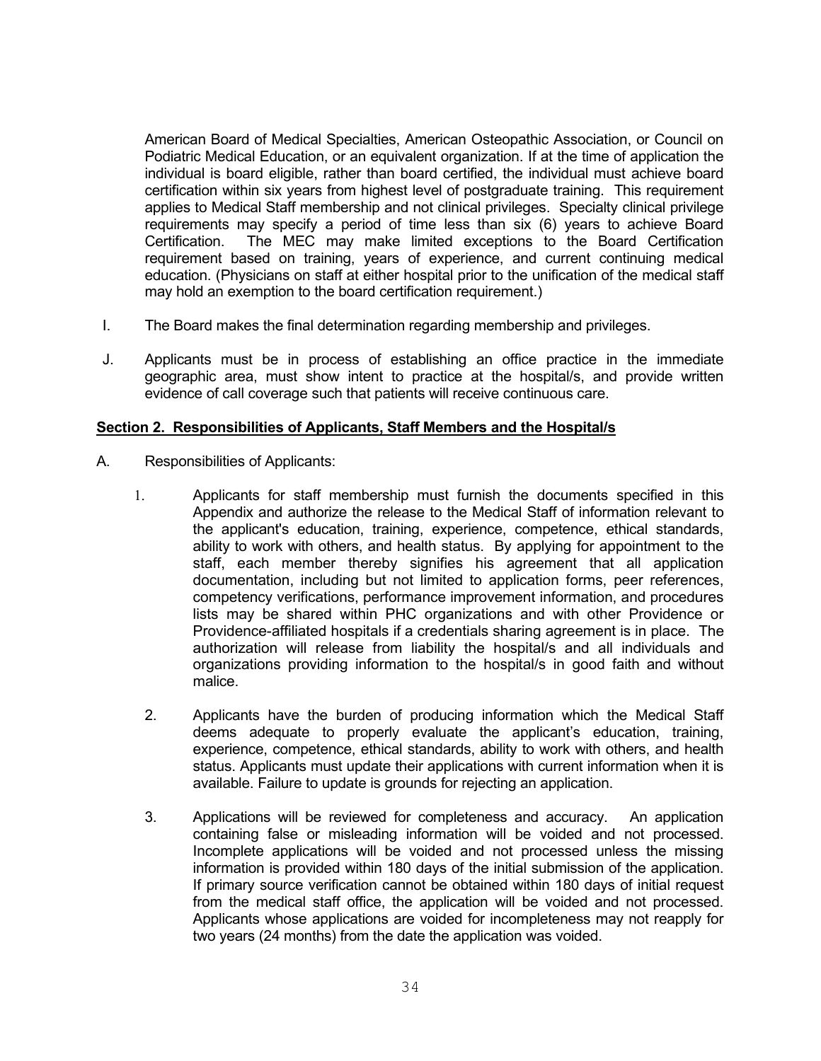American Board of Medical Specialties, American Osteopathic Association, or Council on Podiatric Medical Education, or an equivalent organization. If at the time of application the individual is board eligible, rather than board certified, the individual must achieve board certification within six years from highest level of postgraduate training. This requirement applies to Medical Staff membership and not clinical privileges. Specialty clinical privilege requirements may specify a period of time less than six (6) years to achieve Board Certification. The MEC may make limited exceptions to the Board Certification requirement based on training, years of experience, and current continuing medical education. (Physicians on staff at either hospital prior to the unification of the medical staff may hold an exemption to the board certification requirement.)

I. The Board makes the final determination regarding membership and privileges.

J. Applicants must be in process of establishing an office practice in the immediate geographic area, must show intent to practice at the hospital/s, and provide written evidence of call coverage such that patients will receive continuous care.

**Section 2. Responsibilities of Applicants, Staff Members and the Hospital/s**

A. Responsibilities of Applicants:

1. Applicants for staff membership must furnish the documents specified in this Appendix and authorize the release to the Medical Staff of information relevant to the applicant's education, training, experience, competence, ethical standards, ability to work with others, and health status. By applying for appointment to the staff, each member thereby signifies his agreement that all application documentation, including but not limited to application forms, peer references, competency verifications, performance improvement information, and procedures lists may be shared within PHC organizations and with other Providence or Providence-affiliated hospitals if a credentials sharing agreement is in place. The authorization will release from liability the hospital/s and all individuals and organizations providing information to the hospital/s in good faith and without malice.

2. Applicants have the burden of producing information which the Medical Staff deems adequate to properly evaluate the applicant's education, training, experience, competence, ethical standards, ability to work with others, and health status. Applicants must update their applications with current information when it is available. Failure to update is grounds for rejecting an application.

3. Applications will be reviewed for completeness and accuracy. An application containing false or misleading information will be voided and not processed. Incomplete applications will be voided and not processed unless the missing information is provided within 180 days of the initial submission of the application. If primary source verification cannot be obtained within 180 days of initial request from the medical staff office, the application will be voided and not processed. Applicants whose applications are voided for incompleteness may not reapply for two years (24 months) from the date the application was voided.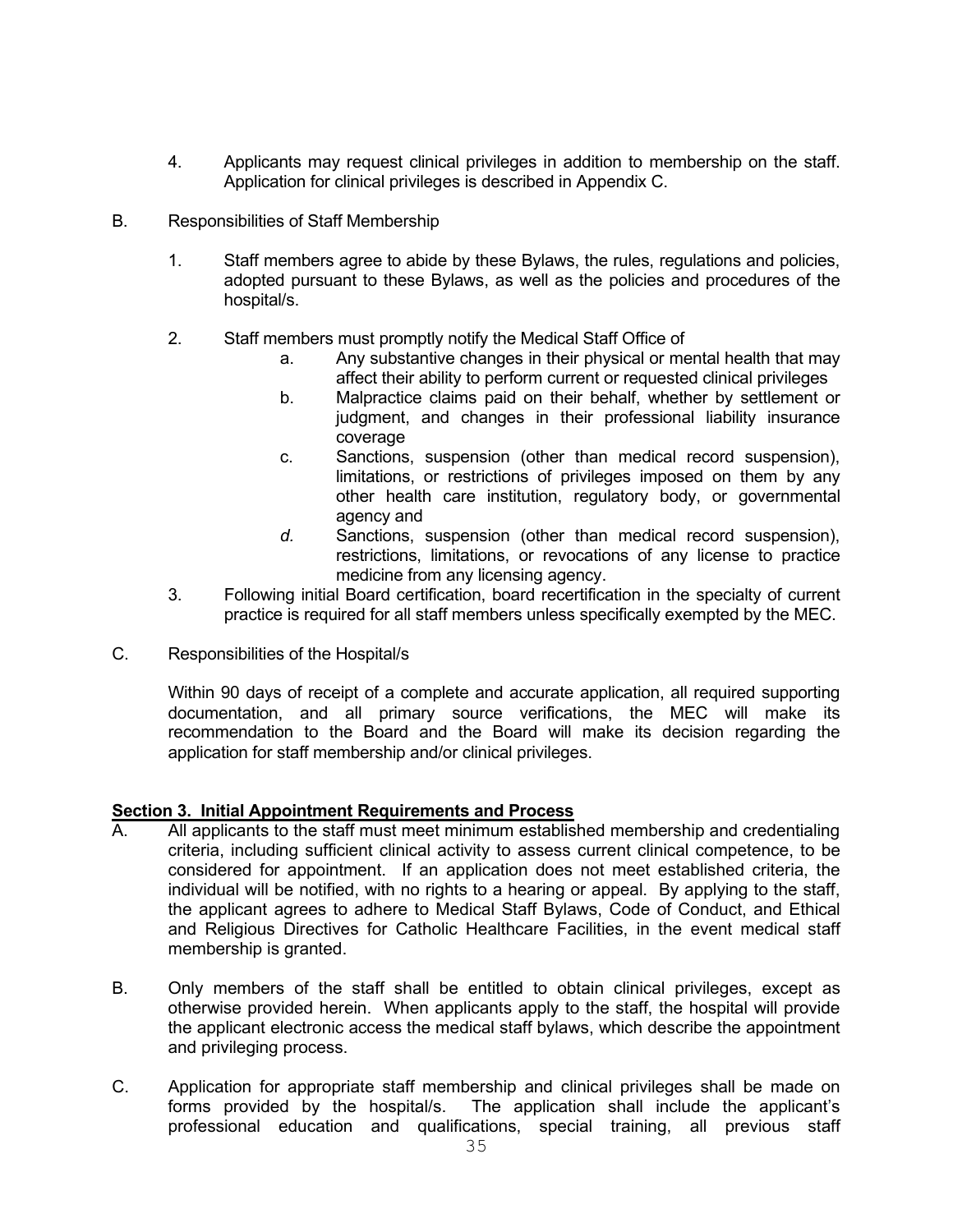4. Applicants may request clinical privileges in addition to membership on the staff. Application for clinical privileges is described in Appendix C.

B. Responsibilities of Staff Membership

1. Staff members agree to abide by these Bylaws, the rules, regulations and policies, adopted pursuant to these Bylaws, as well as the policies and procedures of the hospital/s.

2. Staff members must promptly notify the Medical Staff Office of
   a. Any substantive changes in their physical or mental health that may affect their ability to perform current or requested clinical privileges
   b. Malpractice claims paid on their behalf, whether by settlement or judgment, and changes in their professional liability insurance coverage
   c. Sanctions, suspension (other than medical record suspension), limitations, or restrictions of privileges imposed on them by any other health care institution, regulatory body, or governmental agency and
   *d.* Sanctions, suspension (other than medical record suspension), restrictions, limitations, or revocations of any license to practice medicine from any licensing agency.

3. Following initial Board certification, board recertification in the specialty of current practice is required for all staff members unless specifically exempted by the MEC.

C. Responsibilities of the Hospital/s

Within 90 days of receipt of a complete and accurate application, all required supporting documentation, and all primary source verifications, the MEC will make its recommendation to the Board and the Board will make its decision regarding the application for staff membership and/or clinical privileges.

**Section 3. Initial Appointment Requirements and Process**

A. All applicants to the staff must meet minimum established membership and credentialing criteria, including sufficient clinical activity to assess current clinical competence, to be considered for appointment. If an application does not meet established criteria, the individual will be notified, with no rights to a hearing or appeal. By applying to the staff, the applicant agrees to adhere to Medical Staff Bylaws, Code of Conduct, and Ethical and Religious Directives for Catholic Healthcare Facilities, in the event medical staff membership is granted.

B. Only members of the staff shall be entitled to obtain clinical privileges, except as otherwise provided herein. When applicants apply to the staff, the hospital will provide the applicant electronic access the medical staff bylaws, which describe the appointment and privileging process.

C. Application for appropriate staff membership and clinical privileges shall be made on forms provided by the hospital/s. The application shall include the applicant's professional education and qualifications, special training, all previous staff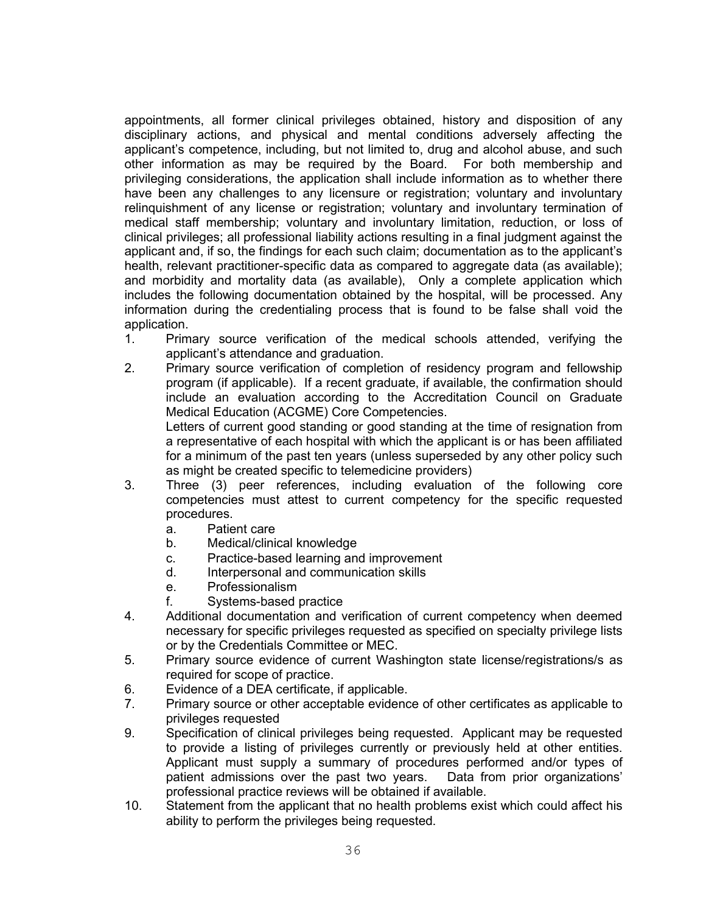appointments, all former clinical privileges obtained, history and disposition of any disciplinary actions, and physical and mental conditions adversely affecting the applicant's competence, including, but not limited to, drug and alcohol abuse, and such other information as may be required by the Board. For both membership and privileging considerations, the application shall include information as to whether there have been any challenges to any licensure or registration; voluntary and involuntary relinquishment of any license or registration; voluntary and involuntary termination of medical staff membership; voluntary and involuntary limitation, reduction, or loss of clinical privileges; all professional liability actions resulting in a final judgment against the applicant and, if so, the findings for each such claim; documentation as to the applicant's health, relevant practitioner-specific data as compared to aggregate data (as available); and morbidity and mortality data (as available), Only a complete application which includes the following documentation obtained by the hospital, will be processed. Any information during the credentialing process that is found to be false shall void the application.

1. Primary source verification of the medical schools attended, verifying the applicant's attendance and graduation.
2. Primary source verification of completion of residency program and fellowship program (if applicable). If a recent graduate, if available, the confirmation should include an evaluation according to the Accreditation Council on Graduate Medical Education (ACGME) Core Competencies.
   Letters of current good standing or good standing at the time of resignation from a representative of each hospital with which the applicant is or has been affiliated for a minimum of the past ten years (unless superseded by any other policy such as might be created specific to telemedicine providers)
3. Three (3) peer references, including evaluation of the following core competencies must attest to current competency for the specific requested procedures.
   a. Patient care
   b. Medical/clinical knowledge
   c. Practice-based learning and improvement
   d. Interpersonal and communication skills
   e. Professionalism
   f. Systems-based practice
4. Additional documentation and verification of current competency when deemed necessary for specific privileges requested as specified on specialty privilege lists or by the Credentials Committee or MEC.
5. Primary source evidence of current Washington state license/registrations/s as required for scope of practice.
6. Evidence of a DEA certificate, if applicable.
7. Primary source or other acceptable evidence of other certificates as applicable to privileges requested
9. Specification of clinical privileges being requested. Applicant may be requested to provide a listing of privileges currently or previously held at other entities. Applicant must supply a summary of procedures performed and/or types of patient admissions over the past two years. Data from prior organizations' professional practice reviews will be obtained if available.
10. Statement from the applicant that no health problems exist which could affect his ability to perform the privileges being requested.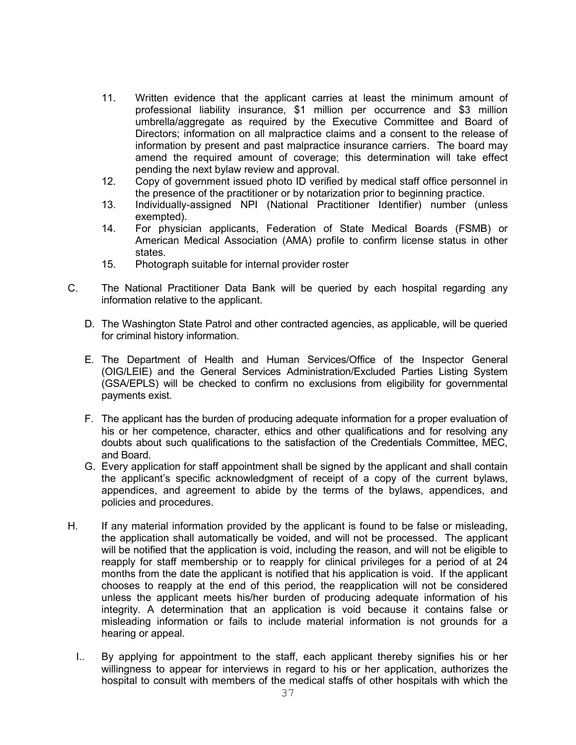11. Written evidence that the applicant carries at least the minimum amount of professional liability insurance, $1 million per occurrence and $3 million umbrella/aggregate as required by the Executive Committee and Board of Directors; information on all malpractice claims and a consent to the release of information by present and past malpractice insurance carriers. The board may amend the required amount of coverage; this determination will take effect pending the next bylaw review and approval.
12. Copy of government issued photo ID verified by medical staff office personnel in the presence of the practitioner or by notarization prior to beginning practice.
13. Individually-assigned NPI (National Practitioner Identifier) number (unless exempted).
14. For physician applicants, Federation of State Medical Boards (FSMB) or American Medical Association (AMA) profile to confirm license status in other states.
15. Photograph suitable for internal provider roster

C. The National Practitioner Data Bank will be queried by each hospital regarding any information relative to the applicant.

D. The Washington State Patrol and other contracted agencies, as applicable, will be queried for criminal history information.

E. The Department of Health and Human Services/Office of the Inspector General (OIG/LEIE) and the General Services Administration/Excluded Parties Listing System (GSA/EPLS) will be checked to confirm no exclusions from eligibility for governmental payments exist.

F. The applicant has the burden of producing adequate information for a proper evaluation of his or her competence, character, ethics and other qualifications and for resolving any doubts about such qualifications to the satisfaction of the Credentials Committee, MEC, and Board.

G. Every application for staff appointment shall be signed by the applicant and shall contain the applicant's specific acknowledgment of receipt of a copy of the current bylaws, appendices, and agreement to abide by the terms of the bylaws, appendices, and policies and procedures.

H. If any material information provided by the applicant is found to be false or misleading, the application shall automatically be voided, and will not be processed. The applicant will be notified that the application is void, including the reason, and will not be eligible to reapply for staff membership or to reapply for clinical privileges for a period of at 24 months from the date the applicant is notified that his application is void. If the applicant chooses to reapply at the end of this period, the reapplication will not be considered unless the applicant meets his/her burden of producing adequate information of his integrity. A determination that an application is void because it contains false or misleading information or fails to include material information is not grounds for a hearing or appeal.

I.. By applying for appointment to the staff, each applicant thereby signifies his or her willingness to appear for interviews in regard to his or her application, authorizes the hospital to consult with members of the medical staffs of other hospitals with which the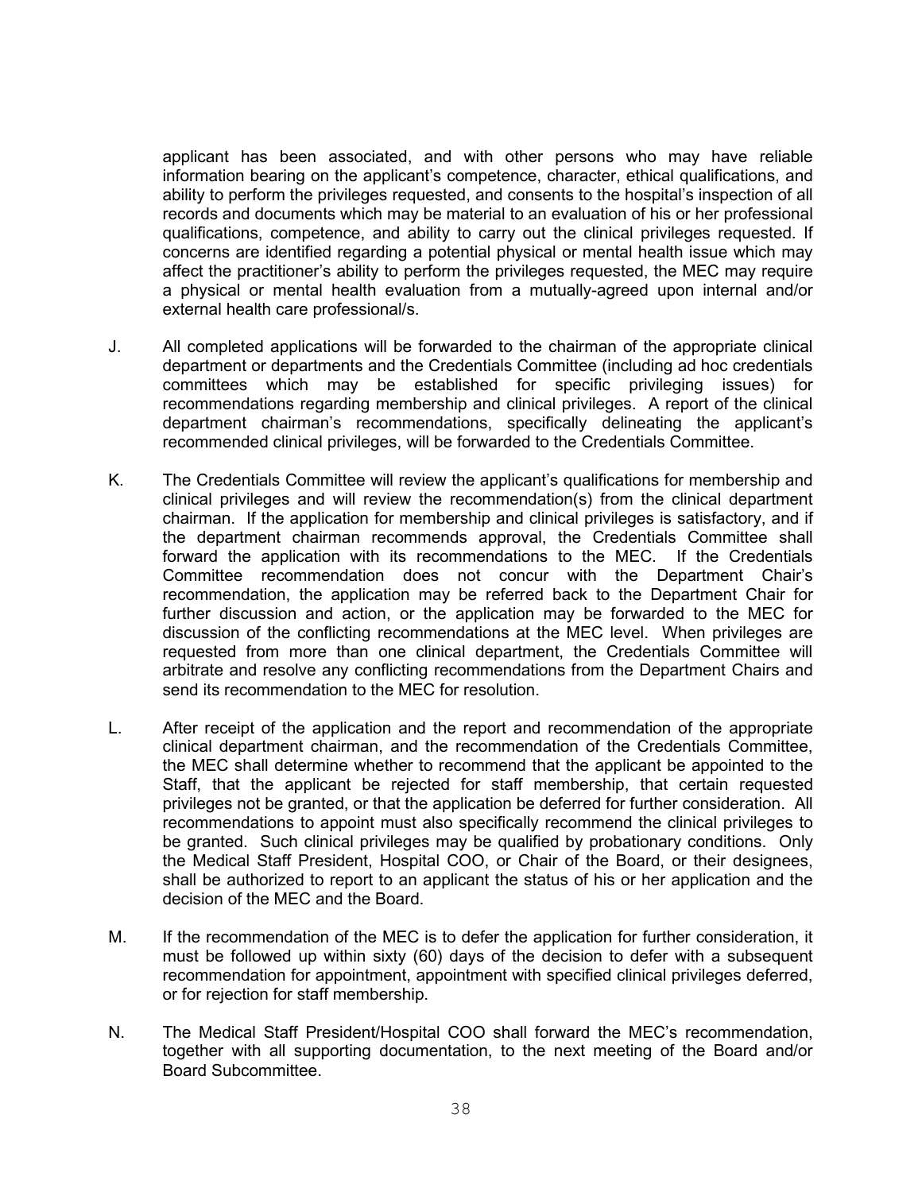applicant has been associated, and with other persons who may have reliable information bearing on the applicant's competence, character, ethical qualifications, and ability to perform the privileges requested, and consents to the hospital's inspection of all records and documents which may be material to an evaluation of his or her professional qualifications, competence, and ability to carry out the clinical privileges requested. If concerns are identified regarding a potential physical or mental health issue which may affect the practitioner's ability to perform the privileges requested, the MEC may require a physical or mental health evaluation from a mutually-agreed upon internal and/or external health care professional/s.

J. All completed applications will be forwarded to the chairman of the appropriate clinical department or departments and the Credentials Committee (including ad hoc credentials committees which may be established for specific privileging issues) for recommendations regarding membership and clinical privileges. A report of the clinical department chairman's recommendations, specifically delineating the applicant's recommended clinical privileges, will be forwarded to the Credentials Committee.

K. The Credentials Committee will review the applicant's qualifications for membership and clinical privileges and will review the recommendation(s) from the clinical department chairman. If the application for membership and clinical privileges is satisfactory, and if the department chairman recommends approval, the Credentials Committee shall forward the application with its recommendations to the MEC. If the Credentials Committee recommendation does not concur with the Department Chair's recommendation, the application may be referred back to the Department Chair for further discussion and action, or the application may be forwarded to the MEC for discussion of the conflicting recommendations at the MEC level. When privileges are requested from more than one clinical department, the Credentials Committee will arbitrate and resolve any conflicting recommendations from the Department Chairs and send its recommendation to the MEC for resolution.

L. After receipt of the application and the report and recommendation of the appropriate clinical department chairman, and the recommendation of the Credentials Committee, the MEC shall determine whether to recommend that the applicant be appointed to the Staff, that the applicant be rejected for staff membership, that certain requested privileges not be granted, or that the application be deferred for further consideration. All recommendations to appoint must also specifically recommend the clinical privileges to be granted. Such clinical privileges may be qualified by probationary conditions. Only the Medical Staff President, Hospital COO, or Chair of the Board, or their designees, shall be authorized to report to an applicant the status of his or her application and the decision of the MEC and the Board.

M. If the recommendation of the MEC is to defer the application for further consideration, it must be followed up within sixty (60) days of the decision to defer with a subsequent recommendation for appointment, appointment with specified clinical privileges deferred, or for rejection for staff membership.

N. The Medical Staff President/Hospital COO shall forward the MEC's recommendation, together with all supporting documentation, to the next meeting of the Board and/or Board Subcommittee.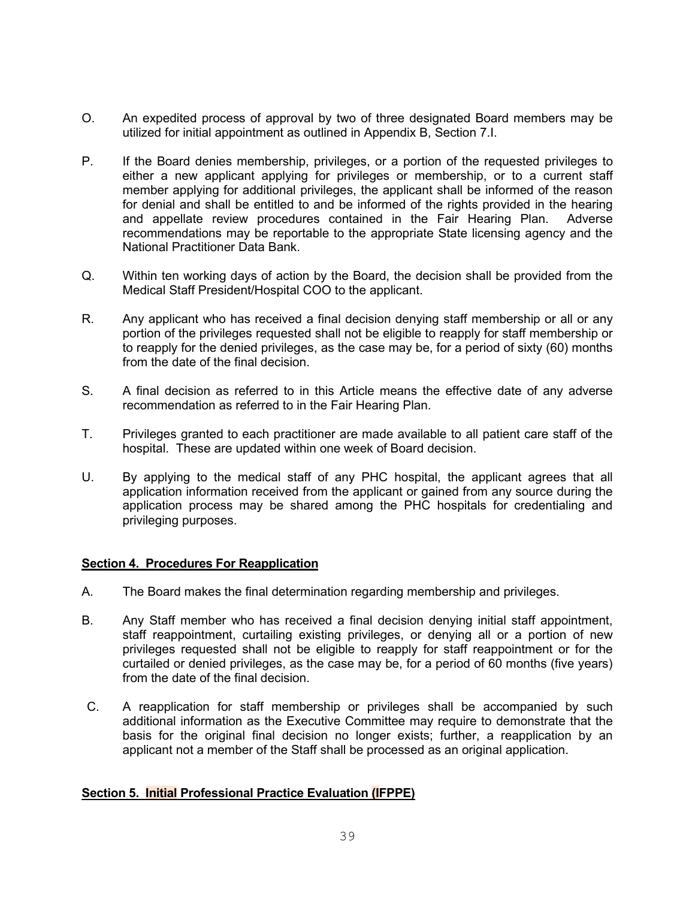O. An expedited process of approval by two of three designated Board members may be utilized for initial appointment as outlined in Appendix B, Section 7.I.

P. If the Board denies membership, privileges, or a portion of the requested privileges to either a new applicant applying for privileges or membership, or to a current staff member applying for additional privileges, the applicant shall be informed of the reason for denial and shall be entitled to and be informed of the rights provided in the hearing and appellate review procedures contained in the Fair Hearing Plan. Adverse recommendations may be reportable to the appropriate State licensing agency and the National Practitioner Data Bank.

Q. Within ten working days of action by the Board, the decision shall be provided from the Medical Staff President/Hospital COO to the applicant.

R. Any applicant who has received a final decision denying staff membership or all or any portion of the privileges requested shall not be eligible to reapply for staff membership or to reapply for the denied privileges, as the case may be, for a period of sixty (60) months from the date of the final decision.

S. A final decision as referred to in this Article means the effective date of any adverse recommendation as referred to in the Fair Hearing Plan.

T. Privileges granted to each practitioner are made available to all patient care staff of the hospital. These are updated within one week of Board decision.

U. By applying to the medical staff of any PHC hospital, the applicant agrees that all application information received from the applicant or gained from any source during the application process may be shared among the PHC hospitals for credentialing and privileging purposes.

## Section 4. Procedures For Reapplication

A. The Board makes the final determination regarding membership and privileges.

B. Any Staff member who has received a final decision denying initial staff appointment, staff reappointment, curtailing existing privileges, or denying all or a portion of new privileges requested shall not be eligible to reapply for staff reappointment or for the curtailed or denied privileges, as the case may be, for a period of 60 months (five years) from the date of the final decision.

C. A reapplication for staff membership or privileges shall be accompanied by such additional information as the Executive Committee may require to demonstrate that the basis for the original final decision no longer exists; further, a reapplication by an applicant not a member of the Staff shall be processed as an original application.

## Section 5. Initial Professional Practice Evaluation (IFPPE)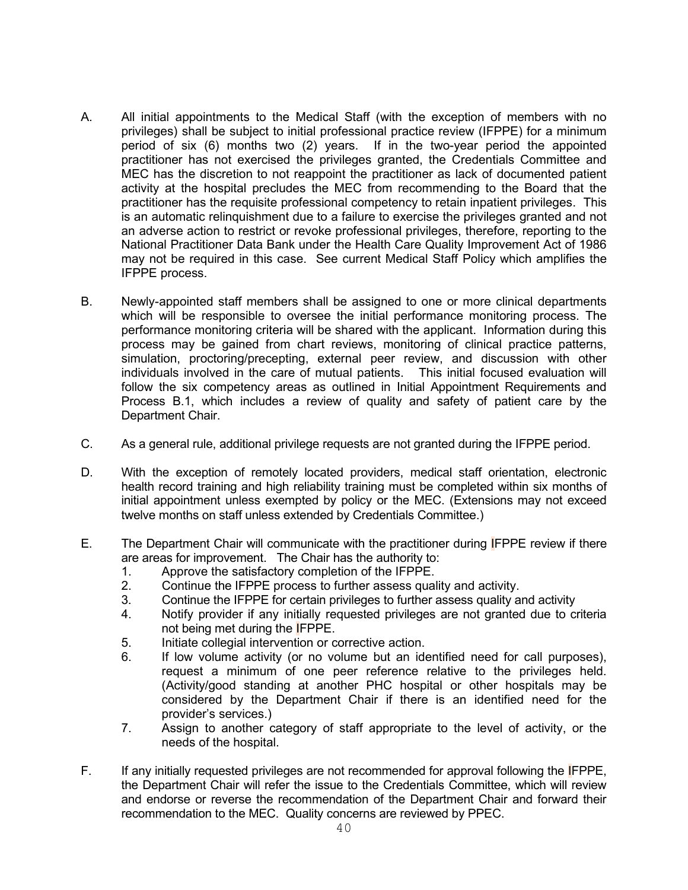A. All initial appointments to the Medical Staff (with the exception of members with no privileges) shall be subject to initial professional practice review (IFPPE) for a minimum period of six (6) months two (2) years. If in the two-year period the appointed practitioner has not exercised the privileges granted, the Credentials Committee and MEC has the discretion to not reappoint the practitioner as lack of documented patient activity at the hospital precludes the MEC from recommending to the Board that the practitioner has the requisite professional competency to retain inpatient privileges. This is an automatic relinquishment due to a failure to exercise the privileges granted and not an adverse action to restrict or revoke professional privileges, therefore, reporting to the National Practitioner Data Bank under the Health Care Quality Improvement Act of 1986 may not be required in this case. See current Medical Staff Policy which amplifies the IFPPE process.

B. Newly-appointed staff members shall be assigned to one or more clinical departments which will be responsible to oversee the initial performance monitoring process. The performance monitoring criteria will be shared with the applicant. Information during this process may be gained from chart reviews, monitoring of clinical practice patterns, simulation, proctoring/precepting, external peer review, and discussion with other individuals involved in the care of mutual patients. This initial focused evaluation will follow the six competency areas as outlined in Initial Appointment Requirements and Process B.1, which includes a review of quality and safety of patient care by the Department Chair.

C. As a general rule, additional privilege requests are not granted during the IFPPE period.

D. With the exception of remotely located providers, medical staff orientation, electronic health record training and high reliability training must be completed within six months of initial appointment unless exempted by policy or the MEC. (Extensions may not exceed twelve months on staff unless extended by Credentials Committee.)

E. The Department Chair will communicate with the practitioner during IFPPE review if there are areas for improvement. The Chair has the authority to:
   1. Approve the satisfactory completion of the IFPPE.
   2. Continue the IFPPE process to further assess quality and activity.
   3. Continue the IFPPE for certain privileges to further assess quality and activity
   4. Notify provider if any initially requested privileges are not granted due to criteria not being met during the IFPPE.
   5. Initiate collegial intervention or corrective action.
   6. If low volume activity (or no volume but an identified need for call purposes), request a minimum of one peer reference relative to the privileges held. (Activity/good standing at another PHC hospital or other hospitals may be considered by the Department Chair if there is an identified need for the provider's services.)
   7. Assign to another category of staff appropriate to the level of activity, or the needs of the hospital.

F. If any initially requested privileges are not recommended for approval following the IFPPE, the Department Chair will refer the issue to the Credentials Committee, which will review and endorse or reverse the recommendation of the Department Chair and forward their recommendation to the MEC. Quality concerns are reviewed by PPEC.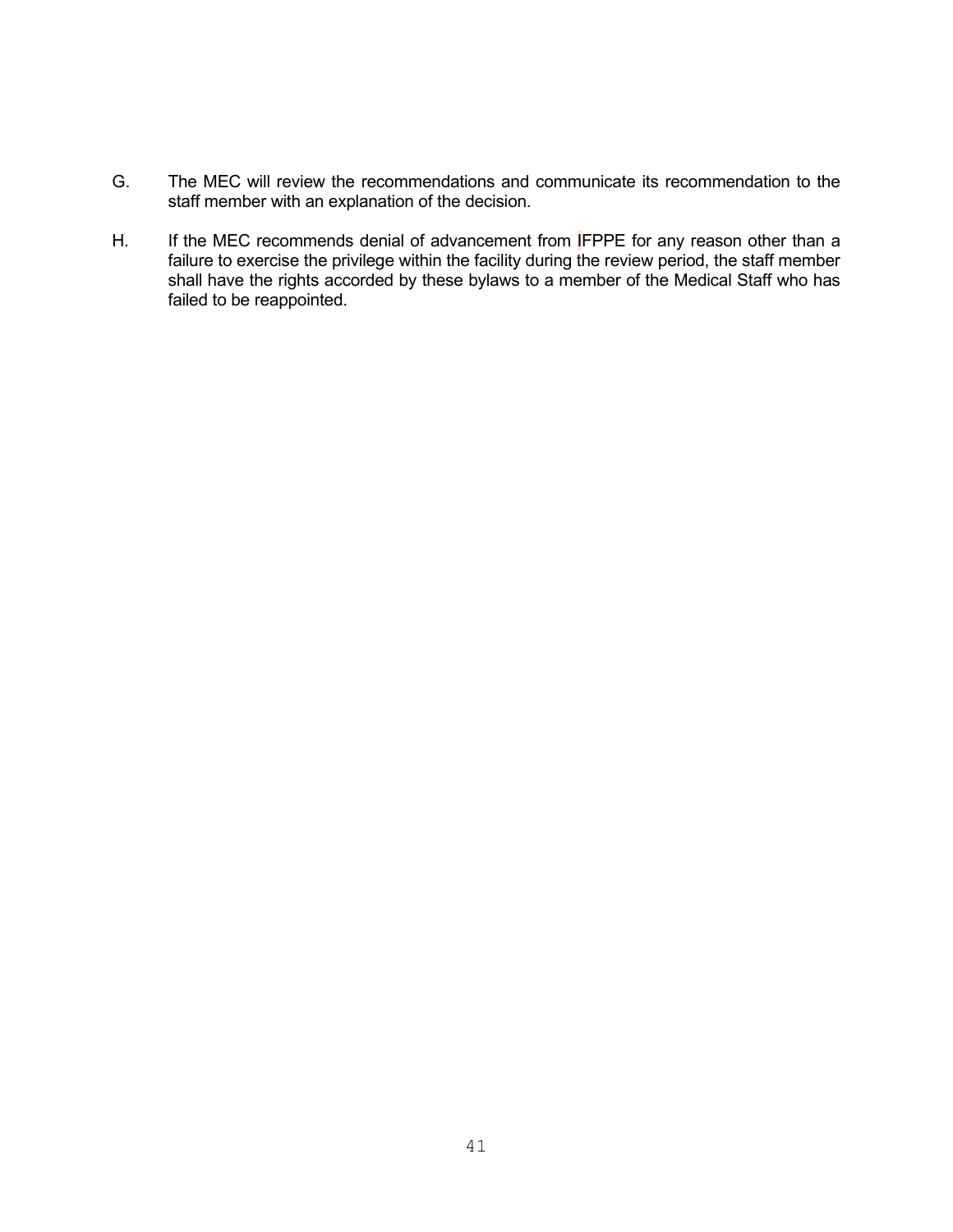G. The MEC will review the recommendations and communicate its recommendation to the staff member with an explanation of the decision.

H. If the MEC recommends denial of advancement from IFPPE for any reason other than a failure to exercise the privilege within the facility during the review period, the staff member shall have the rights accorded by these bylaws to a member of the Medical Staff who has failed to be reappointed.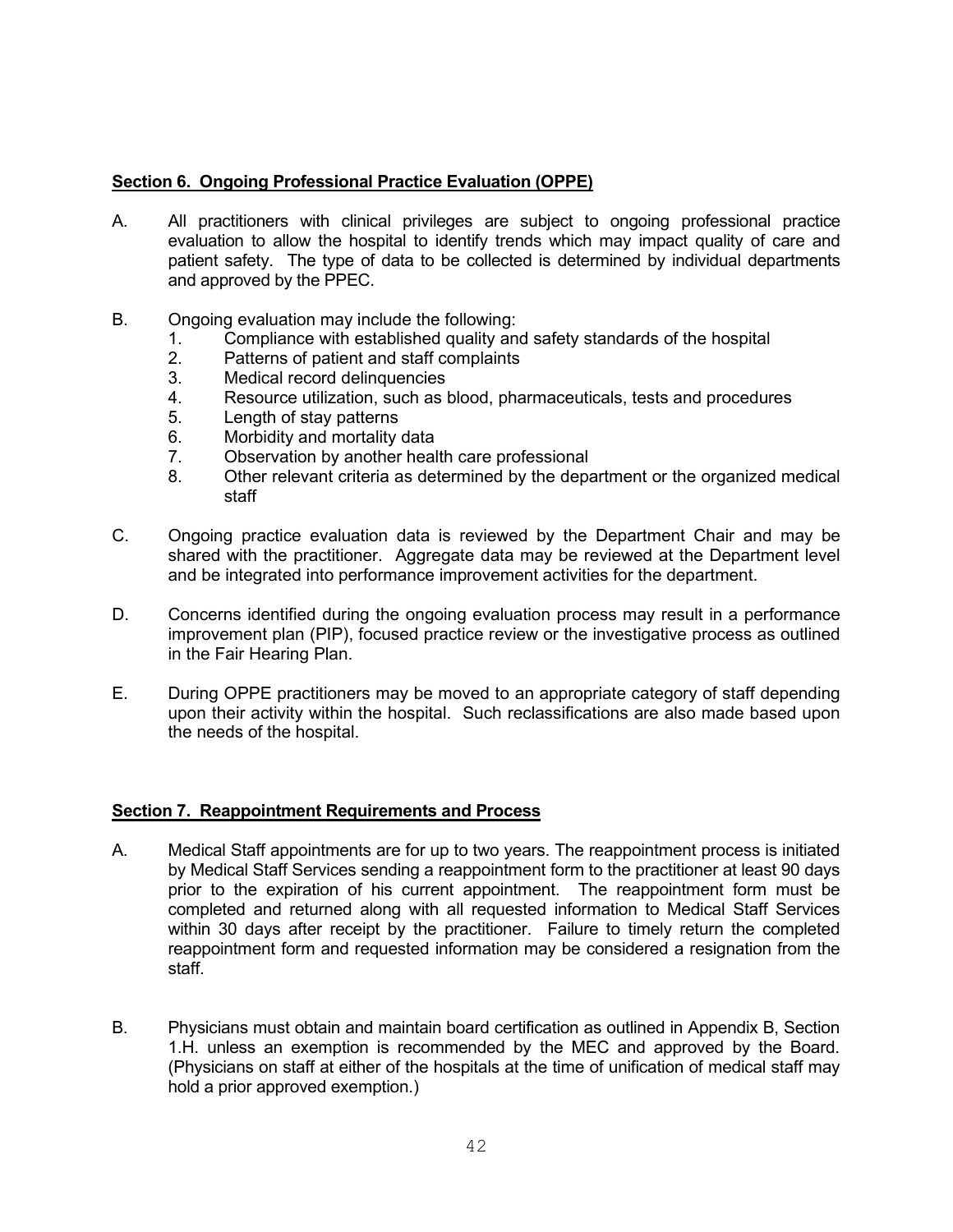## **Section 6. Ongoing Professional Practice Evaluation (OPPE)**

A. All practitioners with clinical privileges are subject to ongoing professional practice evaluation to allow the hospital to identify trends which may impact quality of care and patient safety. The type of data to be collected is determined by individual departments and approved by the PPEC.

B. Ongoing evaluation may include the following:
   1. Compliance with established quality and safety standards of the hospital
   2. Patterns of patient and staff complaints
   3. Medical record delinquencies
   4. Resource utilization, such as blood, pharmaceuticals, tests and procedures
   5. Length of stay patterns
   6. Morbidity and mortality data
   7. Observation by another health care professional
   8. Other relevant criteria as determined by the department or the organized medical staff

C. Ongoing practice evaluation data is reviewed by the Department Chair and may be shared with the practitioner. Aggregate data may be reviewed at the Department level and be integrated into performance improvement activities for the department.

D. Concerns identified during the ongoing evaluation process may result in a performance improvement plan (PIP), focused practice review or the investigative process as outlined in the Fair Hearing Plan.

E. During OPPE practitioners may be moved to an appropriate category of staff depending upon their activity within the hospital. Such reclassifications are also made based upon the needs of the hospital.

## **Section 7. Reappointment Requirements and Process**

A. Medical Staff appointments are for up to two years. The reappointment process is initiated by Medical Staff Services sending a reappointment form to the practitioner at least 90 days prior to the expiration of his current appointment. The reappointment form must be completed and returned along with all requested information to Medical Staff Services within 30 days after receipt by the practitioner. Failure to timely return the completed reappointment form and requested information may be considered a resignation from the staff.

B. Physicians must obtain and maintain board certification as outlined in Appendix B, Section 1.H. unless an exemption is recommended by the MEC and approved by the Board. (Physicians on staff at either of the hospitals at the time of unification of medical staff may hold a prior approved exemption.)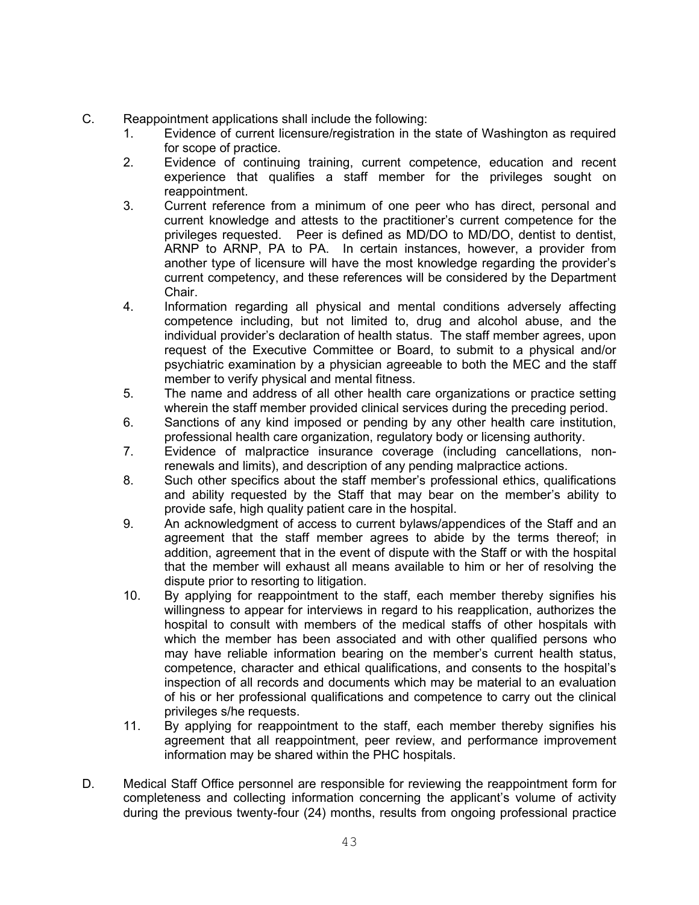C. Reappointment applications shall include the following:
   1. Evidence of current licensure/registration in the state of Washington as required for scope of practice.
   2. Evidence of continuing training, current competence, education and recent experience that qualifies a staff member for the privileges sought on reappointment.
   3. Current reference from a minimum of one peer who has direct, personal and current knowledge and attests to the practitioner's current competence for the privileges requested. Peer is defined as MD/DO to MD/DO, dentist to dentist, ARNP to ARNP, PA to PA. In certain instances, however, a provider from another type of licensure will have the most knowledge regarding the provider's current competency, and these references will be considered by the Department Chair.
   4. Information regarding all physical and mental conditions adversely affecting competence including, but not limited to, drug and alcohol abuse, and the individual provider's declaration of health status. The staff member agrees, upon request of the Executive Committee or Board, to submit to a physical and/or psychiatric examination by a physician agreeable to both the MEC and the staff member to verify physical and mental fitness.
   5. The name and address of all other health care organizations or practice setting wherein the staff member provided clinical services during the preceding period.
   6. Sanctions of any kind imposed or pending by any other health care institution, professional health care organization, regulatory body or licensing authority.
   7. Evidence of malpractice insurance coverage (including cancellations, non-renewals and limits), and description of any pending malpractice actions.
   8. Such other specifics about the staff member's professional ethics, qualifications and ability requested by the Staff that may bear on the member's ability to provide safe, high quality patient care in the hospital.
   9. An acknowledgment of access to current bylaws/appendices of the Staff and an agreement that the staff member agrees to abide by the terms thereof; in addition, agreement that in the event of dispute with the Staff or with the hospital that the member will exhaust all means available to him or her of resolving the dispute prior to resorting to litigation.
   10. By applying for reappointment to the staff, each member thereby signifies his willingness to appear for interviews in regard to his reapplication, authorizes the hospital to consult with members of the medical staffs of other hospitals with which the member has been associated and with other qualified persons who may have reliable information bearing on the member's current health status, competence, character and ethical qualifications, and consents to the hospital's inspection of all records and documents which may be material to an evaluation of his or her professional qualifications and competence to carry out the clinical privileges s/he requests.
   11. By applying for reappointment to the staff, each member thereby signifies his agreement that all reappointment, peer review, and performance improvement information may be shared within the PHC hospitals.

D. Medical Staff Office personnel are responsible for reviewing the reappointment form for completeness and collecting information concerning the applicant's volume of activity during the previous twenty-four (24) months, results from ongoing professional practice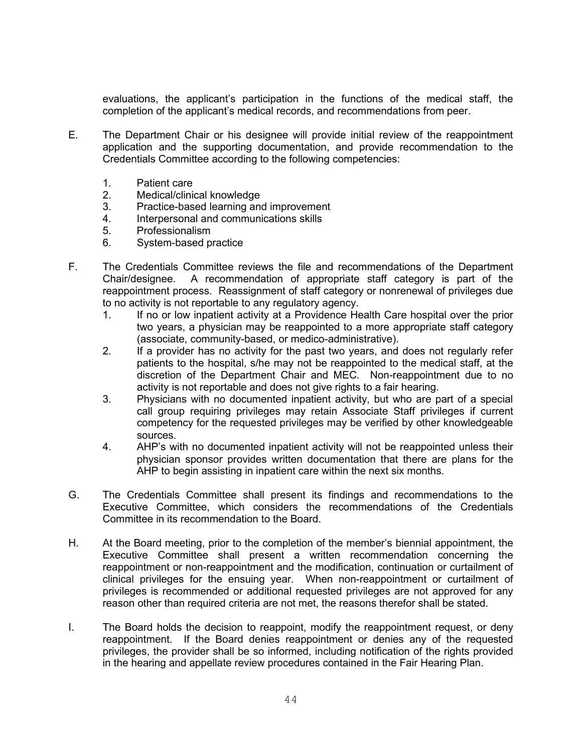evaluations, the applicant's participation in the functions of the medical staff, the completion of the applicant's medical records, and recommendations from peer.

E. The Department Chair or his designee will provide initial review of the reappointment application and the supporting documentation, and provide recommendation to the Credentials Committee according to the following competencies:

   1. Patient care
   2. Medical/clinical knowledge
   3. Practice-based learning and improvement
   4. Interpersonal and communications skills
   5. Professionalism
   6. System-based practice

F. The Credentials Committee reviews the file and recommendations of the Department Chair/designee. A recommendation of appropriate staff category is part of the reappointment process. Reassignment of staff category or nonrenewal of privileges due to no activity is not reportable to any regulatory agency.

   1. If no or low inpatient activity at a Providence Health Care hospital over the prior two years, a physician may be reappointed to a more appropriate staff category (associate, community-based, or medico-administrative).
   2. If a provider has no activity for the past two years, and does not regularly refer patients to the hospital, s/he may not be reappointed to the medical staff, at the discretion of the Department Chair and MEC. Non-reappointment due to no activity is not reportable and does not give rights to a fair hearing.
   3. Physicians with no documented inpatient activity, but who are part of a special call group requiring privileges may retain Associate Staff privileges if current competency for the requested privileges may be verified by other knowledgeable sources.
   4. AHP's with no documented inpatient activity will not be reappointed unless their physician sponsor provides written documentation that there are plans for the AHP to begin assisting in inpatient care within the next six months.

G. The Credentials Committee shall present its findings and recommendations to the Executive Committee, which considers the recommendations of the Credentials Committee in its recommendation to the Board.

H. At the Board meeting, prior to the completion of the member's biennial appointment, the Executive Committee shall present a written recommendation concerning the reappointment or non-reappointment and the modification, continuation or curtailment of clinical privileges for the ensuing year. When non-reappointment or curtailment of privileges is recommended or additional requested privileges are not approved for any reason other than required criteria are not met, the reasons therefor shall be stated.

I. The Board holds the decision to reappoint, modify the reappointment request, or deny reappointment. If the Board denies reappointment or denies any of the requested privileges, the provider shall be so informed, including notification of the rights provided in the hearing and appellate review procedures contained in the Fair Hearing Plan.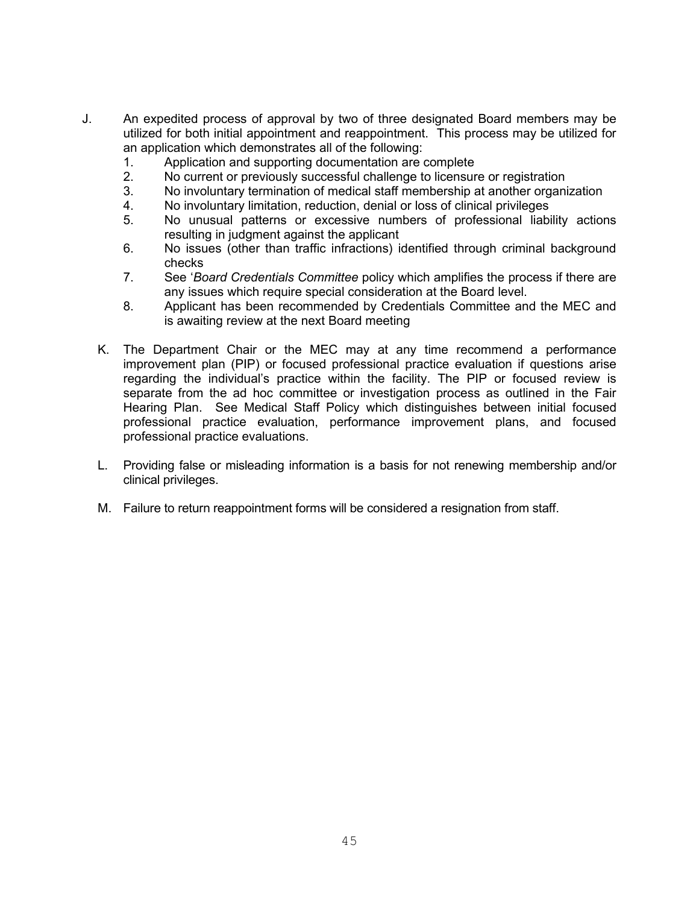J. An expedited process of approval by two of three designated Board members may be utilized for both initial appointment and reappointment. This process may be utilized for an application which demonstrates all of the following:
   1. Application and supporting documentation are complete
   2. No current or previously successful challenge to licensure or registration
   3. No involuntary termination of medical staff membership at another organization
   4. No involuntary limitation, reduction, denial or loss of clinical privileges
   5. No unusual patterns or excessive numbers of professional liability actions resulting in judgment against the applicant
   6. No issues (other than traffic infractions) identified through criminal background checks
   7. See '*Board Credentials Committee* policy which amplifies the process if there are any issues which require special consideration at the Board level.
   8. Applicant has been recommended by Credentials Committee and the MEC and is awaiting review at the next Board meeting

K. The Department Chair or the MEC may at any time recommend a performance improvement plan (PIP) or focused professional practice evaluation if questions arise regarding the individual's practice within the facility. The PIP or focused review is separate from the ad hoc committee or investigation process as outlined in the Fair Hearing Plan. See Medical Staff Policy which distinguishes between initial focused professional practice evaluation, performance improvement plans, and focused professional practice evaluations.

L. Providing false or misleading information is a basis for not renewing membership and/or clinical privileges.

M. Failure to return reappointment forms will be considered a resignation from staff.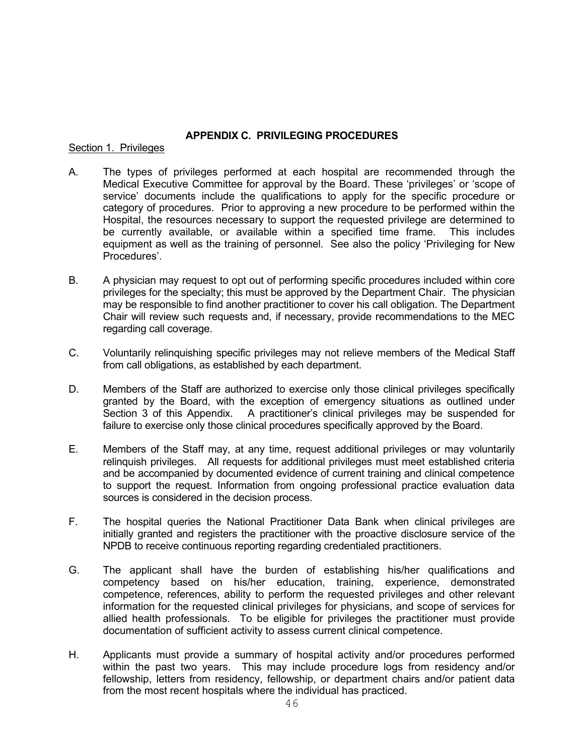## APPENDIX C. PRIVILEGING PROCEDURES

<u>Section 1. Privileges</u>

A. The types of privileges performed at each hospital are recommended through the Medical Executive Committee for approval by the Board. These 'privileges' or 'scope of service' documents include the qualifications to apply for the specific procedure or category of procedures. Prior to approving a new procedure to be performed within the Hospital, the resources necessary to support the requested privilege are determined to be currently available, or available within a specified time frame. This includes equipment as well as the training of personnel. See also the policy 'Privileging for New Procedures'.

B. A physician may request to opt out of performing specific procedures included within core privileges for the specialty; this must be approved by the Department Chair. The physician may be responsible to find another practitioner to cover his call obligation. The Department Chair will review such requests and, if necessary, provide recommendations to the MEC regarding call coverage.

C. Voluntarily relinquishing specific privileges may not relieve members of the Medical Staff from call obligations, as established by each department.

D. Members of the Staff are authorized to exercise only those clinical privileges specifically granted by the Board, with the exception of emergency situations as outlined under Section 3 of this Appendix. A practitioner's clinical privileges may be suspended for failure to exercise only those clinical procedures specifically approved by the Board.

E. Members of the Staff may, at any time, request additional privileges or may voluntarily relinquish privileges. All requests for additional privileges must meet established criteria and be accompanied by documented evidence of current training and clinical competence to support the request. Information from ongoing professional practice evaluation data sources is considered in the decision process.

F. The hospital queries the National Practitioner Data Bank when clinical privileges are initially granted and registers the practitioner with the proactive disclosure service of the NPDB to receive continuous reporting regarding credentialed practitioners.

G. The applicant shall have the burden of establishing his/her qualifications and competency based on his/her education, training, experience, demonstrated competence, references, ability to perform the requested privileges and other relevant information for the requested clinical privileges for physicians, and scope of services for allied health professionals. To be eligible for privileges the practitioner must provide documentation of sufficient activity to assess current clinical competence.

H. Applicants must provide a summary of hospital activity and/or procedures performed within the past two years. This may include procedure logs from residency and/or fellowship, letters from residency, fellowship, or department chairs and/or patient data from the most recent hospitals where the individual has practiced.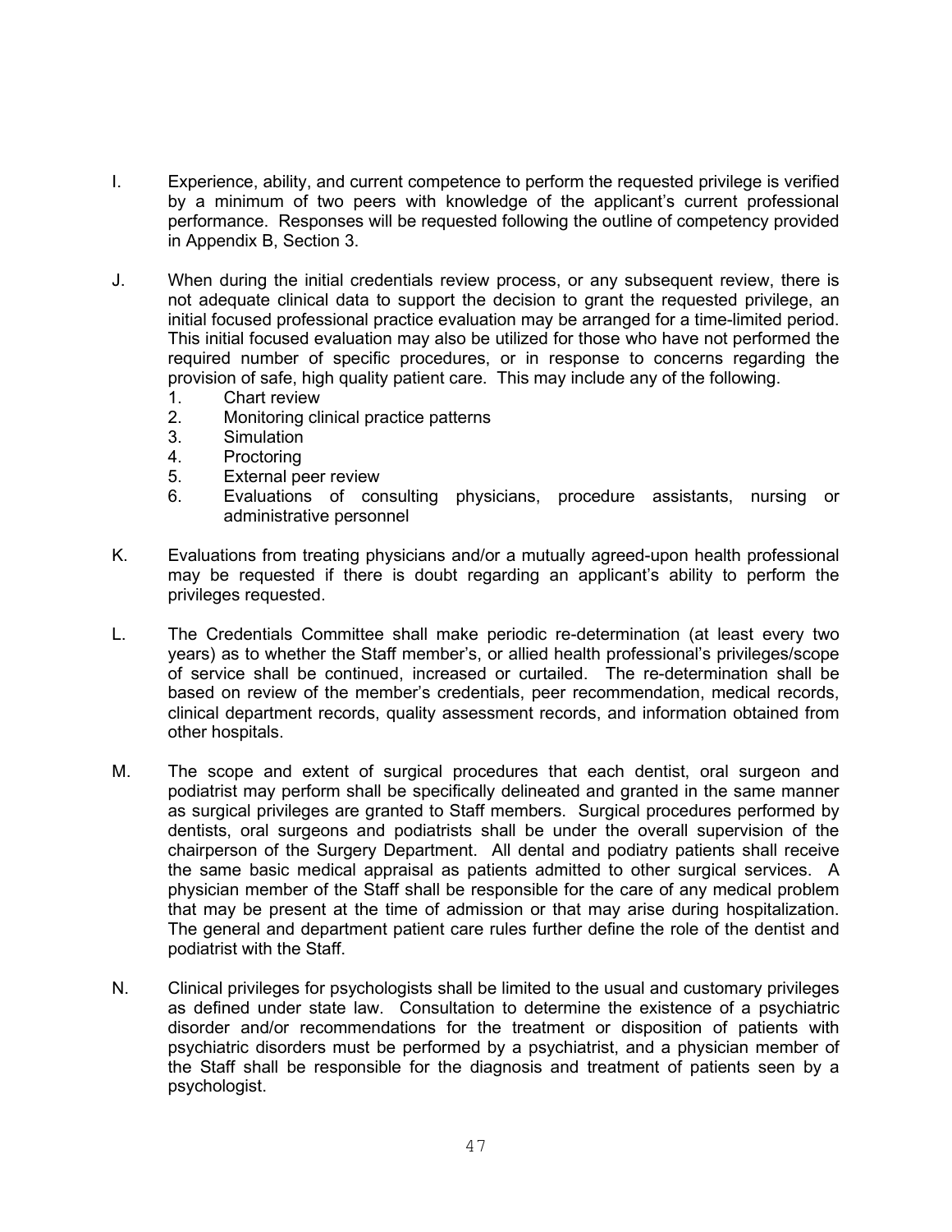I. Experience, ability, and current competence to perform the requested privilege is verified by a minimum of two peers with knowledge of the applicant's current professional performance. Responses will be requested following the outline of competency provided in Appendix B, Section 3.

J. When during the initial credentials review process, or any subsequent review, there is not adequate clinical data to support the decision to grant the requested privilege, an initial focused professional practice evaluation may be arranged for a time-limited period. This initial focused evaluation may also be utilized for those who have not performed the required number of specific procedures, or in response to concerns regarding the provision of safe, high quality patient care. This may include any of the following.
   1. Chart review
   2. Monitoring clinical practice patterns
   3. Simulation
   4. Proctoring
   5. External peer review
   6. Evaluations of consulting physicians, procedure assistants, nursing or administrative personnel

K. Evaluations from treating physicians and/or a mutually agreed-upon health professional may be requested if there is doubt regarding an applicant's ability to perform the privileges requested.

L. The Credentials Committee shall make periodic re-determination (at least every two years) as to whether the Staff member's, or allied health professional's privileges/scope of service shall be continued, increased or curtailed. The re-determination shall be based on review of the member's credentials, peer recommendation, medical records, clinical department records, quality assessment records, and information obtained from other hospitals.

M. The scope and extent of surgical procedures that each dentist, oral surgeon and podiatrist may perform shall be specifically delineated and granted in the same manner as surgical privileges are granted to Staff members. Surgical procedures performed by dentists, oral surgeons and podiatrists shall be under the overall supervision of the chairperson of the Surgery Department. All dental and podiatry patients shall receive the same basic medical appraisal as patients admitted to other surgical services. A physician member of the Staff shall be responsible for the care of any medical problem that may be present at the time of admission or that may arise during hospitalization. The general and department patient care rules further define the role of the dentist and podiatrist with the Staff.

N. Clinical privileges for psychologists shall be limited to the usual and customary privileges as defined under state law. Consultation to determine the existence of a psychiatric disorder and/or recommendations for the treatment or disposition of patients with psychiatric disorders must be performed by a psychiatrist, and a physician member of the Staff shall be responsible for the diagnosis and treatment of patients seen by a psychologist.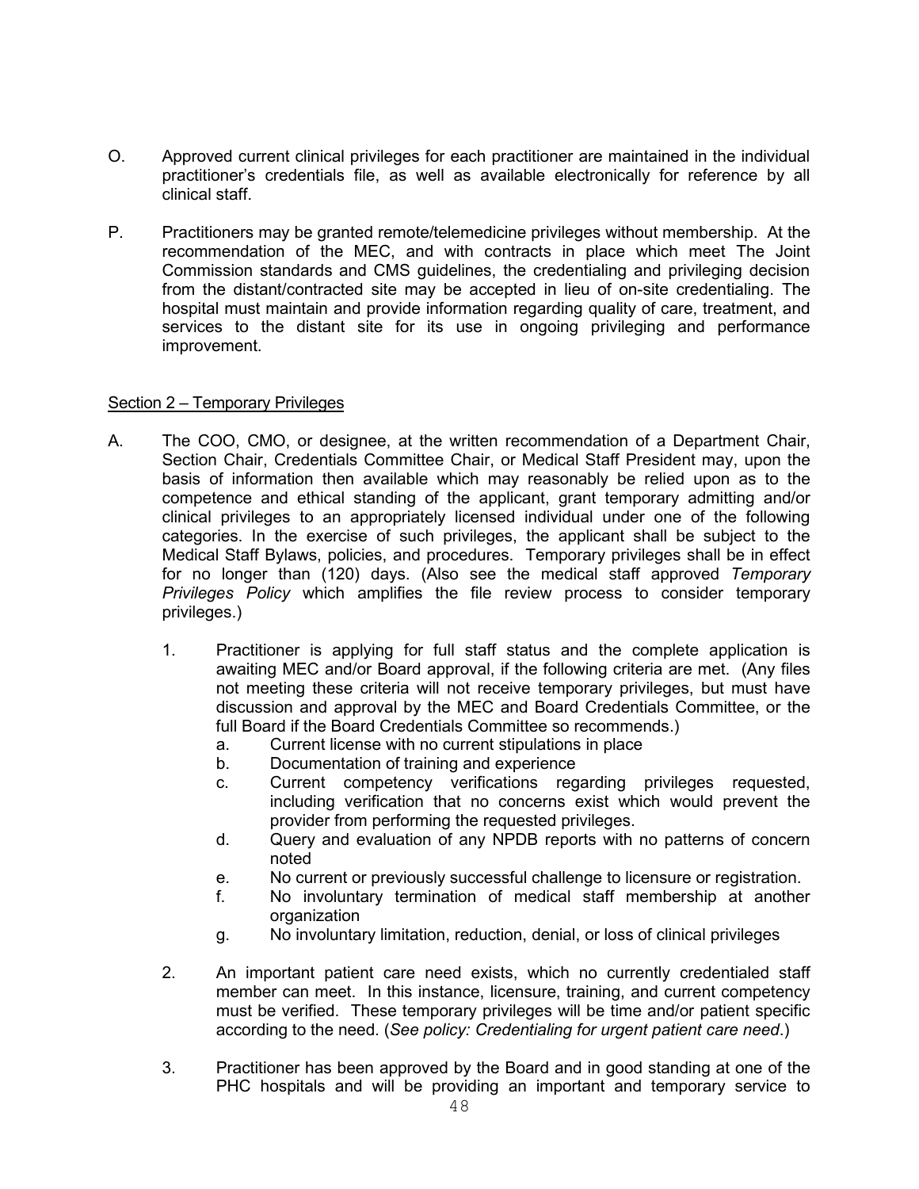O. Approved current clinical privileges for each practitioner are maintained in the individual practitioner's credentials file, as well as available electronically for reference by all clinical staff.

P. Practitioners may be granted remote/telemedicine privileges without membership. At the recommendation of the MEC, and with contracts in place which meet The Joint Commission standards and CMS guidelines, the credentialing and privileging decision from the distant/contracted site may be accepted in lieu of on-site credentialing. The hospital must maintain and provide information regarding quality of care, treatment, and services to the distant site for its use in ongoing privileging and performance improvement.

<u>Section 2 – Temporary Privileges</u>

A. The COO, CMO, or designee, at the written recommendation of a Department Chair, Section Chair, Credentials Committee Chair, or Medical Staff President may, upon the basis of information then available which may reasonably be relied upon as to the competence and ethical standing of the applicant, grant temporary admitting and/or clinical privileges to an appropriately licensed individual under one of the following categories. In the exercise of such privileges, the applicant shall be subject to the Medical Staff Bylaws, policies, and procedures. Temporary privileges shall be in effect for no longer than (120) days. (Also see the medical staff approved *Temporary Privileges Policy* which amplifies the file review process to consider temporary privileges.)

   1. Practitioner is applying for full staff status and the complete application is awaiting MEC and/or Board approval, if the following criteria are met. (Any files not meeting these criteria will not receive temporary privileges, but must have discussion and approval by the MEC and Board Credentials Committee, or the full Board if the Board Credentials Committee so recommends.)
      a. Current license with no current stipulations in place
      b. Documentation of training and experience
      c. Current competency verifications regarding privileges requested, including verification that no concerns exist which would prevent the provider from performing the requested privileges.
      d. Query and evaluation of any NPDB reports with no patterns of concern noted
      e. No current or previously successful challenge to licensure or registration.
      f. No involuntary termination of medical staff membership at another organization
      g. No involuntary limitation, reduction, denial, or loss of clinical privileges

   2. An important patient care need exists, which no currently credentialed staff member can meet. In this instance, licensure, training, and current competency must be verified. These temporary privileges will be time and/or patient specific according to the need. (*See policy: Credentialing for urgent patient care need*.)

   3. Practitioner has been approved by the Board and in good standing at one of the PHC hospitals and will be providing an important and temporary service to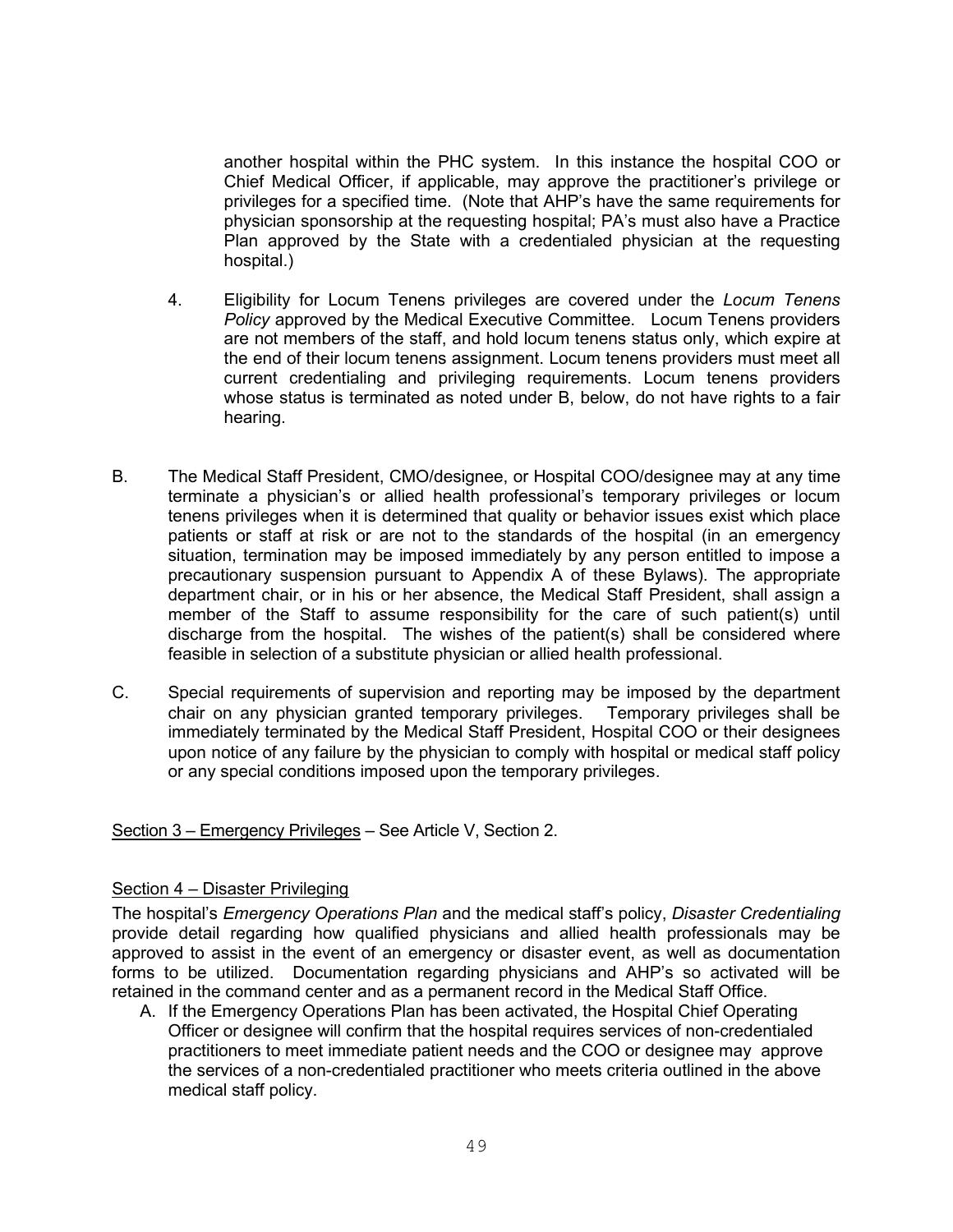another hospital within the PHC system. In this instance the hospital COO or Chief Medical Officer, if applicable, may approve the practitioner's privilege or privileges for a specified time. (Note that AHP's have the same requirements for physician sponsorship at the requesting hospital; PA's must also have a Practice Plan approved by the State with a credentialed physician at the requesting hospital.)

4. Eligibility for Locum Tenens privileges are covered under the *Locum Tenens Policy* approved by the Medical Executive Committee. Locum Tenens providers are not members of the staff, and hold locum tenens status only, which expire at the end of their locum tenens assignment. Locum tenens providers must meet all current credentialing and privileging requirements. Locum tenens providers whose status is terminated as noted under B, below, do not have rights to a fair hearing.

B. The Medical Staff President, CMO/designee, or Hospital COO/designee may at any time terminate a physician's or allied health professional's temporary privileges or locum tenens privileges when it is determined that quality or behavior issues exist which place patients or staff at risk or are not to the standards of the hospital (in an emergency situation, termination may be imposed immediately by any person entitled to impose a precautionary suspension pursuant to Appendix A of these Bylaws). The appropriate department chair, or in his or her absence, the Medical Staff President, shall assign a member of the Staff to assume responsibility for the care of such patient(s) until discharge from the hospital. The wishes of the patient(s) shall be considered where feasible in selection of a substitute physician or allied health professional.

C. Special requirements of supervision and reporting may be imposed by the department chair on any physician granted temporary privileges. Temporary privileges shall be immediately terminated by the Medical Staff President, Hospital COO or their designees upon notice of any failure by the physician to comply with hospital or medical staff policy or any special conditions imposed upon the temporary privileges.

<u>Section 3 – Emergency Privileges</u> – See Article V, Section 2.

<u>Section 4 – Disaster Privileging</u>

The hospital's *Emergency Operations Plan* and the medical staff's policy, *Disaster Credentialing* provide detail regarding how qualified physicians and allied health professionals may be approved to assist in the event of an emergency or disaster event, as well as documentation forms to be utilized. Documentation regarding physicians and AHP's so activated will be retained in the command center and as a permanent record in the Medical Staff Office.

A. If the Emergency Operations Plan has been activated, the Hospital Chief Operating Officer or designee will confirm that the hospital requires services of non-credentialed practitioners to meet immediate patient needs and the COO or designee may approve the services of a non-credentialed practitioner who meets criteria outlined in the above medical staff policy.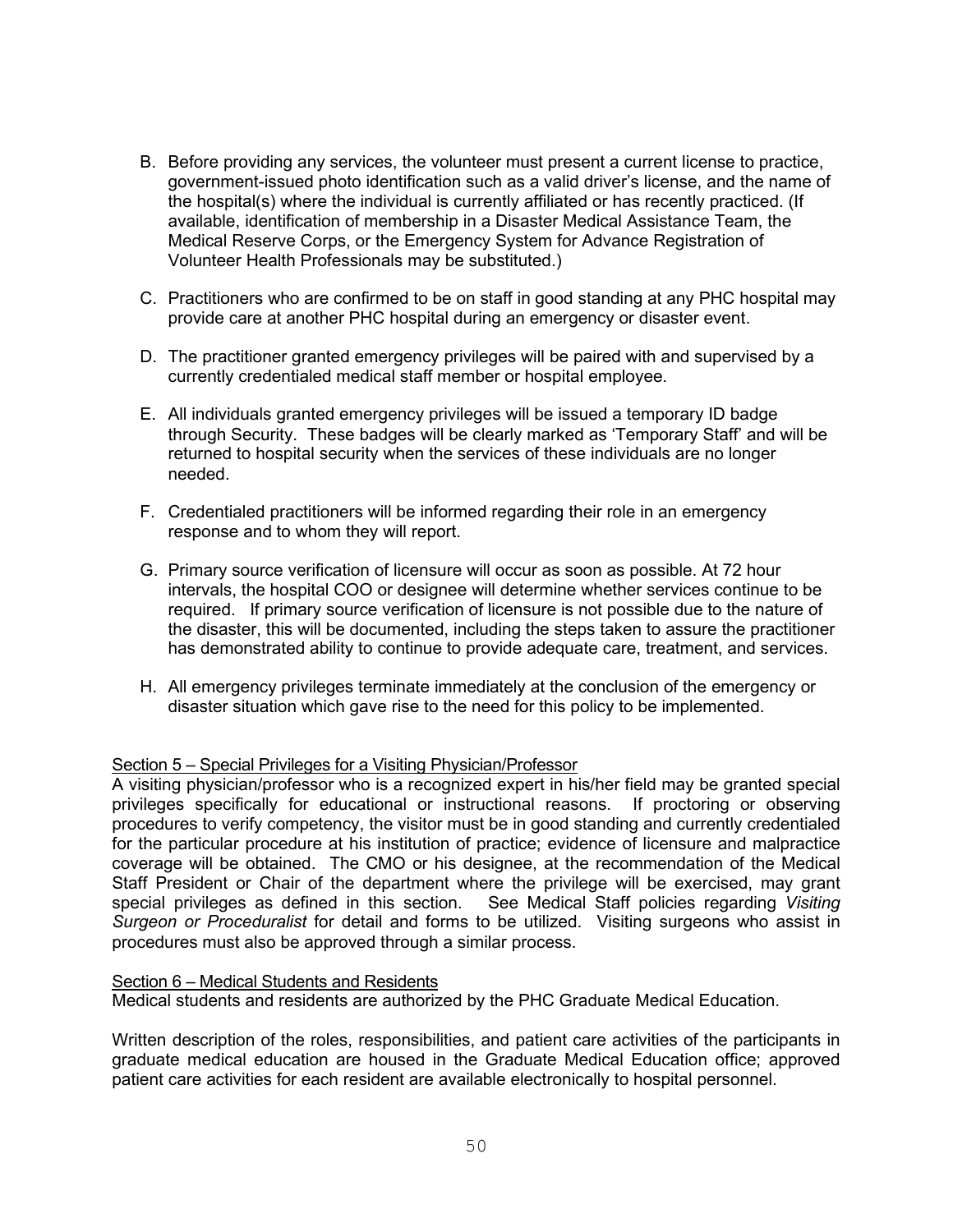B. Before providing any services, the volunteer must present a current license to practice, government-issued photo identification such as a valid driver's license, and the name of the hospital(s) where the individual is currently affiliated or has recently practiced. (If available, identification of membership in a Disaster Medical Assistance Team, the Medical Reserve Corps, or the Emergency System for Advance Registration of Volunteer Health Professionals may be substituted.)

C. Practitioners who are confirmed to be on staff in good standing at any PHC hospital may provide care at another PHC hospital during an emergency or disaster event.

D. The practitioner granted emergency privileges will be paired with and supervised by a currently credentialed medical staff member or hospital employee.

E. All individuals granted emergency privileges will be issued a temporary ID badge through Security. These badges will be clearly marked as 'Temporary Staff' and will be returned to hospital security when the services of these individuals are no longer needed.

F. Credentialed practitioners will be informed regarding their role in an emergency response and to whom they will report.

G. Primary source verification of licensure will occur as soon as possible. At 72 hour intervals, the hospital COO or designee will determine whether services continue to be required. If primary source verification of licensure is not possible due to the nature of the disaster, this will be documented, including the steps taken to assure the practitioner has demonstrated ability to continue to provide adequate care, treatment, and services.

H. All emergency privileges terminate immediately at the conclusion of the emergency or disaster situation which gave rise to the need for this policy to be implemented.

<u>Section 5 – Special Privileges for a Visiting Physician/Professor</u>

A visiting physician/professor who is a recognized expert in his/her field may be granted special privileges specifically for educational or instructional reasons. If proctoring or observing procedures to verify competency, the visitor must be in good standing and currently credentialed for the particular procedure at his institution of practice; evidence of licensure and malpractice coverage will be obtained. The CMO or his designee, at the recommendation of the Medical Staff President or Chair of the department where the privilege will be exercised, may grant special privileges as defined in this section. See Medical Staff policies regarding *Visiting Surgeon or Proceduralist* for detail and forms to be utilized. Visiting surgeons who assist in procedures must also be approved through a similar process.

<u>Section 6 – Medical Students and Residents</u>

Medical students and residents are authorized by the PHC Graduate Medical Education.

Written description of the roles, responsibilities, and patient care activities of the participants in graduate medical education are housed in the Graduate Medical Education office; approved patient care activities for each resident are available electronically to hospital personnel.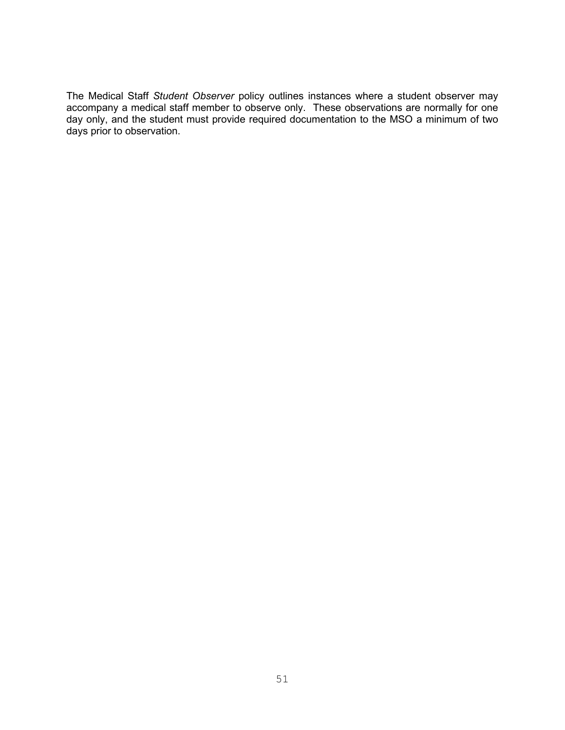The Medical Staff *Student Observer* policy outlines instances where a student observer may accompany a medical staff member to observe only. These observations are normally for one day only, and the student must provide required documentation to the MSO a minimum of two days prior to observation.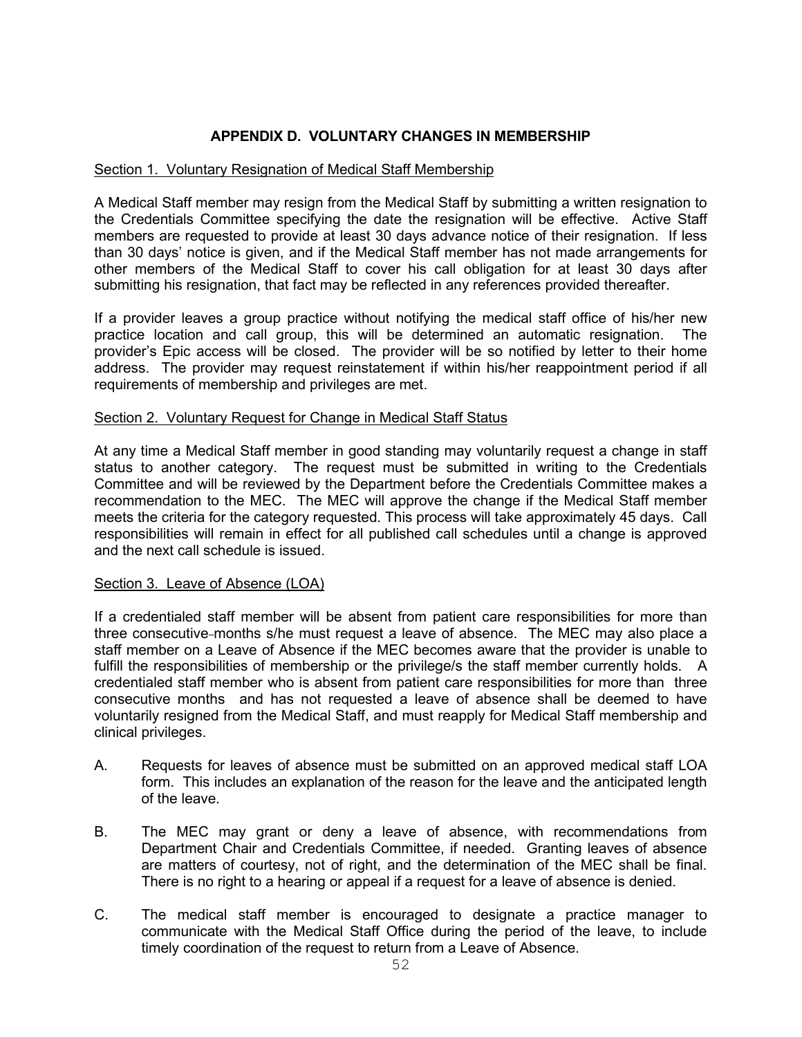## APPENDIX D. VOLUNTARY CHANGES IN MEMBERSHIP

Section 1. Voluntary Resignation of Medical Staff Membership

A Medical Staff member may resign from the Medical Staff by submitting a written resignation to the Credentials Committee specifying the date the resignation will be effective. Active Staff members are requested to provide at least 30 days advance notice of their resignation. If less than 30 days' notice is given, and if the Medical Staff member has not made arrangements for other members of the Medical Staff to cover his call obligation for at least 30 days after submitting his resignation, that fact may be reflected in any references provided thereafter.

If a provider leaves a group practice without notifying the medical staff office of his/her new practice location and call group, this will be determined an automatic resignation. The provider's Epic access will be closed. The provider will be so notified by letter to their home address. The provider may request reinstatement if within his/her reappointment period if all requirements of membership and privileges are met.

Section 2. Voluntary Request for Change in Medical Staff Status

At any time a Medical Staff member in good standing may voluntarily request a change in staff status to another category. The request must be submitted in writing to the Credentials Committee and will be reviewed by the Department before the Credentials Committee makes a recommendation to the MEC. The MEC will approve the change if the Medical Staff member meets the criteria for the category requested. This process will take approximately 45 days. Call responsibilities will remain in effect for all published call schedules until a change is approved and the next call schedule is issued.

Section 3. Leave of Absence (LOA)

If a credentialed staff member will be absent from patient care responsibilities for more than three consecutive months s/he must request a leave of absence. The MEC may also place a staff member on a Leave of Absence if the MEC becomes aware that the provider is unable to fulfill the responsibilities of membership or the privilege/s the staff member currently holds. A credentialed staff member who is absent from patient care responsibilities for more than three consecutive months and has not requested a leave of absence shall be deemed to have voluntarily resigned from the Medical Staff, and must reapply for Medical Staff membership and clinical privileges.

A. Requests for leaves of absence must be submitted on an approved medical staff LOA form. This includes an explanation of the reason for the leave and the anticipated length of the leave.

B. The MEC may grant or deny a leave of absence, with recommendations from Department Chair and Credentials Committee, if needed. Granting leaves of absence are matters of courtesy, not of right, and the determination of the MEC shall be final. There is no right to a hearing or appeal if a request for a leave of absence is denied.

C. The medical staff member is encouraged to designate a practice manager to communicate with the Medical Staff Office during the period of the leave, to include timely coordination of the request to return from a Leave of Absence.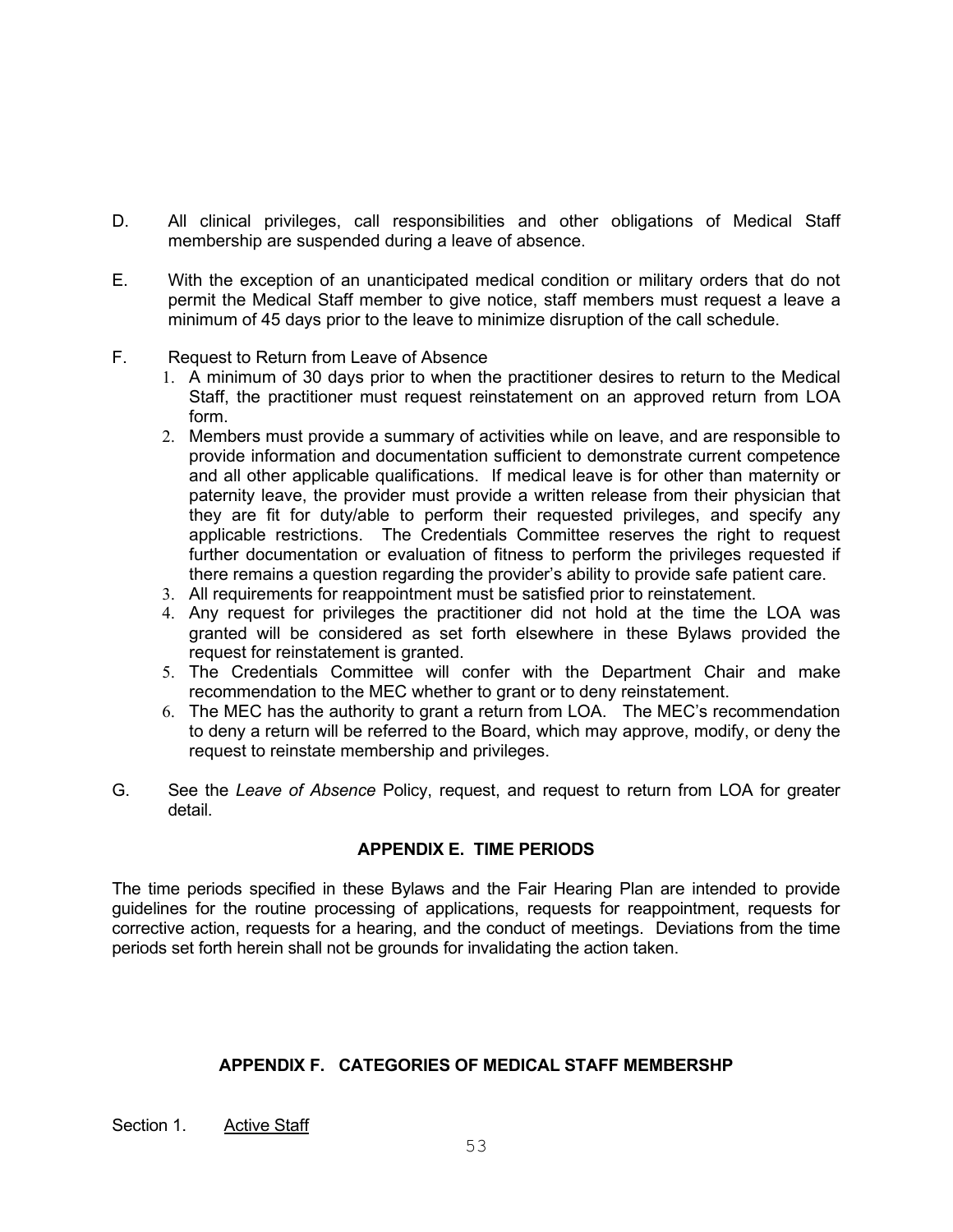D. All clinical privileges, call responsibilities and other obligations of Medical Staff membership are suspended during a leave of absence.

E. With the exception of an unanticipated medical condition or military orders that do not permit the Medical Staff member to give notice, staff members must request a leave a minimum of 45 days prior to the leave to minimize disruption of the call schedule.

F. Request to Return from Leave of Absence
   1. A minimum of 30 days prior to when the practitioner desires to return to the Medical Staff, the practitioner must request reinstatement on an approved return from LOA form.
   2. Members must provide a summary of activities while on leave, and are responsible to provide information and documentation sufficient to demonstrate current competence and all other applicable qualifications. If medical leave is for other than maternity or paternity leave, the provider must provide a written release from their physician that they are fit for duty/able to perform their requested privileges, and specify any applicable restrictions. The Credentials Committee reserves the right to request further documentation or evaluation of fitness to perform the privileges requested if there remains a question regarding the provider's ability to provide safe patient care.
   3. All requirements for reappointment must be satisfied prior to reinstatement.
   4. Any request for privileges the practitioner did not hold at the time the LOA was granted will be considered as set forth elsewhere in these Bylaws provided the request for reinstatement is granted.
   5. The Credentials Committee will confer with the Department Chair and make recommendation to the MEC whether to grant or to deny reinstatement.
   6. The MEC has the authority to grant a return from LOA. The MEC's recommendation to deny a return will be referred to the Board, which may approve, modify, or deny the request to reinstate membership and privileges.

G. See the *Leave of Absence* Policy, request, and request to return from LOA for greater detail.

## APPENDIX E. TIME PERIODS

The time periods specified in these Bylaws and the Fair Hearing Plan are intended to provide guidelines for the routine processing of applications, requests for reappointment, requests for corrective action, requests for a hearing, and the conduct of meetings. Deviations from the time periods set forth herein shall not be grounds for invalidating the action taken.

## APPENDIX F. CATEGORIES OF MEDICAL STAFF MEMBERSHP

Section 1. Active Staff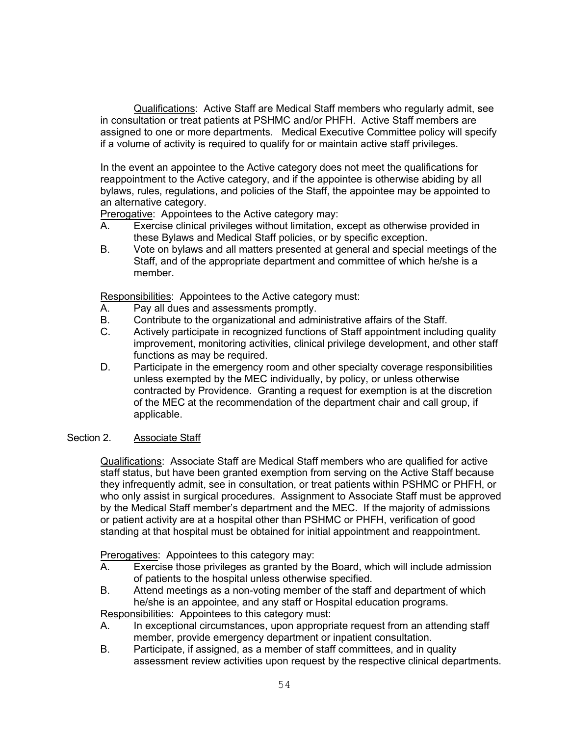Qualifications: Active Staff are Medical Staff members who regularly admit, see in consultation or treat patients at PSHMC and/or PHFH. Active Staff members are assigned to one or more departments. Medical Executive Committee policy will specify if a volume of activity is required to qualify for or maintain active staff privileges.

In the event an appointee to the Active category does not meet the qualifications for reappointment to the Active category, and if the appointee is otherwise abiding by all bylaws, rules, regulations, and policies of the Staff, the appointee may be appointed to an alternative category.

Prerogative: Appointees to the Active category may:

A. Exercise clinical privileges without limitation, except as otherwise provided in these Bylaws and Medical Staff policies, or by specific exception.
B. Vote on bylaws and all matters presented at general and special meetings of the Staff, and of the appropriate department and committee of which he/she is a member.

Responsibilities: Appointees to the Active category must:

A. Pay all dues and assessments promptly.
B. Contribute to the organizational and administrative affairs of the Staff.
C. Actively participate in recognized functions of Staff appointment including quality improvement, monitoring activities, clinical privilege development, and other staff functions as may be required.
D. Participate in the emergency room and other specialty coverage responsibilities unless exempted by the MEC individually, by policy, or unless otherwise contracted by Providence. Granting a request for exemption is at the discretion of the MEC at the recommendation of the department chair and call group, if applicable.

Section 2. Associate Staff

Qualifications: Associate Staff are Medical Staff members who are qualified for active staff status, but have been granted exemption from serving on the Active Staff because they infrequently admit, see in consultation, or treat patients within PSHMC or PHFH, or who only assist in surgical procedures. Assignment to Associate Staff must be approved by the Medical Staff member's department and the MEC. If the majority of admissions or patient activity are at a hospital other than PSHMC or PHFH, verification of good standing at that hospital must be obtained for initial appointment and reappointment.

Prerogatives: Appointees to this category may:

A. Exercise those privileges as granted by the Board, which will include admission of patients to the hospital unless otherwise specified.
B. Attend meetings as a non-voting member of the staff and department of which he/she is an appointee, and any staff or Hospital education programs.

Responsibilities: Appointees to this category must:

A. In exceptional circumstances, upon appropriate request from an attending staff member, provide emergency department or inpatient consultation.
B. Participate, if assigned, as a member of staff committees, and in quality assessment review activities upon request by the respective clinical departments.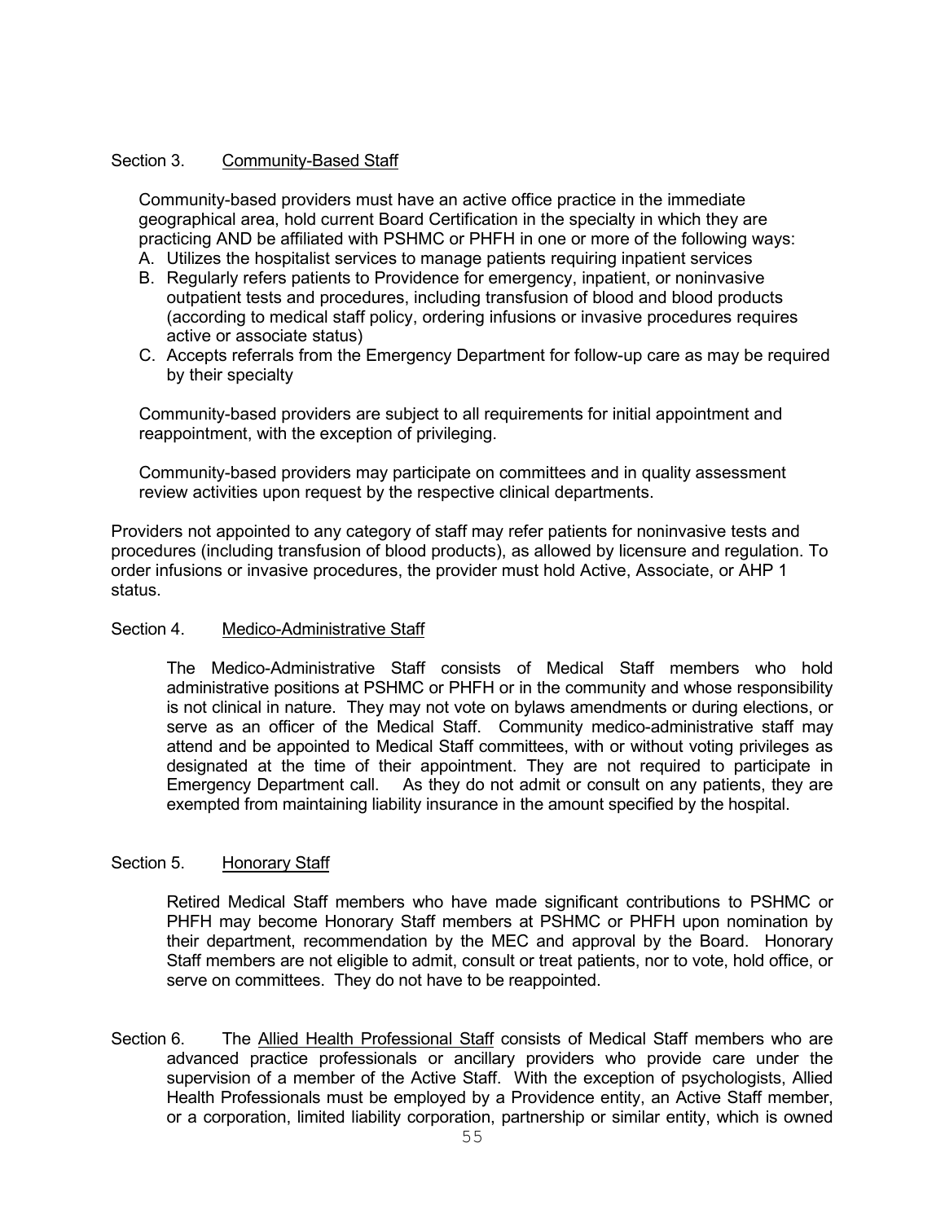Section 3. Community-Based Staff

Community-based providers must have an active office practice in the immediate geographical area, hold current Board Certification in the specialty in which they are practicing AND be affiliated with PSHMC or PHFH in one or more of the following ways:

A. Utilizes the hospitalist services to manage patients requiring inpatient services
B. Regularly refers patients to Providence for emergency, inpatient, or noninvasive outpatient tests and procedures, including transfusion of blood and blood products (according to medical staff policy, ordering infusions or invasive procedures requires active or associate status)
C. Accepts referrals from the Emergency Department for follow-up care as may be required by their specialty

Community-based providers are subject to all requirements for initial appointment and reappointment, with the exception of privileging.

Community-based providers may participate on committees and in quality assessment review activities upon request by the respective clinical departments.

Providers not appointed to any category of staff may refer patients for noninvasive tests and procedures (including transfusion of blood products), as allowed by licensure and regulation. To order infusions or invasive procedures, the provider must hold Active, Associate, or AHP 1 status.

Section 4. Medico-Administrative Staff

The Medico-Administrative Staff consists of Medical Staff members who hold administrative positions at PSHMC or PHFH or in the community and whose responsibility is not clinical in nature. They may not vote on bylaws amendments or during elections, or serve as an officer of the Medical Staff. Community medico-administrative staff may attend and be appointed to Medical Staff committees, with or without voting privileges as designated at the time of their appointment. They are not required to participate in Emergency Department call. As they do not admit or consult on any patients, they are exempted from maintaining liability insurance in the amount specified by the hospital.

Section 5. Honorary Staff

Retired Medical Staff members who have made significant contributions to PSHMC or PHFH may become Honorary Staff members at PSHMC or PHFH upon nomination by their department, recommendation by the MEC and approval by the Board. Honorary Staff members are not eligible to admit, consult or treat patients, nor to vote, hold office, or serve on committees. They do not have to be reappointed.

Section 6. The Allied Health Professional Staff consists of Medical Staff members who are advanced practice professionals or ancillary providers who provide care under the supervision of a member of the Active Staff. With the exception of psychologists, Allied Health Professionals must be employed by a Providence entity, an Active Staff member, or a corporation, limited liability corporation, partnership or similar entity, which is owned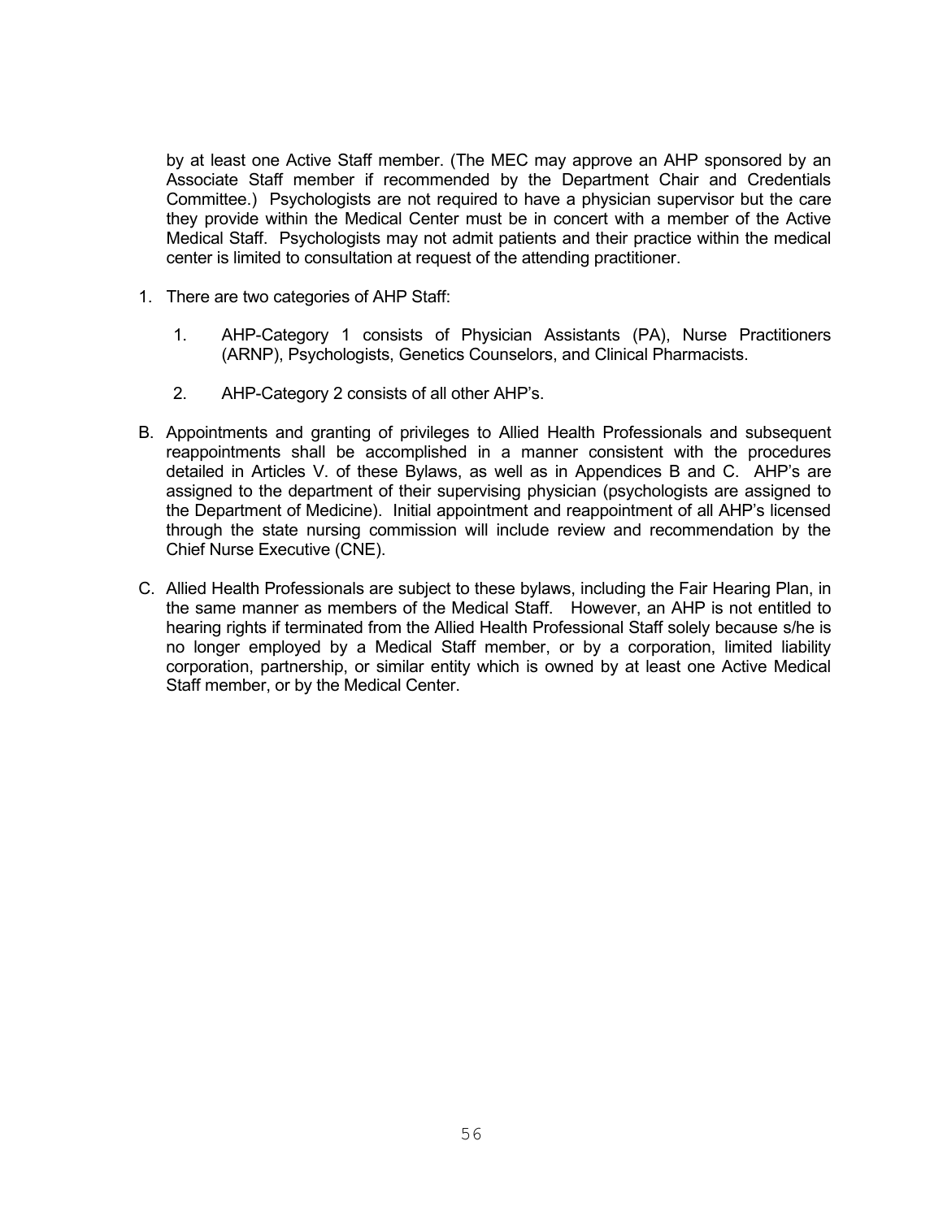by at least one Active Staff member. (The MEC may approve an AHP sponsored by an Associate Staff member if recommended by the Department Chair and Credentials Committee.) Psychologists are not required to have a physician supervisor but the care they provide within the Medical Center must be in concert with a member of the Active Medical Staff. Psychologists may not admit patients and their practice within the medical center is limited to consultation at request of the attending practitioner.

1. There are two categories of AHP Staff:

    1. AHP-Category 1 consists of Physician Assistants (PA), Nurse Practitioners (ARNP), Psychologists, Genetics Counselors, and Clinical Pharmacists.

    2. AHP-Category 2 consists of all other AHP's.

B. Appointments and granting of privileges to Allied Health Professionals and subsequent reappointments shall be accomplished in a manner consistent with the procedures detailed in Articles V. of these Bylaws, as well as in Appendices B and C. AHP's are assigned to the department of their supervising physician (psychologists are assigned to the Department of Medicine). Initial appointment and reappointment of all AHP's licensed through the state nursing commission will include review and recommendation by the Chief Nurse Executive (CNE).

C. Allied Health Professionals are subject to these bylaws, including the Fair Hearing Plan, in the same manner as members of the Medical Staff. However, an AHP is not entitled to hearing rights if terminated from the Allied Health Professional Staff solely because s/he is no longer employed by a Medical Staff member, or by a corporation, limited liability corporation, partnership, or similar entity which is owned by at least one Active Medical Staff member, or by the Medical Center.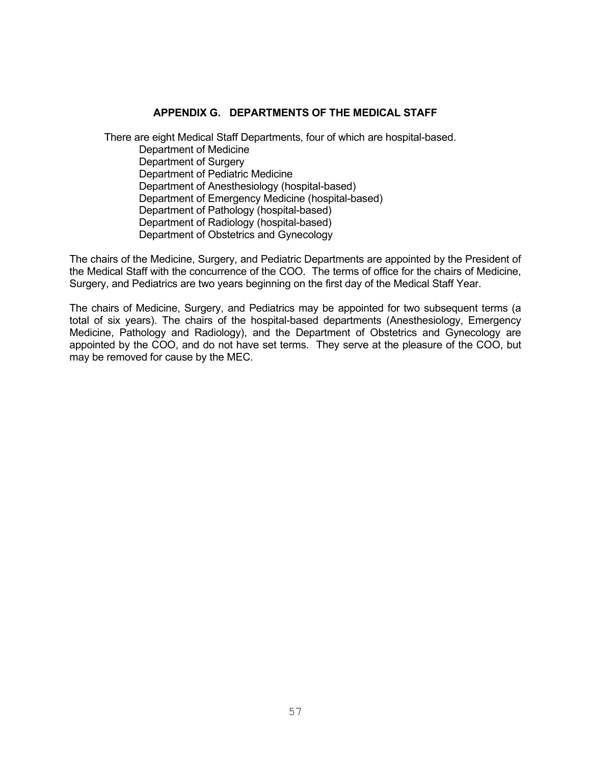## APPENDIX G. DEPARTMENTS OF THE MEDICAL STAFF

There are eight Medical Staff Departments, four of which are hospital-based.

- Department of Medicine
- Department of Surgery
- Department of Pediatric Medicine
- Department of Anesthesiology (hospital-based)
- Department of Emergency Medicine (hospital-based)
- Department of Pathology (hospital-based)
- Department of Radiology (hospital-based)
- Department of Obstetrics and Gynecology

The chairs of the Medicine, Surgery, and Pediatric Departments are appointed by the President of the Medical Staff with the concurrence of the COO. The terms of office for the chairs of Medicine, Surgery, and Pediatrics are two years beginning on the first day of the Medical Staff Year.

The chairs of Medicine, Surgery, and Pediatrics may be appointed for two subsequent terms (a total of six years). The chairs of the hospital-based departments (Anesthesiology, Emergency Medicine, Pathology and Radiology), and the Department of Obstetrics and Gynecology are appointed by the COO, and do not have set terms. They serve at the pleasure of the COO, but may be removed for cause by the MEC.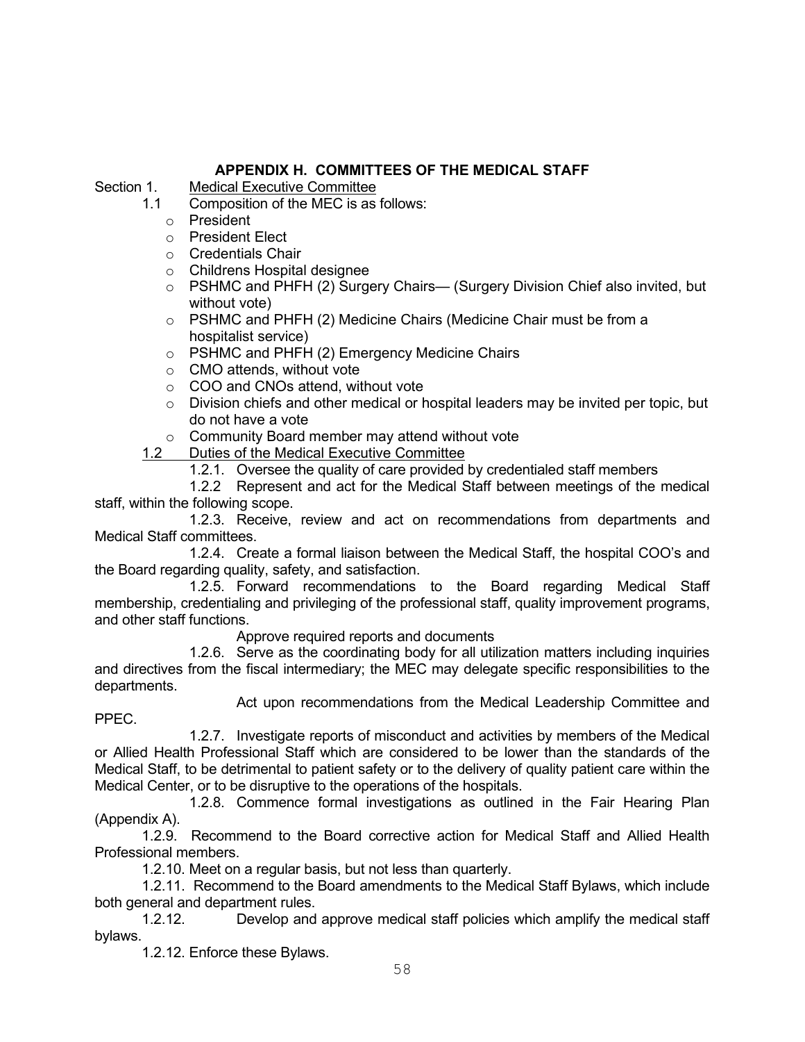## APPENDIX H. COMMITTEES OF THE MEDICAL STAFF

Section 1. Medical Executive Committee

1.1 Composition of the MEC is as follows:

- President
- President Elect
- Credentials Chair
- Childrens Hospital designee
- PSHMC and PHFH (2) Surgery Chairs— (Surgery Division Chief also invited, but without vote)
- PSHMC and PHFH (2) Medicine Chairs (Medicine Chair must be from a hospitalist service)
- PSHMC and PHFH (2) Emergency Medicine Chairs
- CMO attends, without vote
- COO and CNOs attend, without vote
- Division chiefs and other medical or hospital leaders may be invited per topic, but do not have a vote
- Community Board member may attend without vote

1.2 Duties of the Medical Executive Committee

1.2.1. Oversee the quality of care provided by credentialed staff members

1.2.2 Represent and act for the Medical Staff between meetings of the medical staff, within the following scope.

1.2.3. Receive, review and act on recommendations from departments and Medical Staff committees.

1.2.4. Create a formal liaison between the Medical Staff, the hospital COO's and the Board regarding quality, safety, and satisfaction.

1.2.5. Forward recommendations to the Board regarding Medical Staff membership, credentialing and privileging of the professional staff, quality improvement programs, and other staff functions.

Approve required reports and documents

1.2.6. Serve as the coordinating body for all utilization matters including inquiries and directives from the fiscal intermediary; the MEC may delegate specific responsibilities to the departments.

Act upon recommendations from the Medical Leadership Committee and PPEC.

1.2.7. Investigate reports of misconduct and activities by members of the Medical or Allied Health Professional Staff which are considered to be lower than the standards of the Medical Staff, to be detrimental to patient safety or to the delivery of quality patient care within the Medical Center, or to be disruptive to the operations of the hospitals.

1.2.8. Commence formal investigations as outlined in the Fair Hearing Plan (Appendix A).

1.2.9. Recommend to the Board corrective action for Medical Staff and Allied Health Professional members.

1.2.10. Meet on a regular basis, but not less than quarterly.

1.2.11. Recommend to the Board amendments to the Medical Staff Bylaws, which include both general and department rules.

1.2.12. Develop and approve medical staff policies which amplify the medical staff bylaws.

1.2.12. Enforce these Bylaws.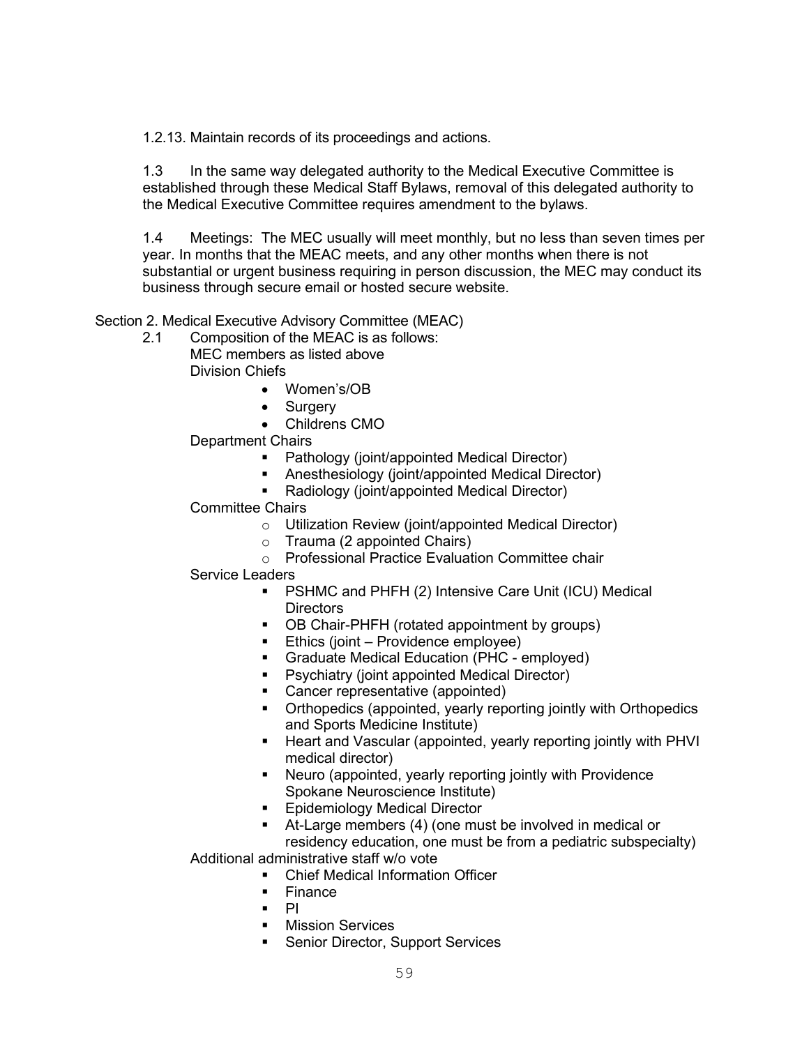1.2.13. Maintain records of its proceedings and actions.

1.3 In the same way delegated authority to the Medical Executive Committee is established through these Medical Staff Bylaws, removal of this delegated authority to the Medical Executive Committee requires amendment to the bylaws.

1.4 Meetings: The MEC usually will meet monthly, but no less than seven times per year. In months that the MEAC meets, and any other months when there is not substantial or urgent business requiring in person discussion, the MEC may conduct its business through secure email or hosted secure website.

Section 2. Medical Executive Advisory Committee (MEAC)

2.1 Composition of the MEAC is as follows:

MEC members as listed above

Division Chiefs

- Women's/OB
- Surgery
- Childrens CMO

Department Chairs

- Pathology (joint/appointed Medical Director)
- Anesthesiology (joint/appointed Medical Director)
- Radiology (joint/appointed Medical Director)

Committee Chairs

- Utilization Review (joint/appointed Medical Director)
- Trauma (2 appointed Chairs)
- Professional Practice Evaluation Committee chair

Service Leaders

- PSHMC and PHFH (2) Intensive Care Unit (ICU) Medical Directors
- OB Chair-PHFH (rotated appointment by groups)
- Ethics (joint – Providence employee)
- Graduate Medical Education (PHC - employed)
- Psychiatry (joint appointed Medical Director)
- Cancer representative (appointed)
- Orthopedics (appointed, yearly reporting jointly with Orthopedics and Sports Medicine Institute)
- Heart and Vascular (appointed, yearly reporting jointly with PHVI medical director)
- Neuro (appointed, yearly reporting jointly with Providence Spokane Neuroscience Institute)
- Epidemiology Medical Director
- At-Large members (4) (one must be involved in medical or residency education, one must be from a pediatric subspecialty)

Additional administrative staff w/o vote

- Chief Medical Information Officer
- Finance
- PI
- Mission Services
- Senior Director, Support Services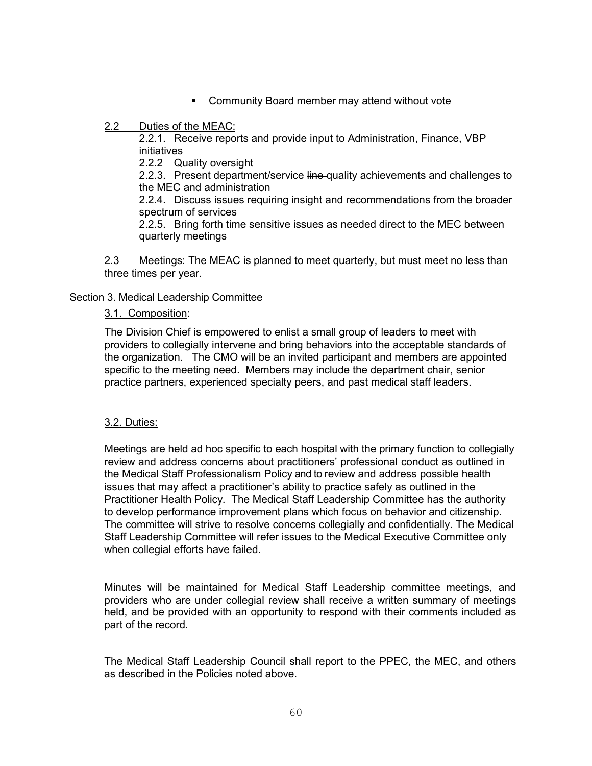- Community Board member may attend without vote

2.2 Duties of the MEAC:

2.2.1. Receive reports and provide input to Administration, Finance, VBP initiatives

2.2.2 Quality oversight

2.2.3. Present department/service ~~line~~ quality achievements and challenges to the MEC and administration

2.2.4. Discuss issues requiring insight and recommendations from the broader spectrum of services

2.2.5. Bring forth time sensitive issues as needed direct to the MEC between quarterly meetings

2.3 Meetings: The MEAC is planned to meet quarterly, but must meet no less than three times per year.

Section 3. Medical Leadership Committee

3.1. Composition:

The Division Chief is empowered to enlist a small group of leaders to meet with providers to collegially intervene and bring behaviors into the acceptable standards of the organization. The CMO will be an invited participant and members are appointed specific to the meeting need. Members may include the department chair, senior practice partners, experienced specialty peers, and past medical staff leaders.

3.2. Duties:

Meetings are held ad hoc specific to each hospital with the primary function to collegially review and address concerns about practitioners' professional conduct as outlined in the Medical Staff Professionalism Policy and to review and address possible health issues that may affect a practitioner's ability to practice safely as outlined in the Practitioner Health Policy. The Medical Staff Leadership Committee has the authority to develop performance improvement plans which focus on behavior and citizenship. The committee will strive to resolve concerns collegially and confidentially. The Medical Staff Leadership Committee will refer issues to the Medical Executive Committee only when collegial efforts have failed.

Minutes will be maintained for Medical Staff Leadership committee meetings, and providers who are under collegial review shall receive a written summary of meetings held, and be provided with an opportunity to respond with their comments included as part of the record.

The Medical Staff Leadership Council shall report to the PPEC, the MEC, and others as described in the Policies noted above.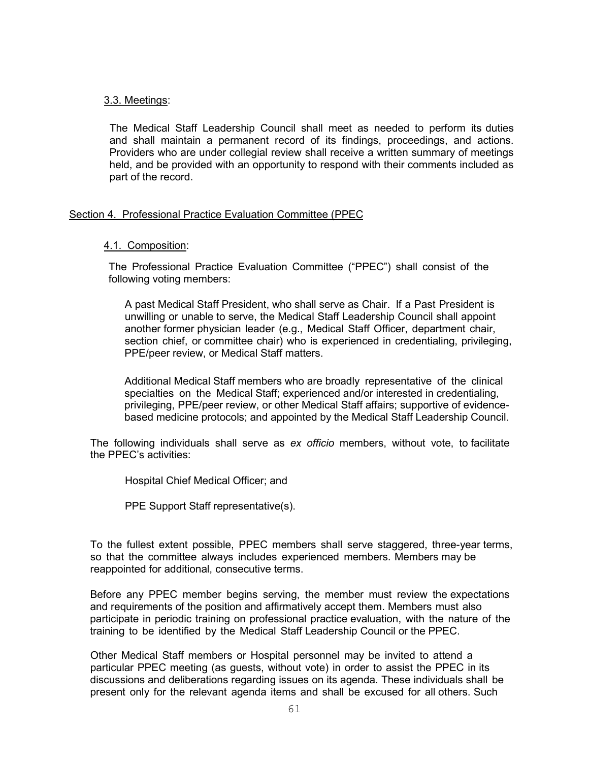3.3. Meetings:

The Medical Staff Leadership Council shall meet as needed to perform its duties and shall maintain a permanent record of its findings, proceedings, and actions. Providers who are under collegial review shall receive a written summary of meetings held, and be provided with an opportunity to respond with their comments included as part of the record.

## Section 4. Professional Practice Evaluation Committee (PPEC

4.1. Composition:

The Professional Practice Evaluation Committee ("PPEC") shall consist of the following voting members:

A past Medical Staff President, who shall serve as Chair. If a Past President is unwilling or unable to serve, the Medical Staff Leadership Council shall appoint another former physician leader (e.g., Medical Staff Officer, department chair, section chief, or committee chair) who is experienced in credentialing, privileging, PPE/peer review, or Medical Staff matters.

Additional Medical Staff members who are broadly representative of the clinical specialties on the Medical Staff; experienced and/or interested in credentialing, privileging, PPE/peer review, or other Medical Staff affairs; supportive of evidence-based medicine protocols; and appointed by the Medical Staff Leadership Council.

The following individuals shall serve as *ex officio* members, without vote, to facilitate the PPEC's activities:

Hospital Chief Medical Officer; and

PPE Support Staff representative(s).

To the fullest extent possible, PPEC members shall serve staggered, three-year terms, so that the committee always includes experienced members. Members may be reappointed for additional, consecutive terms.

Before any PPEC member begins serving, the member must review the expectations and requirements of the position and affirmatively accept them. Members must also participate in periodic training on professional practice evaluation, with the nature of the training to be identified by the Medical Staff Leadership Council or the PPEC.

Other Medical Staff members or Hospital personnel may be invited to attend a particular PPEC meeting (as guests, without vote) in order to assist the PPEC in its discussions and deliberations regarding issues on its agenda. These individuals shall be present only for the relevant agenda items and shall be excused for all others. Such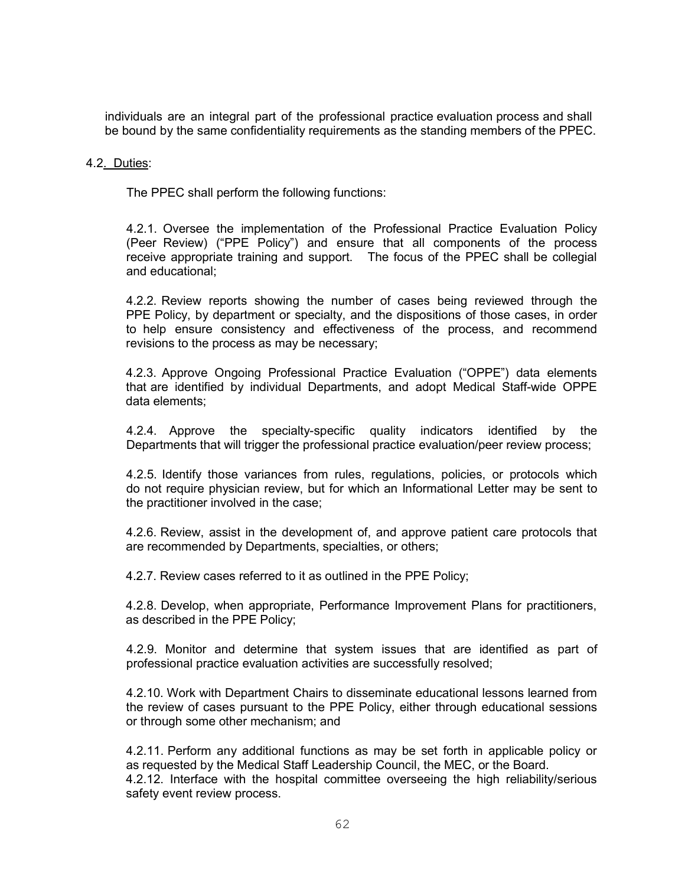individuals are an integral part of the professional practice evaluation process and shall be bound by the same confidentiality requirements as the standing members of the PPEC.

4.2. Duties:

The PPEC shall perform the following functions:

4.2.1. Oversee the implementation of the Professional Practice Evaluation Policy (Peer Review) ("PPE Policy") and ensure that all components of the process receive appropriate training and support. The focus of the PPEC shall be collegial and educational;

4.2.2. Review reports showing the number of cases being reviewed through the PPE Policy, by department or specialty, and the dispositions of those cases, in order to help ensure consistency and effectiveness of the process, and recommend revisions to the process as may be necessary;

4.2.3. Approve Ongoing Professional Practice Evaluation ("OPPE") data elements that are identified by individual Departments, and adopt Medical Staff-wide OPPE data elements;

4.2.4. Approve the specialty-specific quality indicators identified by the Departments that will trigger the professional practice evaluation/peer review process;

4.2.5. Identify those variances from rules, regulations, policies, or protocols which do not require physician review, but for which an Informational Letter may be sent to the practitioner involved in the case;

4.2.6. Review, assist in the development of, and approve patient care protocols that are recommended by Departments, specialties, or others;

4.2.7. Review cases referred to it as outlined in the PPE Policy;

4.2.8. Develop, when appropriate, Performance Improvement Plans for practitioners, as described in the PPE Policy;

4.2.9. Monitor and determine that system issues that are identified as part of professional practice evaluation activities are successfully resolved;

4.2.10. Work with Department Chairs to disseminate educational lessons learned from the review of cases pursuant to the PPE Policy, either through educational sessions or through some other mechanism; and

4.2.11. Perform any additional functions as may be set forth in applicable policy or as requested by the Medical Staff Leadership Council, the MEC, or the Board.

4.2.12. Interface with the hospital committee overseeing the high reliability/serious safety event review process.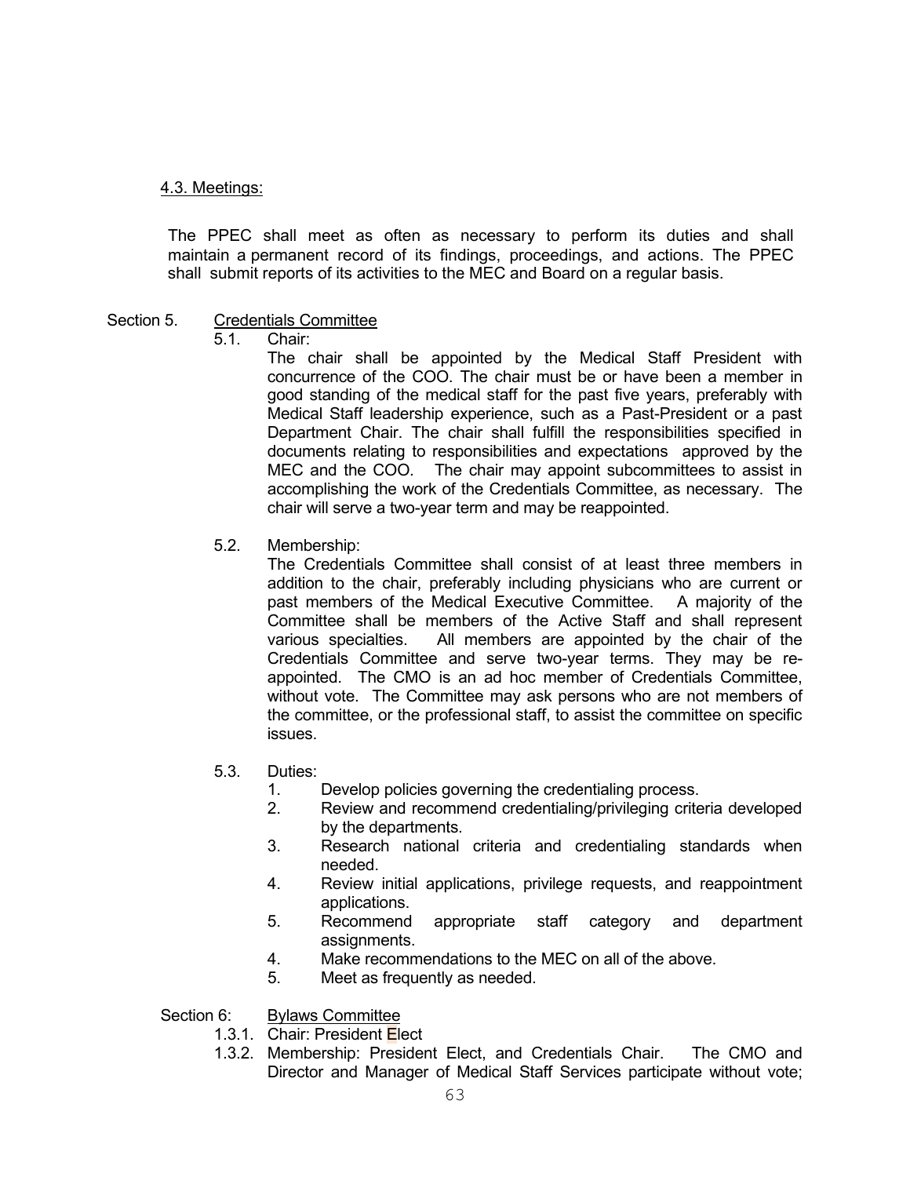4.3. Meetings:

The PPEC shall meet as often as necessary to perform its duties and shall maintain a permanent record of its findings, proceedings, and actions. The PPEC shall submit reports of its activities to the MEC and Board on a regular basis.

Section 5. Credentials Committee

5.1. Chair:

The chair shall be appointed by the Medical Staff President with concurrence of the COO. The chair must be or have been a member in good standing of the medical staff for the past five years, preferably with Medical Staff leadership experience, such as a Past-President or a past Department Chair. The chair shall fulfill the responsibilities specified in documents relating to responsibilities and expectations approved by the MEC and the COO. The chair may appoint subcommittees to assist in accomplishing the work of the Credentials Committee, as necessary. The chair will serve a two-year term and may be reappointed.

5.2. Membership:

The Credentials Committee shall consist of at least three members in addition to the chair, preferably including physicians who are current or past members of the Medical Executive Committee. A majority of the Committee shall be members of the Active Staff and shall represent various specialties. All members are appointed by the chair of the Credentials Committee and serve two-year terms. They may be re-appointed. The CMO is an ad hoc member of Credentials Committee, without vote. The Committee may ask persons who are not members of the committee, or the professional staff, to assist the committee on specific issues.

5.3. Duties:

1. Develop policies governing the credentialing process.
2. Review and recommend credentialing/privileging criteria developed by the departments.
3. Research national criteria and credentialing standards when needed.
4. Review initial applications, privilege requests, and reappointment applications.
5. Recommend appropriate staff category and department assignments.
4. Make recommendations to the MEC on all of the above.
5. Meet as frequently as needed.

Section 6: Bylaws Committee

1.3.1. Chair: President Elect

1.3.2. Membership: President Elect, and Credentials Chair. The CMO and Director and Manager of Medical Staff Services participate without vote;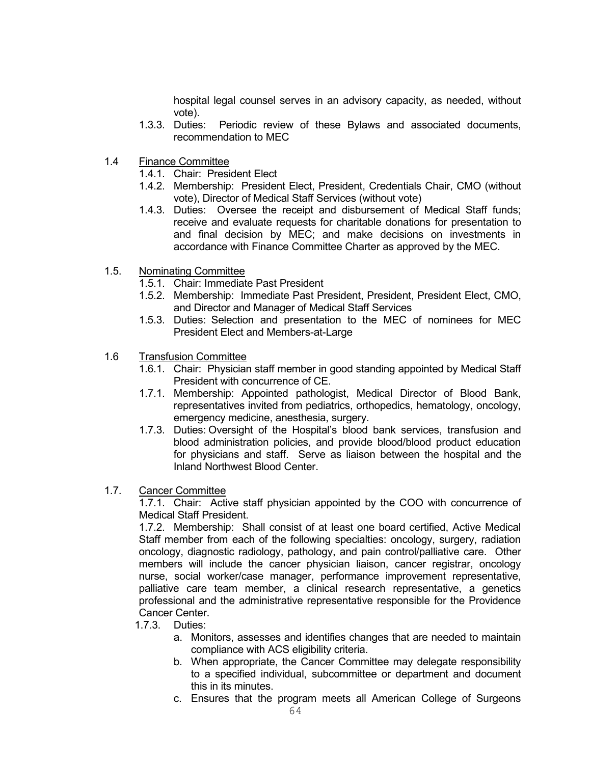hospital legal counsel serves in an advisory capacity, as needed, without vote).

1.3.3. Duties: Periodic review of these Bylaws and associated documents, recommendation to MEC

1.4 <u>Finance Committee</u>

1.4.1. Chair: President Elect

1.4.2. Membership: President Elect, President, Credentials Chair, CMO (without vote), Director of Medical Staff Services (without vote)

1.4.3. Duties: Oversee the receipt and disbursement of Medical Staff funds; receive and evaluate requests for charitable donations for presentation to and final decision by MEC; and make decisions on investments in accordance with Finance Committee Charter as approved by the MEC.

1.5. <u>Nominating Committee</u>

1.5.1. Chair: Immediate Past President

1.5.2. Membership: Immediate Past President, President, President Elect, CMO, and Director and Manager of Medical Staff Services

1.5.3. Duties: Selection and presentation to the MEC of nominees for MEC President Elect and Members-at-Large

1.6 <u>Transfusion Committee</u>

1.6.1. Chair: Physician staff member in good standing appointed by Medical Staff President with concurrence of CE.

1.7.1. Membership: Appointed pathologist, Medical Director of Blood Bank, representatives invited from pediatrics, orthopedics, hematology, oncology, emergency medicine, anesthesia, surgery.

1.7.3. Duties: Oversight of the Hospital's blood bank services, transfusion and blood administration policies, and provide blood/blood product education for physicians and staff. Serve as liaison between the hospital and the Inland Northwest Blood Center.

1.7. <u>Cancer Committee</u>

1.7.1. Chair: Active staff physician appointed by the COO with concurrence of Medical Staff President.

1.7.2. Membership: Shall consist of at least one board certified, Active Medical Staff member from each of the following specialties: oncology, surgery, radiation oncology, diagnostic radiology, pathology, and pain control/palliative care. Other members will include the cancer physician liaison, cancer registrar, oncology nurse, social worker/case manager, performance improvement representative, palliative care team member, a clinical research representative, a genetics professional and the administrative representative responsible for the Providence Cancer Center.

1.7.3. Duties:

a. Monitors, assesses and identifies changes that are needed to maintain compliance with ACS eligibility criteria.
b. When appropriate, the Cancer Committee may delegate responsibility to a specified individual, subcommittee or department and document this in its minutes.
c. Ensures that the program meets all American College of Surgeons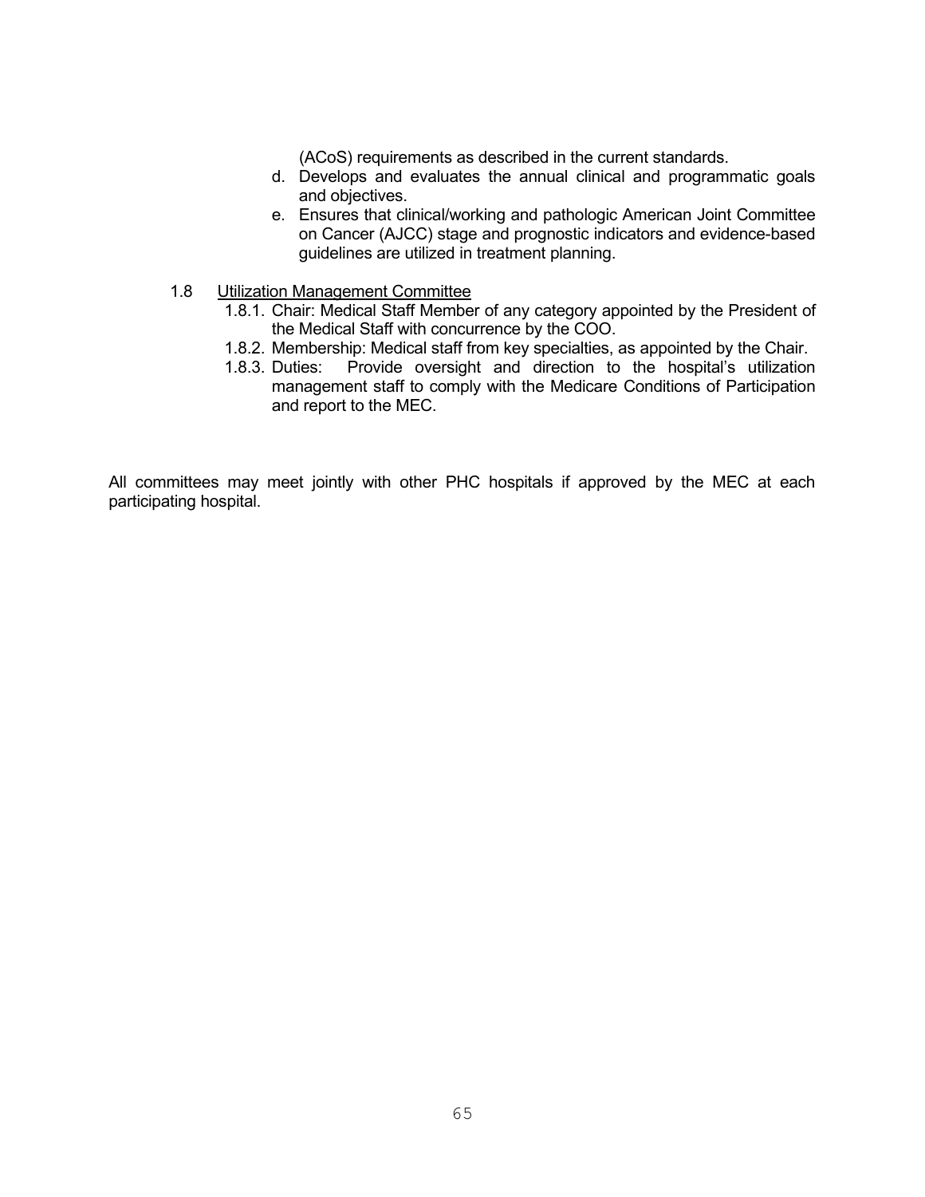(ACoS) requirements as described in the current standards.

d. Develops and evaluates the annual clinical and programmatic goals and objectives.
e. Ensures that clinical/working and pathologic American Joint Committee on Cancer (AJCC) stage and prognostic indicators and evidence-based guidelines are utilized in treatment planning.

1.8 <u>Utilization Management Committee</u>

1.8.1. Chair: Medical Staff Member of any category appointed by the President of the Medical Staff with concurrence by the COO.

1.8.2. Membership: Medical staff from key specialties, as appointed by the Chair.

1.8.3. Duties: Provide oversight and direction to the hospital's utilization management staff to comply with the Medicare Conditions of Participation and report to the MEC.

All committees may meet jointly with other PHC hospitals if approved by the MEC at each participating hospital.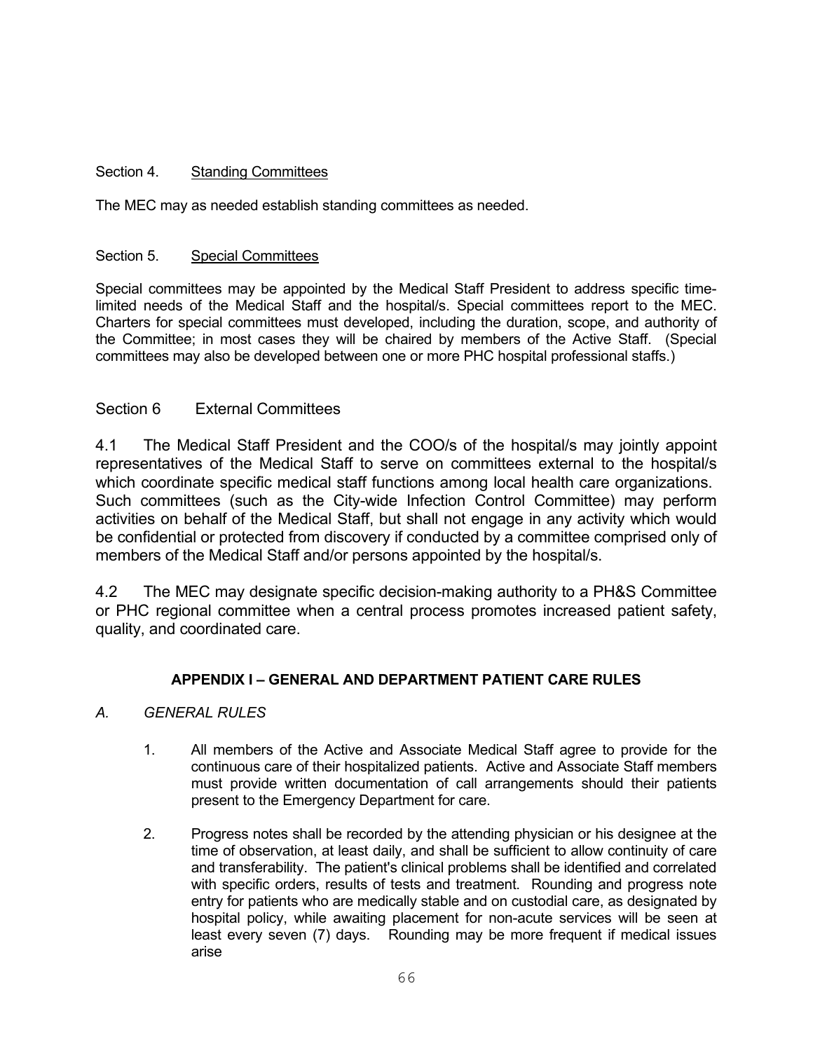Section 4. Standing Committees

The MEC may as needed establish standing committees as needed.

Section 5. Special Committees

Special committees may be appointed by the Medical Staff President to address specific time-limited needs of the Medical Staff and the hospital/s. Special committees report to the MEC. Charters for special committees must developed, including the duration, scope, and authority of the Committee; in most cases they will be chaired by members of the Active Staff. (Special committees may also be developed between one or more PHC hospital professional staffs.)

Section 6 External Committees

4.1 The Medical Staff President and the COO/s of the hospital/s may jointly appoint representatives of the Medical Staff to serve on committees external to the hospital/s which coordinate specific medical staff functions among local health care organizations. Such committees (such as the City-wide Infection Control Committee) may perform activities on behalf of the Medical Staff, but shall not engage in any activity which would be confidential or protected from discovery if conducted by a committee comprised only of members of the Medical Staff and/or persons appointed by the hospital/s.

4.2 The MEC may designate specific decision-making authority to a PH&S Committee or PHC regional committee when a central process promotes increased patient safety, quality, and coordinated care.

## APPENDIX I – GENERAL AND DEPARTMENT PATIENT CARE RULES

*A. GENERAL RULES*

1. All members of the Active and Associate Medical Staff agree to provide for the continuous care of their hospitalized patients. Active and Associate Staff members must provide written documentation of call arrangements should their patients present to the Emergency Department for care.

2. Progress notes shall be recorded by the attending physician or his designee at the time of observation, at least daily, and shall be sufficient to allow continuity of care and transferability. The patient's clinical problems shall be identified and correlated with specific orders, results of tests and treatment. Rounding and progress note entry for patients who are medically stable and on custodial care, as designated by hospital policy, while awaiting placement for non-acute services will be seen at least every seven (7) days. Rounding may be more frequent if medical issues arise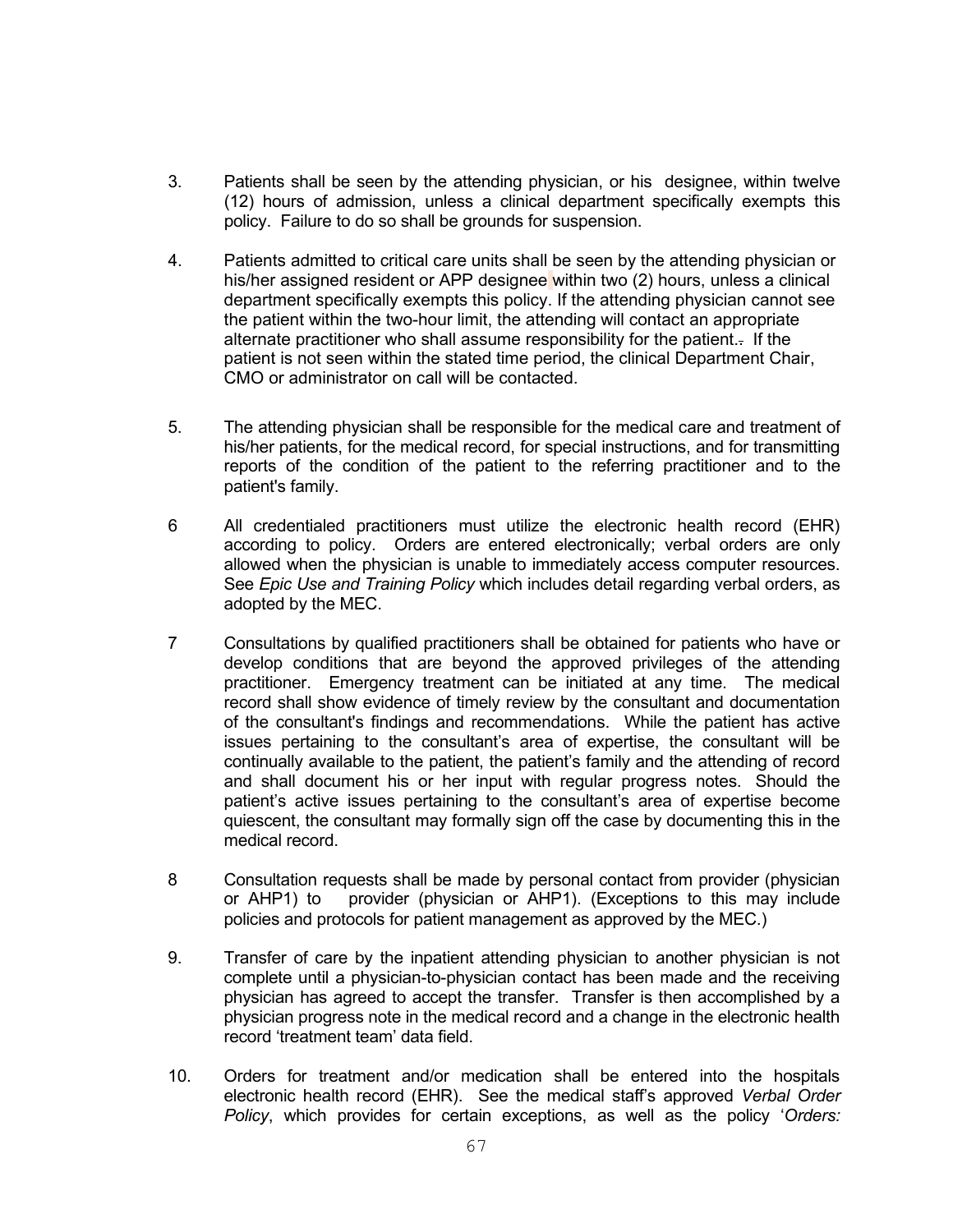3. Patients shall be seen by the attending physician, or his designee, within twelve (12) hours of admission, unless a clinical department specifically exempts this policy. Failure to do so shall be grounds for suspension.

4. Patients admitted to critical care units shall be seen by the attending physician or his/her assigned resident or APP designee within two (2) hours, unless a clinical department specifically exempts this policy. If the attending physician cannot see the patient within the two-hour limit, the attending will contact an appropriate alternate practitioner who shall assume responsibility for the patient.. If the patient is not seen within the stated time period, the clinical Department Chair, CMO or administrator on call will be contacted.

5. The attending physician shall be responsible for the medical care and treatment of his/her patients, for the medical record, for special instructions, and for transmitting reports of the condition of the patient to the referring practitioner and to the patient's family.

6 All credentialed practitioners must utilize the electronic health record (EHR) according to policy. Orders are entered electronically; verbal orders are only allowed when the physician is unable to immediately access computer resources. See *Epic Use and Training Policy* which includes detail regarding verbal orders, as adopted by the MEC.

7 Consultations by qualified practitioners shall be obtained for patients who have or develop conditions that are beyond the approved privileges of the attending practitioner. Emergency treatment can be initiated at any time. The medical record shall show evidence of timely review by the consultant and documentation of the consultant's findings and recommendations. While the patient has active issues pertaining to the consultant's area of expertise, the consultant will be continually available to the patient, the patient's family and the attending of record and shall document his or her input with regular progress notes. Should the patient's active issues pertaining to the consultant's area of expertise become quiescent, the consultant may formally sign off the case by documenting this in the medical record.

8 Consultation requests shall be made by personal contact from provider (physician or AHP1) to provider (physician or AHP1). (Exceptions to this may include policies and protocols for patient management as approved by the MEC.)

9. Transfer of care by the inpatient attending physician to another physician is not complete until a physician-to-physician contact has been made and the receiving physician has agreed to accept the transfer. Transfer is then accomplished by a physician progress note in the medical record and a change in the electronic health record 'treatment team' data field.

10. Orders for treatment and/or medication shall be entered into the hospitals electronic health record (EHR). See the medical staff's approved *Verbal Order Policy*, which provides for certain exceptions, as well as the policy '*Orders:*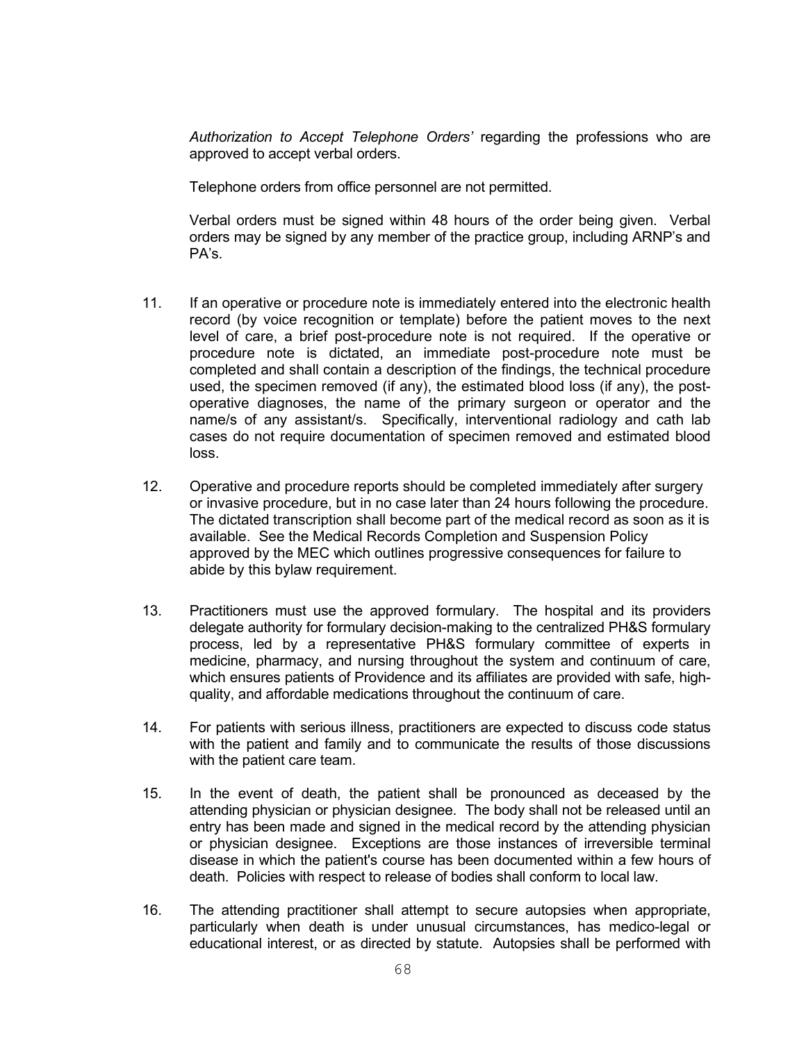*Authorization to Accept Telephone Orders'* regarding the professions who are approved to accept verbal orders.

Telephone orders from office personnel are not permitted.

Verbal orders must be signed within 48 hours of the order being given. Verbal orders may be signed by any member of the practice group, including ARNP's and PA's.

11. If an operative or procedure note is immediately entered into the electronic health record (by voice recognition or template) before the patient moves to the next level of care, a brief post-procedure note is not required. If the operative or procedure note is dictated, an immediate post-procedure note must be completed and shall contain a description of the findings, the technical procedure used, the specimen removed (if any), the estimated blood loss (if any), the post-operative diagnoses, the name of the primary surgeon or operator and the name/s of any assistant/s. Specifically, interventional radiology and cath lab cases do not require documentation of specimen removed and estimated blood loss.

12. Operative and procedure reports should be completed immediately after surgery or invasive procedure, but in no case later than 24 hours following the procedure. The dictated transcription shall become part of the medical record as soon as it is available. See the Medical Records Completion and Suspension Policy approved by the MEC which outlines progressive consequences for failure to abide by this bylaw requirement.

13. Practitioners must use the approved formulary. The hospital and its providers delegate authority for formulary decision-making to the centralized PH&S formulary process, led by a representative PH&S formulary committee of experts in medicine, pharmacy, and nursing throughout the system and continuum of care, which ensures patients of Providence and its affiliates are provided with safe, high-quality, and affordable medications throughout the continuum of care.

14. For patients with serious illness, practitioners are expected to discuss code status with the patient and family and to communicate the results of those discussions with the patient care team.

15. In the event of death, the patient shall be pronounced as deceased by the attending physician or physician designee. The body shall not be released until an entry has been made and signed in the medical record by the attending physician or physician designee. Exceptions are those instances of irreversible terminal disease in which the patient's course has been documented within a few hours of death. Policies with respect to release of bodies shall conform to local law.

16. The attending practitioner shall attempt to secure autopsies when appropriate, particularly when death is under unusual circumstances, has medico-legal or educational interest, or as directed by statute. Autopsies shall be performed with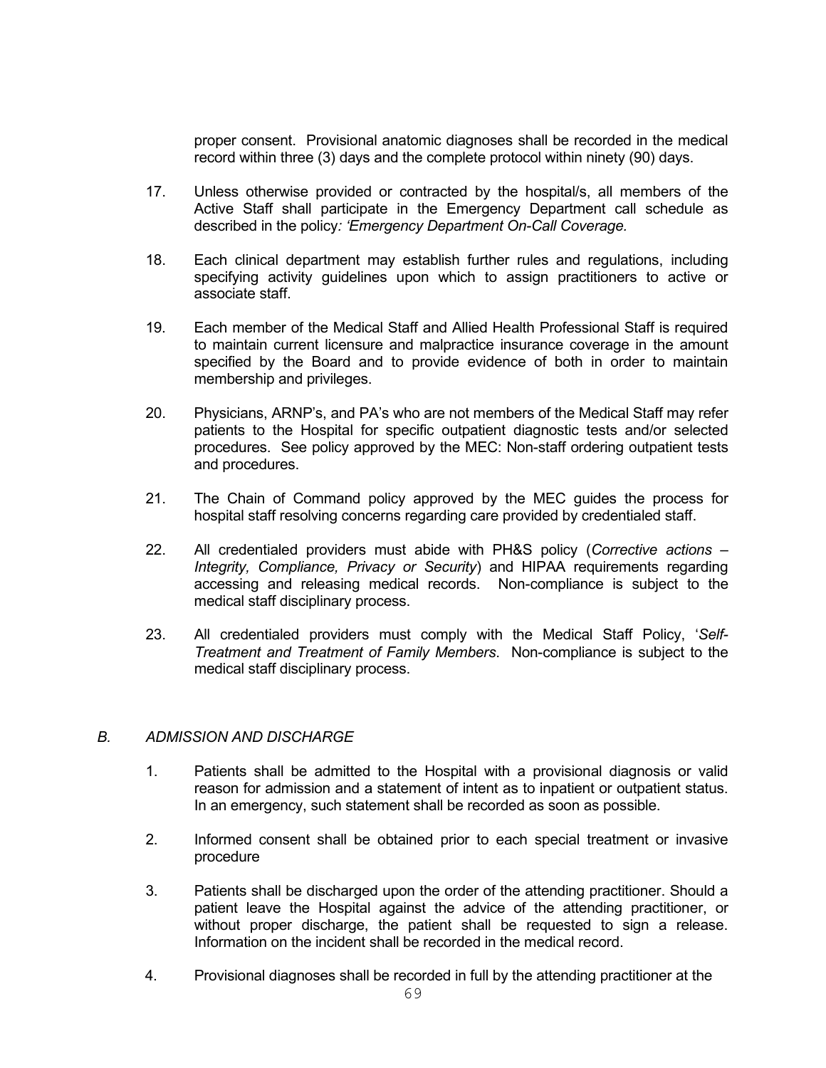proper consent. Provisional anatomic diagnoses shall be recorded in the medical record within three (3) days and the complete protocol within ninety (90) days.

17. Unless otherwise provided or contracted by the hospital/s, all members of the Active Staff shall participate in the Emergency Department call schedule as described in the policy*: 'Emergency Department On-Call Coverage.*

18. Each clinical department may establish further rules and regulations, including specifying activity guidelines upon which to assign practitioners to active or associate staff.

19. Each member of the Medical Staff and Allied Health Professional Staff is required to maintain current licensure and malpractice insurance coverage in the amount specified by the Board and to provide evidence of both in order to maintain membership and privileges.

20. Physicians, ARNP's, and PA's who are not members of the Medical Staff may refer patients to the Hospital for specific outpatient diagnostic tests and/or selected procedures. See policy approved by the MEC: Non-staff ordering outpatient tests and procedures.

21. The Chain of Command policy approved by the MEC guides the process for hospital staff resolving concerns regarding care provided by credentialed staff.

22. All credentialed providers must abide with PH&S policy (*Corrective actions – Integrity, Compliance, Privacy or Security*) and HIPAA requirements regarding accessing and releasing medical records. Non-compliance is subject to the medical staff disciplinary process.

23. All credentialed providers must comply with the Medical Staff Policy, '*Self-Treatment and Treatment of Family Members*. Non-compliance is subject to the medical staff disciplinary process.

## *B. ADMISSION AND DISCHARGE*

1. Patients shall be admitted to the Hospital with a provisional diagnosis or valid reason for admission and a statement of intent as to inpatient or outpatient status. In an emergency, such statement shall be recorded as soon as possible.

2. Informed consent shall be obtained prior to each special treatment or invasive procedure

3. Patients shall be discharged upon the order of the attending practitioner. Should a patient leave the Hospital against the advice of the attending practitioner, or without proper discharge, the patient shall be requested to sign a release. Information on the incident shall be recorded in the medical record.

4. Provisional diagnoses shall be recorded in full by the attending practitioner at the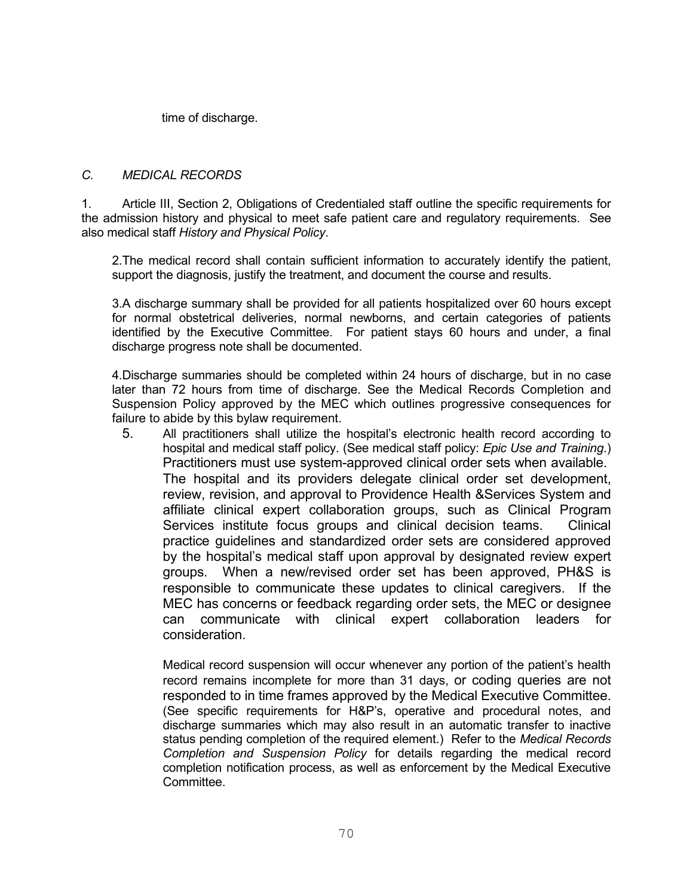time of discharge.

*C. MEDICAL RECORDS*

1. Article III, Section 2, Obligations of Credentialed staff outline the specific requirements for the admission history and physical to meet safe patient care and regulatory requirements. See also medical staff *History and Physical Policy*.

2.The medical record shall contain sufficient information to accurately identify the patient, support the diagnosis, justify the treatment, and document the course and results.

3.A discharge summary shall be provided for all patients hospitalized over 60 hours except for normal obstetrical deliveries, normal newborns, and certain categories of patients identified by the Executive Committee. For patient stays 60 hours and under, a final discharge progress note shall be documented.

4.Discharge summaries should be completed within 24 hours of discharge, but in no case later than 72 hours from time of discharge. See the Medical Records Completion and Suspension Policy approved by the MEC which outlines progressive consequences for failure to abide by this bylaw requirement.

5. All practitioners shall utilize the hospital's electronic health record according to hospital and medical staff policy. (See medical staff policy: *Epic Use and Training*.) Practitioners must use system-approved clinical order sets when available. The hospital and its providers delegate clinical order set development, review, revision, and approval to Providence Health &Services System and affiliate clinical expert collaboration groups, such as Clinical Program Services institute focus groups and clinical decision teams. Clinical practice guidelines and standardized order sets are considered approved by the hospital's medical staff upon approval by designated review expert groups. When a new/revised order set has been approved, PH&S is responsible to communicate these updates to clinical caregivers. If the MEC has concerns or feedback regarding order sets, the MEC or designee can communicate with clinical expert collaboration leaders for consideration.

   Medical record suspension will occur whenever any portion of the patient's health record remains incomplete for more than 31 days, or coding queries are not responded to in time frames approved by the Medical Executive Committee. (See specific requirements for H&P's, operative and procedural notes, and discharge summaries which may also result in an automatic transfer to inactive status pending completion of the required element.) Refer to the *Medical Records Completion and Suspension Policy* for details regarding the medical record completion notification process, as well as enforcement by the Medical Executive Committee.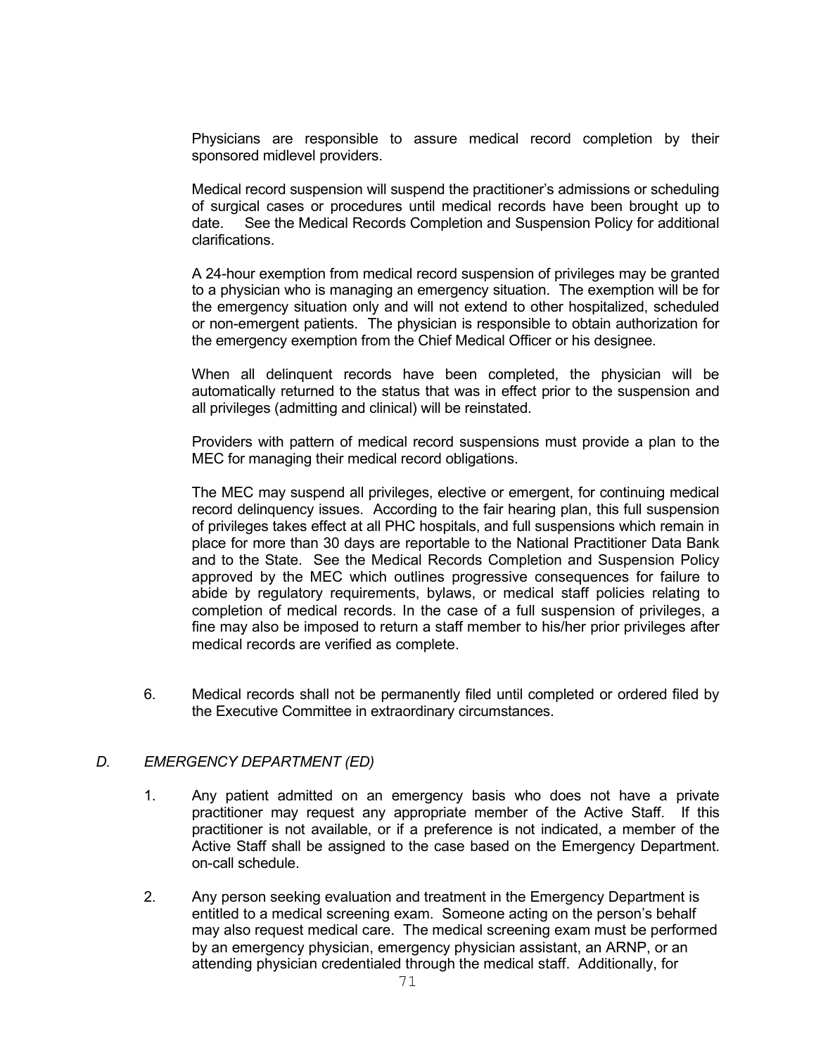Physicians are responsible to assure medical record completion by their sponsored midlevel providers.

Medical record suspension will suspend the practitioner's admissions or scheduling of surgical cases or procedures until medical records have been brought up to date. See the Medical Records Completion and Suspension Policy for additional clarifications.

A 24-hour exemption from medical record suspension of privileges may be granted to a physician who is managing an emergency situation. The exemption will be for the emergency situation only and will not extend to other hospitalized, scheduled or non-emergent patients. The physician is responsible to obtain authorization for the emergency exemption from the Chief Medical Officer or his designee.

When all delinquent records have been completed, the physician will be automatically returned to the status that was in effect prior to the suspension and all privileges (admitting and clinical) will be reinstated.

Providers with pattern of medical record suspensions must provide a plan to the MEC for managing their medical record obligations.

The MEC may suspend all privileges, elective or emergent, for continuing medical record delinquency issues. According to the fair hearing plan, this full suspension of privileges takes effect at all PHC hospitals, and full suspensions which remain in place for more than 30 days are reportable to the National Practitioner Data Bank and to the State. See the Medical Records Completion and Suspension Policy approved by the MEC which outlines progressive consequences for failure to abide by regulatory requirements, bylaws, or medical staff policies relating to completion of medical records. In the case of a full suspension of privileges, a fine may also be imposed to return a staff member to his/her prior privileges after medical records are verified as complete.

6. Medical records shall not be permanently filed until completed or ordered filed by the Executive Committee in extraordinary circumstances.

## *D. EMERGENCY DEPARTMENT (ED)*

1. Any patient admitted on an emergency basis who does not have a private practitioner may request any appropriate member of the Active Staff. If this practitioner is not available, or if a preference is not indicated, a member of the Active Staff shall be assigned to the case based on the Emergency Department. on-call schedule.

2. Any person seeking evaluation and treatment in the Emergency Department is entitled to a medical screening exam. Someone acting on the person's behalf may also request medical care. The medical screening exam must be performed by an emergency physician, emergency physician assistant, an ARNP, or an attending physician credentialed through the medical staff. Additionally, for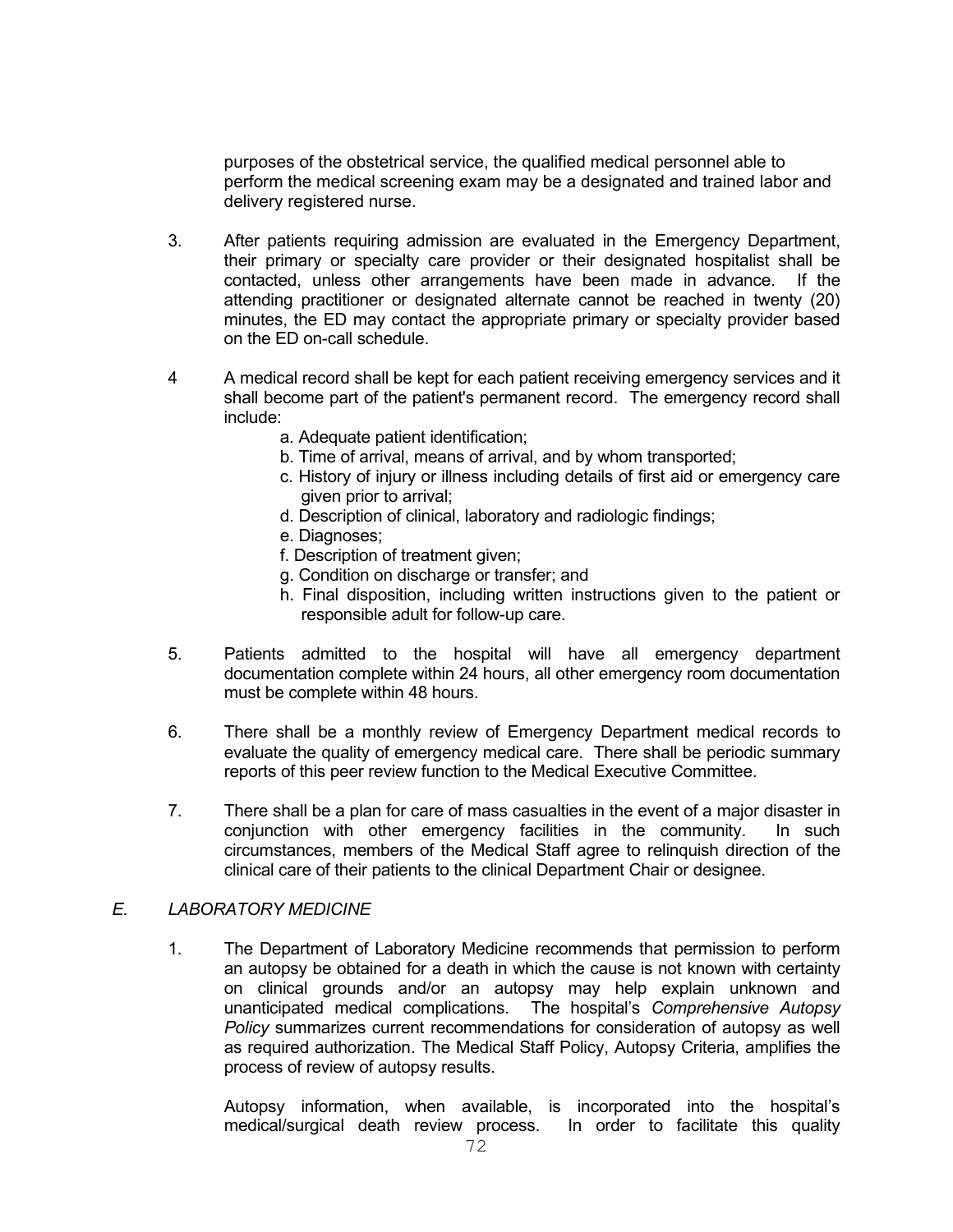purposes of the obstetrical service, the qualified medical personnel able to perform the medical screening exam may be a designated and trained labor and delivery registered nurse.

3. After patients requiring admission are evaluated in the Emergency Department, their primary or specialty care provider or their designated hospitalist shall be contacted, unless other arrangements have been made in advance. If the attending practitioner or designated alternate cannot be reached in twenty (20) minutes, the ED may contact the appropriate primary or specialty provider based on the ED on-call schedule.

4 A medical record shall be kept for each patient receiving emergency services and it shall become part of the patient's permanent record. The emergency record shall include:
   a. Adequate patient identification;
   b. Time of arrival, means of arrival, and by whom transported;
   c. History of injury or illness including details of first aid or emergency care given prior to arrival;
   d. Description of clinical, laboratory and radiologic findings;
   e. Diagnoses;
   f. Description of treatment given;
   g. Condition on discharge or transfer; and
   h. Final disposition, including written instructions given to the patient or responsible adult for follow-up care.

5. Patients admitted to the hospital will have all emergency department documentation complete within 24 hours, all other emergency room documentation must be complete within 48 hours.

6. There shall be a monthly review of Emergency Department medical records to evaluate the quality of emergency medical care. There shall be periodic summary reports of this peer review function to the Medical Executive Committee.

7. There shall be a plan for care of mass casualties in the event of a major disaster in conjunction with other emergency facilities in the community. In such circumstances, members of the Medical Staff agree to relinquish direction of the clinical care of their patients to the clinical Department Chair or designee.

## *E. LABORATORY MEDICINE*

1. The Department of Laboratory Medicine recommends that permission to perform an autopsy be obtained for a death in which the cause is not known with certainty on clinical grounds and/or an autopsy may help explain unknown and unanticipated medical complications. The hospital's *Comprehensive Autopsy Policy* summarizes current recommendations for consideration of autopsy as well as required authorization. The Medical Staff Policy, Autopsy Criteria, amplifies the process of review of autopsy results.

   Autopsy information, when available, is incorporated into the hospital's medical/surgical death review process. In order to facilitate this quality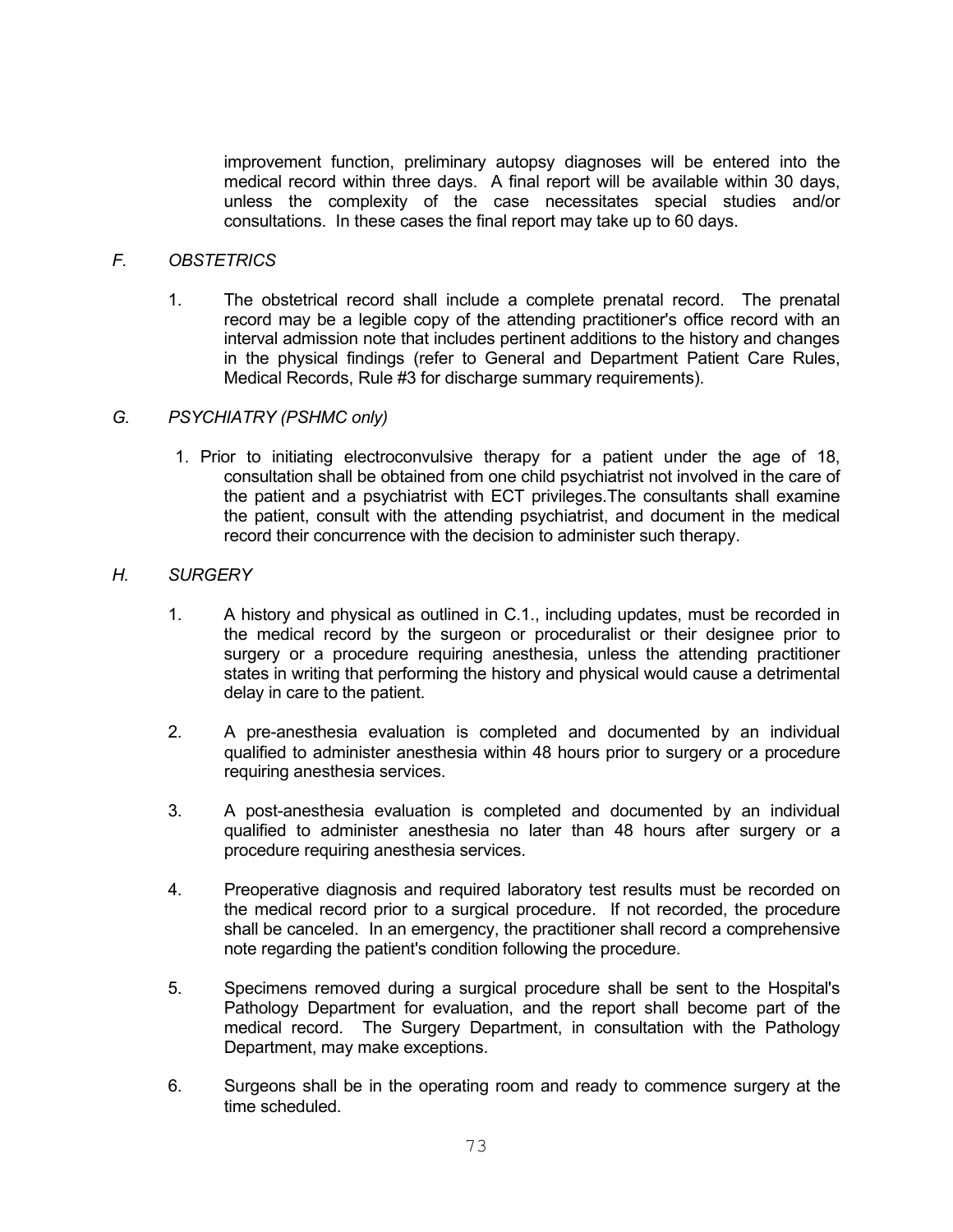improvement function, preliminary autopsy diagnoses will be entered into the medical record within three days. A final report will be available within 30 days, unless the complexity of the case necessitates special studies and/or consultations. In these cases the final report may take up to 60 days.

*F. OBSTETRICS*

1. The obstetrical record shall include a complete prenatal record. The prenatal record may be a legible copy of the attending practitioner's office record with an interval admission note that includes pertinent additions to the history and changes in the physical findings (refer to General and Department Patient Care Rules, Medical Records, Rule #3 for discharge summary requirements).

*G. PSYCHIATRY (PSHMC only)*

1. Prior to initiating electroconvulsive therapy for a patient under the age of 18, consultation shall be obtained from one child psychiatrist not involved in the care of the patient and a psychiatrist with ECT privileges.The consultants shall examine the patient, consult with the attending psychiatrist, and document in the medical record their concurrence with the decision to administer such therapy.

*H. SURGERY*

1. A history and physical as outlined in C.1., including updates, must be recorded in the medical record by the surgeon or proceduralist or their designee prior to surgery or a procedure requiring anesthesia, unless the attending practitioner states in writing that performing the history and physical would cause a detrimental delay in care to the patient.

2. A pre-anesthesia evaluation is completed and documented by an individual qualified to administer anesthesia within 48 hours prior to surgery or a procedure requiring anesthesia services.

3. A post-anesthesia evaluation is completed and documented by an individual qualified to administer anesthesia no later than 48 hours after surgery or a procedure requiring anesthesia services.

4. Preoperative diagnosis and required laboratory test results must be recorded on the medical record prior to a surgical procedure. If not recorded, the procedure shall be canceled. In an emergency, the practitioner shall record a comprehensive note regarding the patient's condition following the procedure.

5. Specimens removed during a surgical procedure shall be sent to the Hospital's Pathology Department for evaluation, and the report shall become part of the medical record. The Surgery Department, in consultation with the Pathology Department, may make exceptions.

6. Surgeons shall be in the operating room and ready to commence surgery at the time scheduled.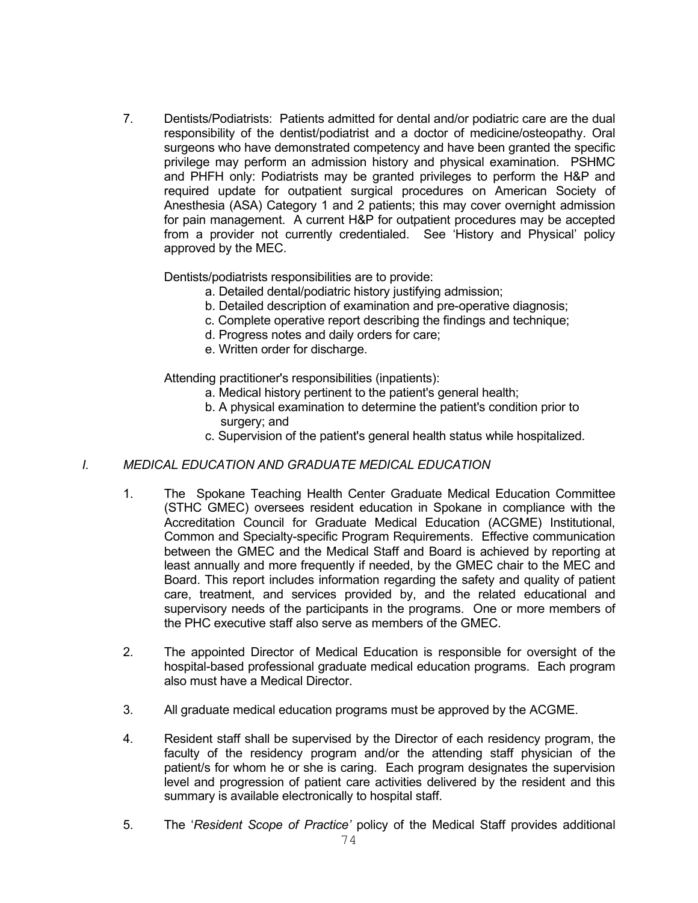7. Dentists/Podiatrists: Patients admitted for dental and/or podiatric care are the dual responsibility of the dentist/podiatrist and a doctor of medicine/osteopathy. Oral surgeons who have demonstrated competency and have been granted the specific privilege may perform an admission history and physical examination. PSHMC and PHFH only: Podiatrists may be granted privileges to perform the H&P and required update for outpatient surgical procedures on American Society of Anesthesia (ASA) Category 1 and 2 patients; this may cover overnight admission for pain management. A current H&P for outpatient procedures may be accepted from a provider not currently credentialed. See 'History and Physical' policy approved by the MEC.

   Dentists/podiatrists responsibilities are to provide:

   a. Detailed dental/podiatric history justifying admission;
   b. Detailed description of examination and pre-operative diagnosis;
   c. Complete operative report describing the findings and technique;
   d. Progress notes and daily orders for care;
   e. Written order for discharge.

   Attending practitioner's responsibilities (inpatients):

   a. Medical history pertinent to the patient's general health;
   b. A physical examination to determine the patient's condition prior to surgery; and
   c. Supervision of the patient's general health status while hospitalized.

## *I. MEDICAL EDUCATION AND GRADUATE MEDICAL EDUCATION*

1. The Spokane Teaching Health Center Graduate Medical Education Committee (STHC GMEC) oversees resident education in Spokane in compliance with the Accreditation Council for Graduate Medical Education (ACGME) Institutional, Common and Specialty-specific Program Requirements. Effective communication between the GMEC and the Medical Staff and Board is achieved by reporting at least annually and more frequently if needed, by the GMEC chair to the MEC and Board. This report includes information regarding the safety and quality of patient care, treatment, and services provided by, and the related educational and supervisory needs of the participants in the programs. One or more members of the PHC executive staff also serve as members of the GMEC.

2. The appointed Director of Medical Education is responsible for oversight of the hospital-based professional graduate medical education programs. Each program also must have a Medical Director.

3. All graduate medical education programs must be approved by the ACGME.

4. Resident staff shall be supervised by the Director of each residency program, the faculty of the residency program and/or the attending staff physician of the patient/s for whom he or she is caring. Each program designates the supervision level and progression of patient care activities delivered by the resident and this summary is available electronically to hospital staff.

5. The '*Resident Scope of Practice'* policy of the Medical Staff provides additional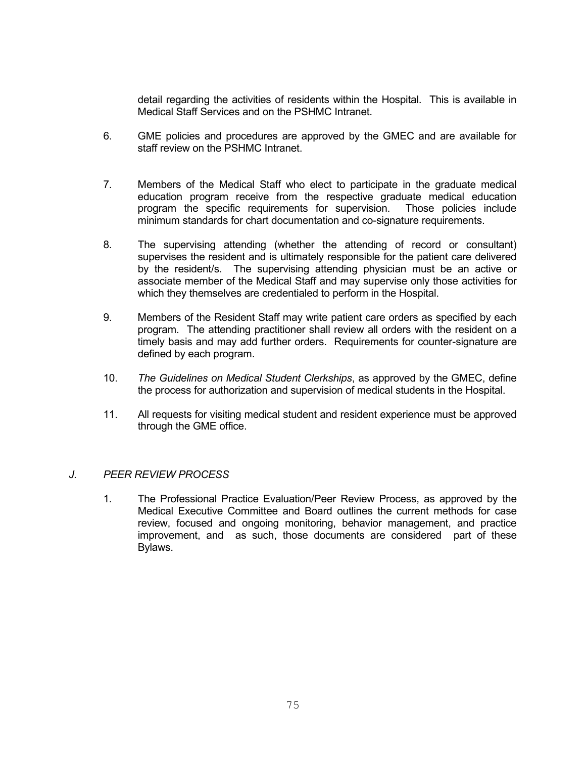detail regarding the activities of residents within the Hospital. This is available in Medical Staff Services and on the PSHMC Intranet.

6. GME policies and procedures are approved by the GMEC and are available for staff review on the PSHMC Intranet.

7. Members of the Medical Staff who elect to participate in the graduate medical education program receive from the respective graduate medical education program the specific requirements for supervision. Those policies include minimum standards for chart documentation and co-signature requirements.

8. The supervising attending (whether the attending of record or consultant) supervises the resident and is ultimately responsible for the patient care delivered by the resident/s. The supervising attending physician must be an active or associate member of the Medical Staff and may supervise only those activities for which they themselves are credentialed to perform in the Hospital.

9. Members of the Resident Staff may write patient care orders as specified by each program. The attending practitioner shall review all orders with the resident on a timely basis and may add further orders. Requirements for counter-signature are defined by each program.

10. *The Guidelines on Medical Student Clerkships*, as approved by the GMEC, define the process for authorization and supervision of medical students in the Hospital.

11. All requests for visiting medical student and resident experience must be approved through the GME office.

## *J. PEER REVIEW PROCESS*

1. The Professional Practice Evaluation/Peer Review Process, as approved by the Medical Executive Committee and Board outlines the current methods for case review, focused and ongoing monitoring, behavior management, and practice improvement, and as such, those documents are considered part of these Bylaws.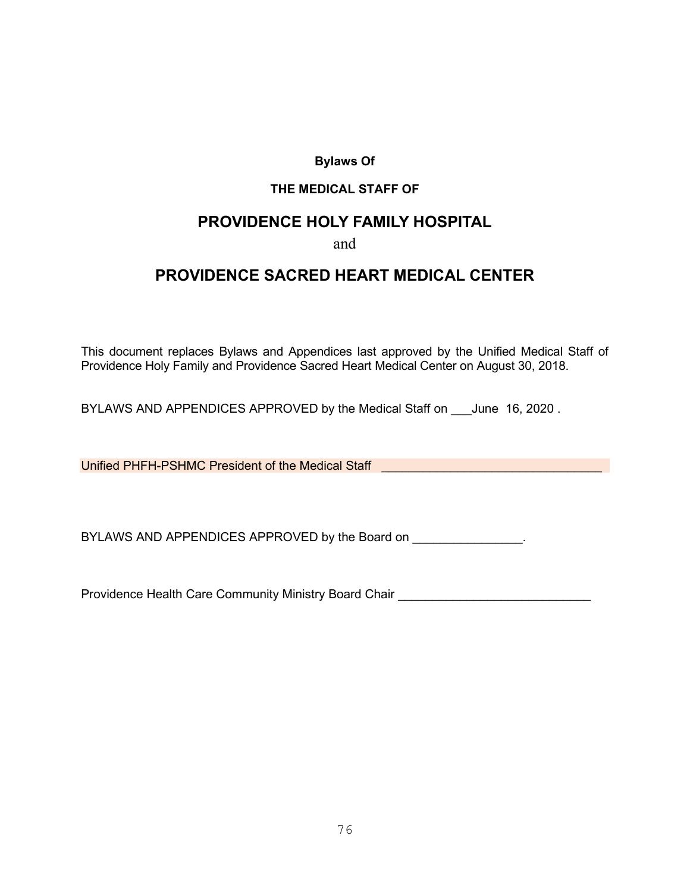**Bylaws Of**

**THE MEDICAL STAFF OF**

## PROVIDENCE HOLY FAMILY HOSPITAL

and

## PROVIDENCE SACRED HEART MEDICAL CENTER

This document replaces Bylaws and Appendices last approved by the Unified Medical Staff of Providence Holy Family and Providence Sacred Heart Medical Center on August 30, 2018.

BYLAWS AND APPENDICES APPROVED by the Medical Staff on ___June 16, 2020 .

Unified PHFH-PSHMC President of the Medical Staff ________________________________

BYLAWS AND APPENDICES APPROVED by the Board on ________________.

Providence Health Care Community Ministry Board Chair ____________________________